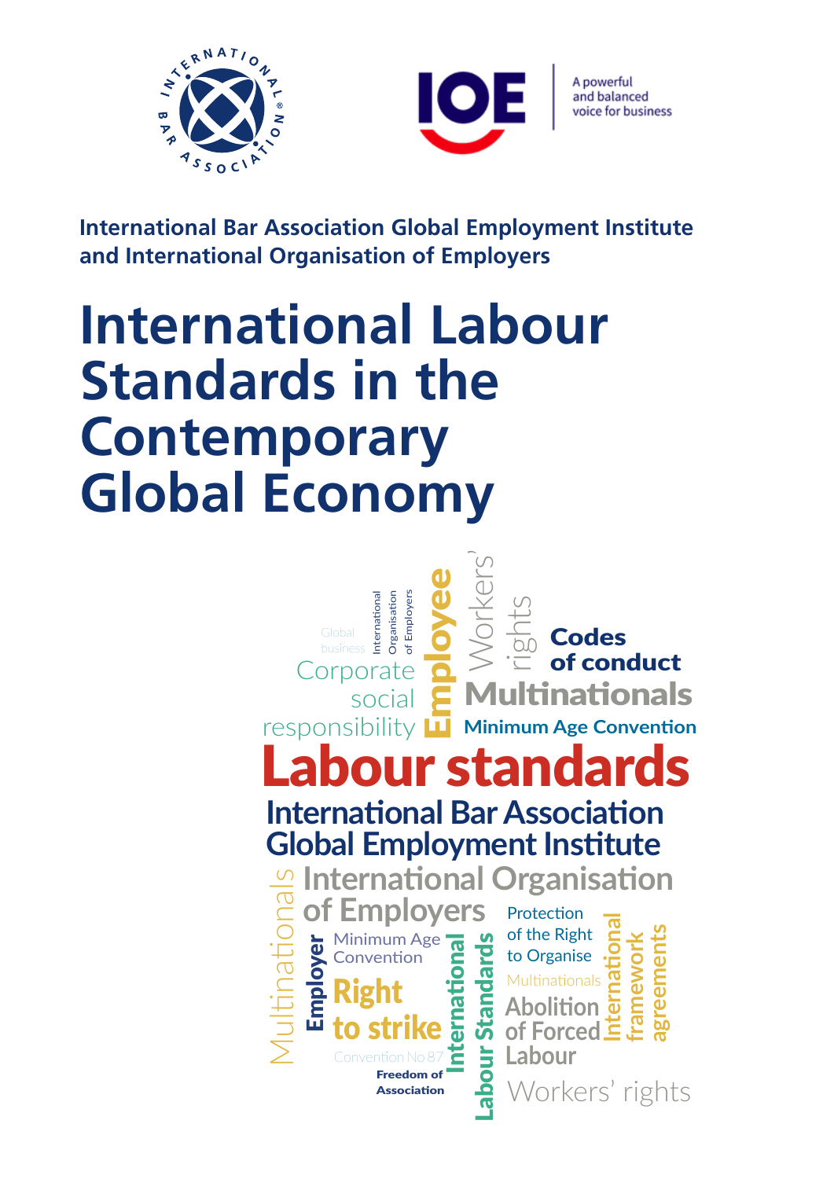International Bar Association Global Employment Institute and International Organisation of Employers

# International Labour Standards in the Contemporary Global Economy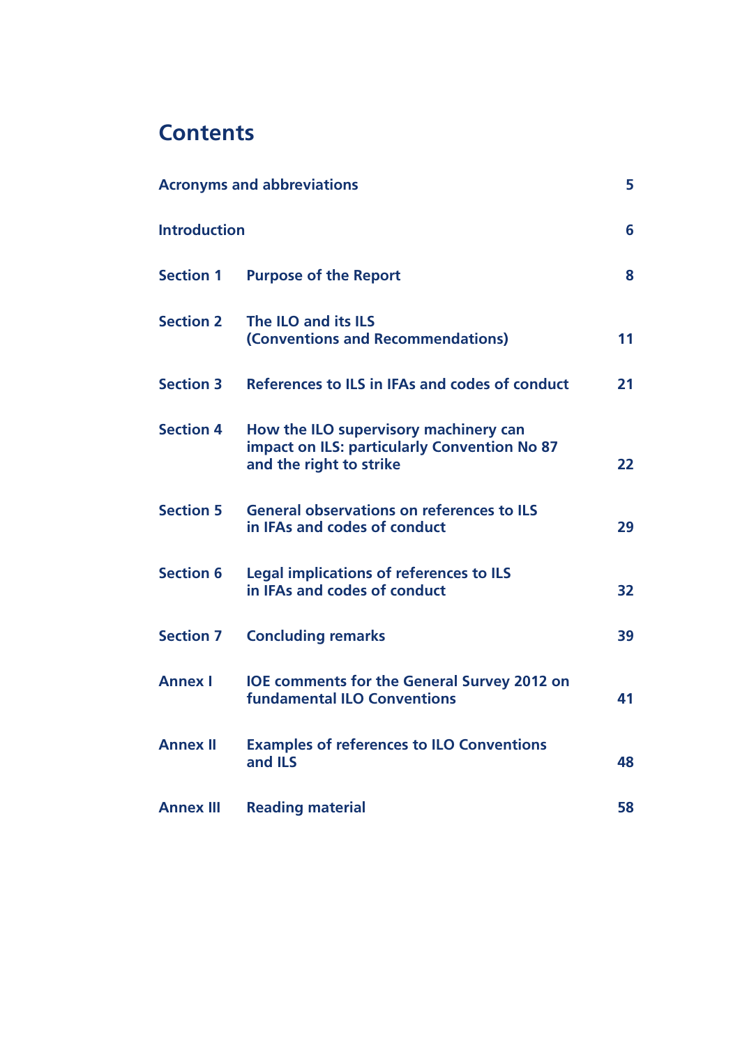# Contents

| | | |
|---|---|---|
| **Acronyms and abbreviations** | | **5** |
| **Introduction** | | **6** |
| **Section 1** | **Purpose of the Report** | **8** |
| **Section 2** | **The ILO and its ILS (Conventions and Recommendations)** | **11** |
| **Section 3** | **References to ILS in IFAs and codes of conduct** | **21** |
| **Section 4** | **How the ILO supervisory machinery can impact on ILS: particularly Convention No 87 and the right to strike** | **22** |
| **Section 5** | **General observations on references to ILS in IFAs and codes of conduct** | **29** |
| **Section 6** | **Legal implications of references to ILS in IFAs and codes of conduct** | **32** |
| **Section 7** | **Concluding remarks** | **39** |
| **Annex I** | **IOE comments for the General Survey 2012 on fundamental ILO Conventions** | **41** |
| **Annex II** | **Examples of references to ILO Conventions and ILS** | **48** |
| **Annex III** | **Reading material** | **58** |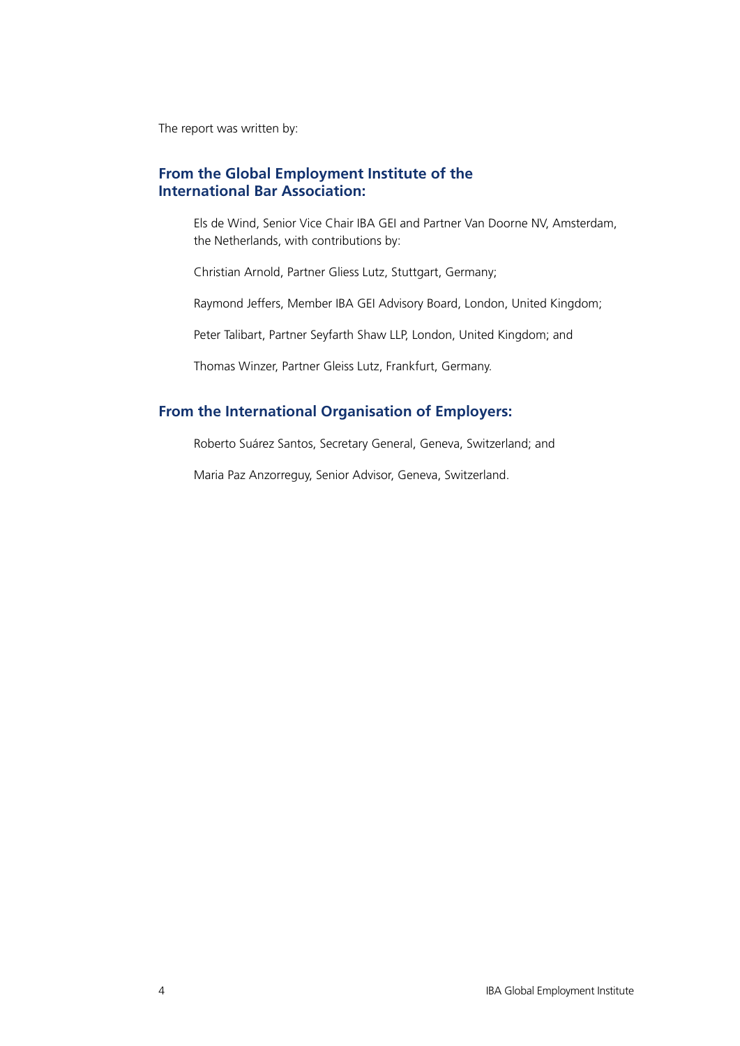The report was written by:

## From the Global Employment Institute of the International Bar Association:

Els de Wind, Senior Vice Chair IBA GEI and Partner Van Doorne NV, Amsterdam, the Netherlands, with contributions by:

Christian Arnold, Partner Gliess Lutz, Stuttgart, Germany;

Raymond Jeffers, Member IBA GEI Advisory Board, London, United Kingdom;

Peter Talibart, Partner Seyfarth Shaw LLP, London, United Kingdom; and

Thomas Winzer, Partner Gleiss Lutz, Frankfurt, Germany.

## From the International Organisation of Employers:

Roberto Suárez Santos, Secretary General, Geneva, Switzerland; and

Maria Paz Anzorreguy, Senior Advisor, Geneva, Switzerland.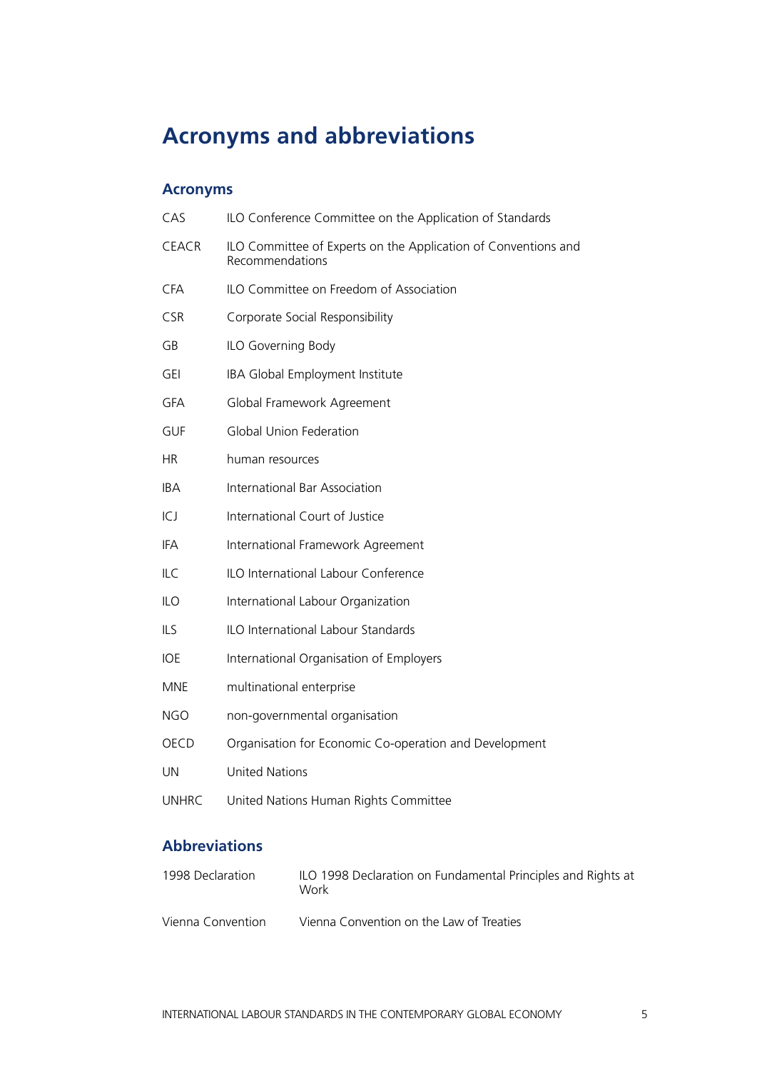# Acronyms and abbreviations

## Acronyms

| | |
|---|---|
| CAS | ILO Conference Committee on the Application of Standards |
| CEACR | ILO Committee of Experts on the Application of Conventions and Recommendations |
| CFA | ILO Committee on Freedom of Association |
| CSR | Corporate Social Responsibility |
| GB | ILO Governing Body |
| GEI | IBA Global Employment Institute |
| GFA | Global Framework Agreement |
| GUF | Global Union Federation |
| HR | human resources |
| IBA | International Bar Association |
| ICJ | International Court of Justice |
| IFA | International Framework Agreement |
| ILC | ILO International Labour Conference |
| ILO | International Labour Organization |
| ILS | ILO International Labour Standards |
| IOE | International Organisation of Employers |
| MNE | multinational enterprise |
| NGO | non-governmental organisation |
| OECD | Organisation for Economic Co-operation and Development |
| UN | United Nations |
| UNHRC | United Nations Human Rights Committee |

## Abbreviations

| | |
|---|---|
| 1998 Declaration | ILO 1998 Declaration on Fundamental Principles and Rights at Work |
| Vienna Convention | Vienna Convention on the Law of Treaties |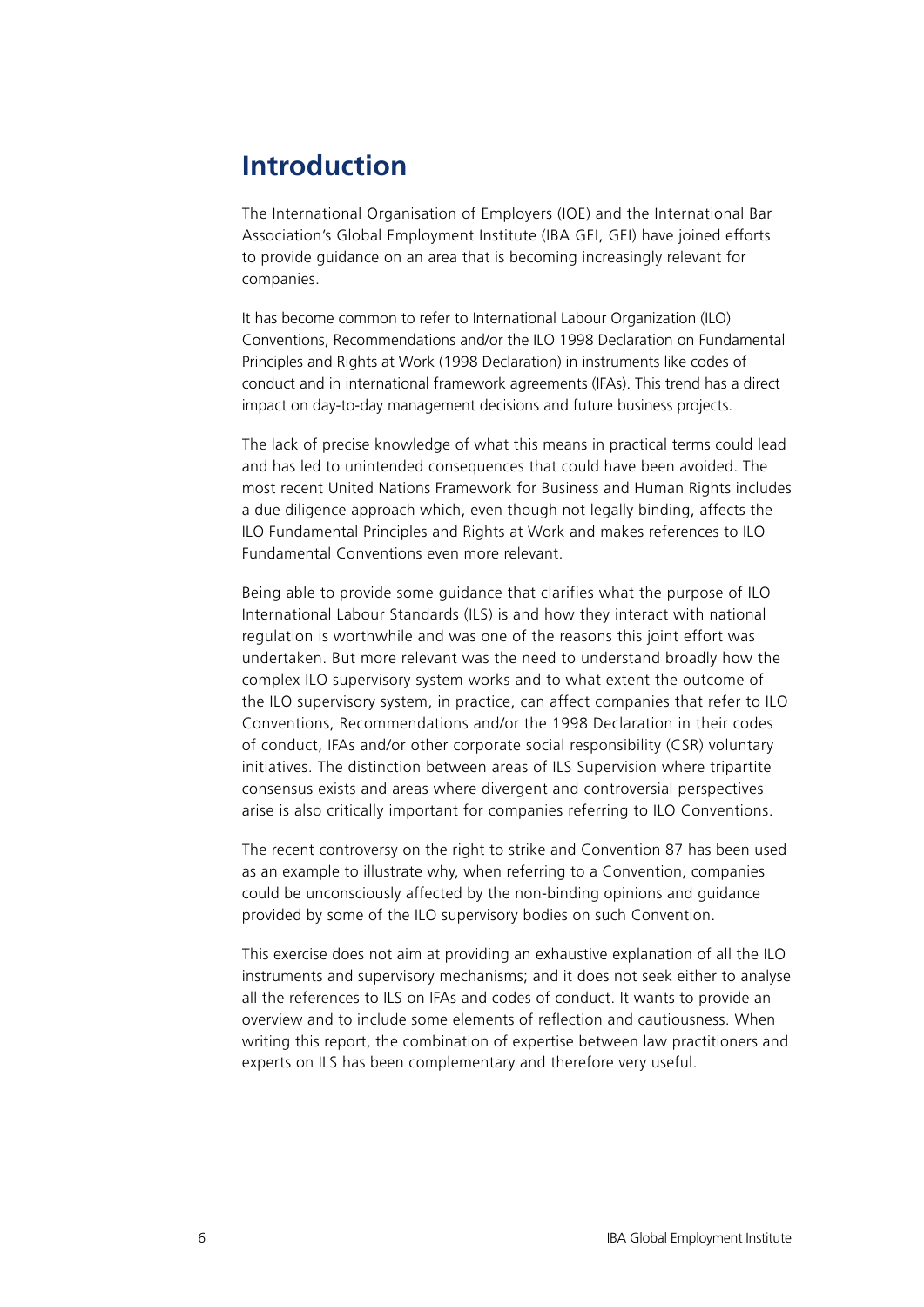# Introduction

The International Organisation of Employers (IOE) and the International Bar Association's Global Employment Institute (IBA GEI, GEI) have joined efforts to provide guidance on an area that is becoming increasingly relevant for companies.

It has become common to refer to International Labour Organization (ILO) Conventions, Recommendations and/or the ILO 1998 Declaration on Fundamental Principles and Rights at Work (1998 Declaration) in instruments like codes of conduct and in international framework agreements (IFAs). This trend has a direct impact on day-to-day management decisions and future business projects.

The lack of precise knowledge of what this means in practical terms could lead and has led to unintended consequences that could have been avoided. The most recent United Nations Framework for Business and Human Rights includes a due diligence approach which, even though not legally binding, affects the ILO Fundamental Principles and Rights at Work and makes references to ILO Fundamental Conventions even more relevant.

Being able to provide some guidance that clarifies what the purpose of ILO International Labour Standards (ILS) is and how they interact with national regulation is worthwhile and was one of the reasons this joint effort was undertaken. But more relevant was the need to understand broadly how the complex ILO supervisory system works and to what extent the outcome of the ILO supervisory system, in practice, can affect companies that refer to ILO Conventions, Recommendations and/or the 1998 Declaration in their codes of conduct, IFAs and/or other corporate social responsibility (CSR) voluntary initiatives. The distinction between areas of ILS Supervision where tripartite consensus exists and areas where divergent and controversial perspectives arise is also critically important for companies referring to ILO Conventions.

The recent controversy on the right to strike and Convention 87 has been used as an example to illustrate why, when referring to a Convention, companies could be unconsciously affected by the non-binding opinions and guidance provided by some of the ILO supervisory bodies on such Convention.

This exercise does not aim at providing an exhaustive explanation of all the ILO instruments and supervisory mechanisms; and it does not seek either to analyse all the references to ILS on IFAs and codes of conduct. It wants to provide an overview and to include some elements of reflection and cautiousness. When writing this report, the combination of expertise between law practitioners and experts on ILS has been complementary and therefore very useful.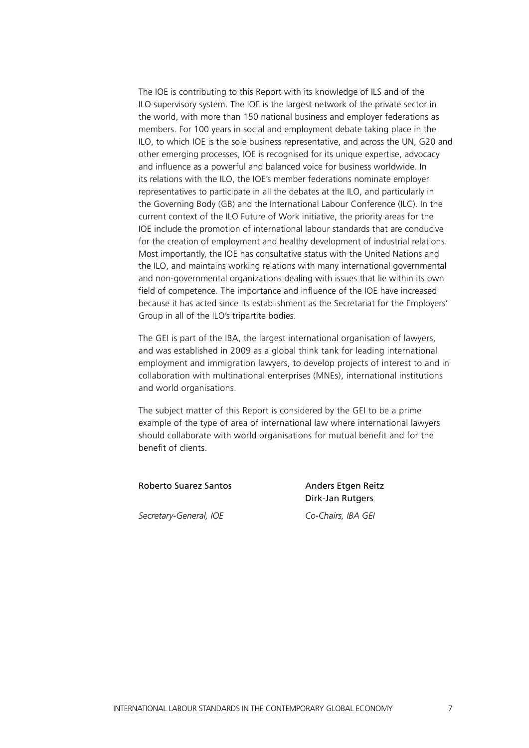The IOE is contributing to this Report with its knowledge of ILS and of the ILO supervisory system. The IOE is the largest network of the private sector in the world, with more than 150 national business and employer federations as members. For 100 years in social and employment debate taking place in the ILO, to which IOE is the sole business representative, and across the UN, G20 and other emerging processes, IOE is recognised for its unique expertise, advocacy and influence as a powerful and balanced voice for business worldwide. In its relations with the ILO, the IOE's member federations nominate employer representatives to participate in all the debates at the ILO, and particularly in the Governing Body (GB) and the International Labour Conference (ILC). In the current context of the ILO Future of Work initiative, the priority areas for the IOE include the promotion of international labour standards that are conducive for the creation of employment and healthy development of industrial relations. Most importantly, the IOE has consultative status with the United Nations and the ILO, and maintains working relations with many international governmental and non-governmental organizations dealing with issues that lie within its own field of competence. The importance and influence of the IOE have increased because it has acted since its establishment as the Secretariat for the Employers' Group in all of the ILO's tripartite bodies.

The GEI is part of the IBA, the largest international organisation of lawyers, and was established in 2009 as a global think tank for leading international employment and immigration lawyers, to develop projects of interest to and in collaboration with multinational enterprises (MNEs), international institutions and world organisations.

The subject matter of this Report is considered by the GEI to be a prime example of the type of area of international law where international lawyers should collaborate with world organisations for mutual benefit and for the benefit of clients.

Roberto Suarez Santos

*Secretary-General, IOE*

Anders Etgen Reitz
Dirk-Jan Rutgers

*Co-Chairs, IBA GEI*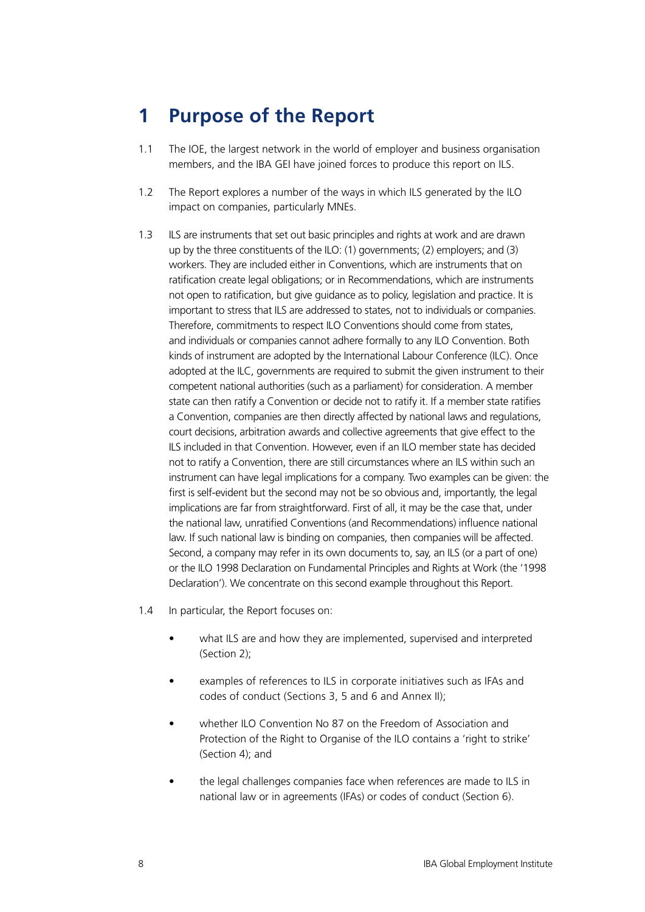# 1 Purpose of the Report

1.1 The IOE, the largest network in the world of employer and business organisation members, and the IBA GEI have joined forces to produce this report on ILS.

1.2 The Report explores a number of the ways in which ILS generated by the ILO impact on companies, particularly MNEs.

1.3 ILS are instruments that set out basic principles and rights at work and are drawn up by the three constituents of the ILO: (1) governments; (2) employers; and (3) workers. They are included either in Conventions, which are instruments that on ratification create legal obligations; or in Recommendations, which are instruments not open to ratification, but give guidance as to policy, legislation and practice. It is important to stress that ILS are addressed to states, not to individuals or companies. Therefore, commitments to respect ILO Conventions should come from states, and individuals or companies cannot adhere formally to any ILO Convention. Both kinds of instrument are adopted by the International Labour Conference (ILC). Once adopted at the ILC, governments are required to submit the given instrument to their competent national authorities (such as a parliament) for consideration. A member state can then ratify a Convention or decide not to ratify it. If a member state ratifies a Convention, companies are then directly affected by national laws and regulations, court decisions, arbitration awards and collective agreements that give effect to the ILS included in that Convention. However, even if an ILO member state has decided not to ratify a Convention, there are still circumstances where an ILS within such an instrument can have legal implications for a company. Two examples can be given: the first is self-evident but the second may not be so obvious and, importantly, the legal implications are far from straightforward. First of all, it may be the case that, under the national law, unratified Conventions (and Recommendations) influence national law. If such national law is binding on companies, then companies will be affected. Second, a company may refer in its own documents to, say, an ILS (or a part of one) or the ILO 1998 Declaration on Fundamental Principles and Rights at Work (the '1998 Declaration'). We concentrate on this second example throughout this Report.

1.4 In particular, the Report focuses on:

- what ILS are and how they are implemented, supervised and interpreted (Section 2);
- examples of references to ILS in corporate initiatives such as IFAs and codes of conduct (Sections 3, 5 and 6 and Annex II);
- whether ILO Convention No 87 on the Freedom of Association and Protection of the Right to Organise of the ILO contains a 'right to strike' (Section 4); and
- the legal challenges companies face when references are made to ILS in national law or in agreements (IFAs) or codes of conduct (Section 6).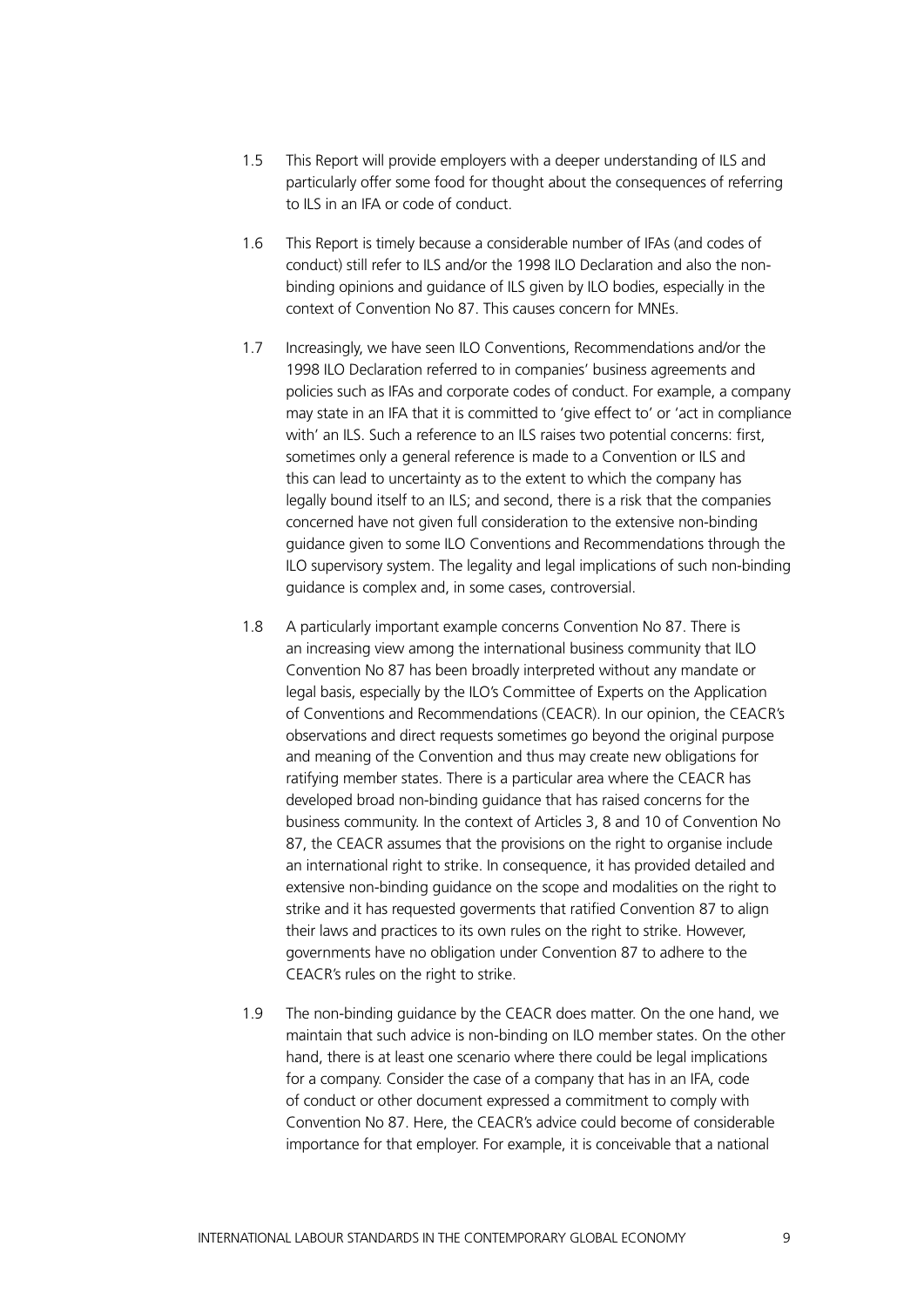1.5 This Report will provide employers with a deeper understanding of ILS and particularly offer some food for thought about the consequences of referring to ILS in an IFA or code of conduct.

1.6 This Report is timely because a considerable number of IFAs (and codes of conduct) still refer to ILS and/or the 1998 ILO Declaration and also the non-binding opinions and guidance of ILS given by ILO bodies, especially in the context of Convention No 87. This causes concern for MNEs.

1.7 Increasingly, we have seen ILO Conventions, Recommendations and/or the 1998 ILO Declaration referred to in companies' business agreements and policies such as IFAs and corporate codes of conduct. For example, a company may state in an IFA that it is committed to 'give effect to' or 'act in compliance with' an ILS. Such a reference to an ILS raises two potential concerns: first, sometimes only a general reference is made to a Convention or ILS and this can lead to uncertainty as to the extent to which the company has legally bound itself to an ILS; and second, there is a risk that the companies concerned have not given full consideration to the extensive non-binding guidance given to some ILO Conventions and Recommendations through the ILO supervisory system. The legality and legal implications of such non-binding guidance is complex and, in some cases, controversial.

1.8 A particularly important example concerns Convention No 87. There is an increasing view among the international business community that ILO Convention No 87 has been broadly interpreted without any mandate or legal basis, especially by the ILO's Committee of Experts on the Application of Conventions and Recommendations (CEACR). In our opinion, the CEACR's observations and direct requests sometimes go beyond the original purpose and meaning of the Convention and thus may create new obligations for ratifying member states. There is a particular area where the CEACR has developed broad non-binding guidance that has raised concerns for the business community. In the context of Articles 3, 8 and 10 of Convention No 87, the CEACR assumes that the provisions on the right to organise include an international right to strike. In consequence, it has provided detailed and extensive non-binding guidance on the scope and modalities on the right to strike and it has requested goverments that ratified Convention 87 to align their laws and practices to its own rules on the right to strike. However, governments have no obligation under Convention 87 to adhere to the CEACR's rules on the right to strike.

1.9 The non-binding guidance by the CEACR does matter. On the one hand, we maintain that such advice is non-binding on ILO member states. On the other hand, there is at least one scenario where there could be legal implications for a company. Consider the case of a company that has in an IFA, code of conduct or other document expressed a commitment to comply with Convention No 87. Here, the CEACR's advice could become of considerable importance for that employer. For example, it is conceivable that a national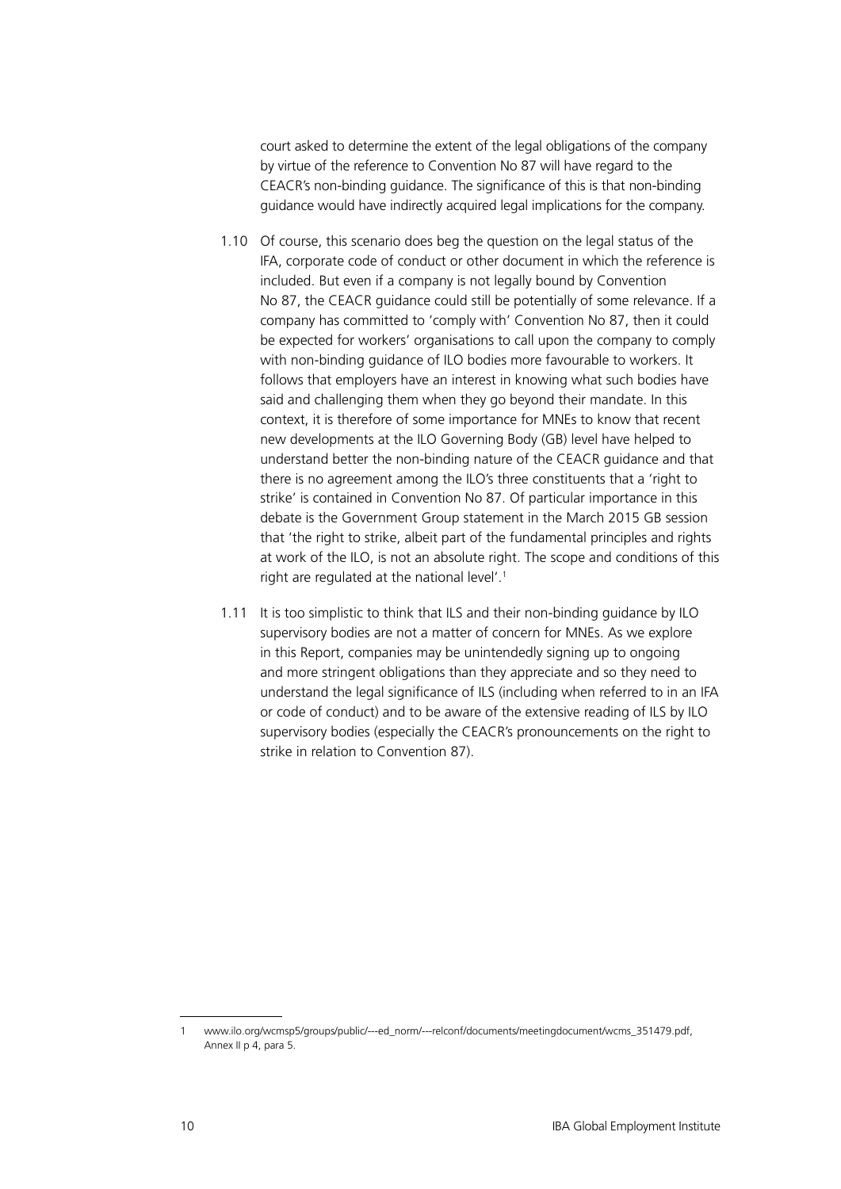court asked to determine the extent of the legal obligations of the company by virtue of the reference to Convention No 87 will have regard to the CEACR's non-binding guidance. The significance of this is that non-binding guidance would have indirectly acquired legal implications for the company.

1.10 Of course, this scenario does beg the question on the legal status of the IFA, corporate code of conduct or other document in which the reference is included. But even if a company is not legally bound by Convention No 87, the CEACR guidance could still be potentially of some relevance. If a company has committed to 'comply with' Convention No 87, then it could be expected for workers' organisations to call upon the company to comply with non-binding guidance of ILO bodies more favourable to workers. It follows that employers have an interest in knowing what such bodies have said and challenging them when they go beyond their mandate. In this context, it is therefore of some importance for MNEs to know that recent new developments at the ILO Governing Body (GB) level have helped to understand better the non-binding nature of the CEACR guidance and that there is no agreement among the ILO's three constituents that a 'right to strike' is contained in Convention No 87. Of particular importance in this debate is the Government Group statement in the March 2015 GB session that 'the right to strike, albeit part of the fundamental principles and rights at work of the ILO, is not an absolute right. The scope and conditions of this right are regulated at the national level'.[1]

1.11 It is too simplistic to think that ILS and their non-binding guidance by ILO supervisory bodies are not a matter of concern for MNEs. As we explore in this Report, companies may be unintendedly signing up to ongoing and more stringent obligations than they appreciate and so they need to understand the legal significance of ILS (including when referred to in an IFA or code of conduct) and to be aware of the extensive reading of ILS by ILO supervisory bodies (especially the CEACR's pronouncements on the right to strike in relation to Convention 87).

---

1 www.ilo.org/wcmsp5/groups/public/---ed_norm/---relconf/documents/meetingdocument/wcms_351479.pdf, Annex II p 4, para 5.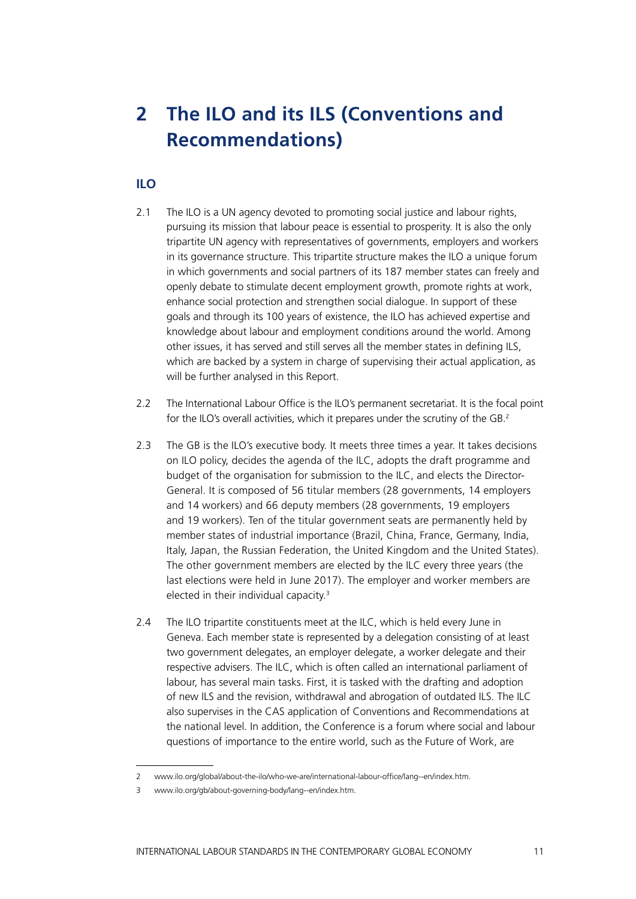# 2 The ILO and its ILS (Conventions and Recommendations)

## ILO

2.1 The ILO is a UN agency devoted to promoting social justice and labour rights, pursuing its mission that labour peace is essential to prosperity. It is also the only tripartite UN agency with representatives of governments, employers and workers in its governance structure. This tripartite structure makes the ILO a unique forum in which governments and social partners of its 187 member states can freely and openly debate to stimulate decent employment growth, promote rights at work, enhance social protection and strengthen social dialogue. In support of these goals and through its 100 years of existence, the ILO has achieved expertise and knowledge about labour and employment conditions around the world. Among other issues, it has served and still serves all the member states in defining ILS, which are backed by a system in charge of supervising their actual application, as will be further analysed in this Report.

2.2 The International Labour Office is the ILO's permanent secretariat. It is the focal point for the ILO's overall activities, which it prepares under the scrutiny of the GB.[2]

2.3 The GB is the ILO's executive body. It meets three times a year. It takes decisions on ILO policy, decides the agenda of the ILC, adopts the draft programme and budget of the organisation for submission to the ILC, and elects the Director-General. It is composed of 56 titular members (28 governments, 14 employers and 14 workers) and 66 deputy members (28 governments, 19 employers and 19 workers). Ten of the titular government seats are permanently held by member states of industrial importance (Brazil, China, France, Germany, India, Italy, Japan, the Russian Federation, the United Kingdom and the United States). The other government members are elected by the ILC every three years (the last elections were held in June 2017). The employer and worker members are elected in their individual capacity.[3]

2.4 The ILO tripartite constituents meet at the ILC, which is held every June in Geneva. Each member state is represented by a delegation consisting of at least two government delegates, an employer delegate, a worker delegate and their respective advisers. The ILC, which is often called an international parliament of labour, has several main tasks. First, it is tasked with the drafting and adoption of new ILS and the revision, withdrawal and abrogation of outdated ILS. The ILC also supervises in the CAS application of Conventions and Recommendations at the national level. In addition, the Conference is a forum where social and labour questions of importance to the entire world, such as the Future of Work, are

---

2 www.ilo.org/global/about-the-ilo/who-we-are/international-labour-office/lang--en/index.htm.

3 www.ilo.org/gb/about-governing-body/lang--en/index.htm.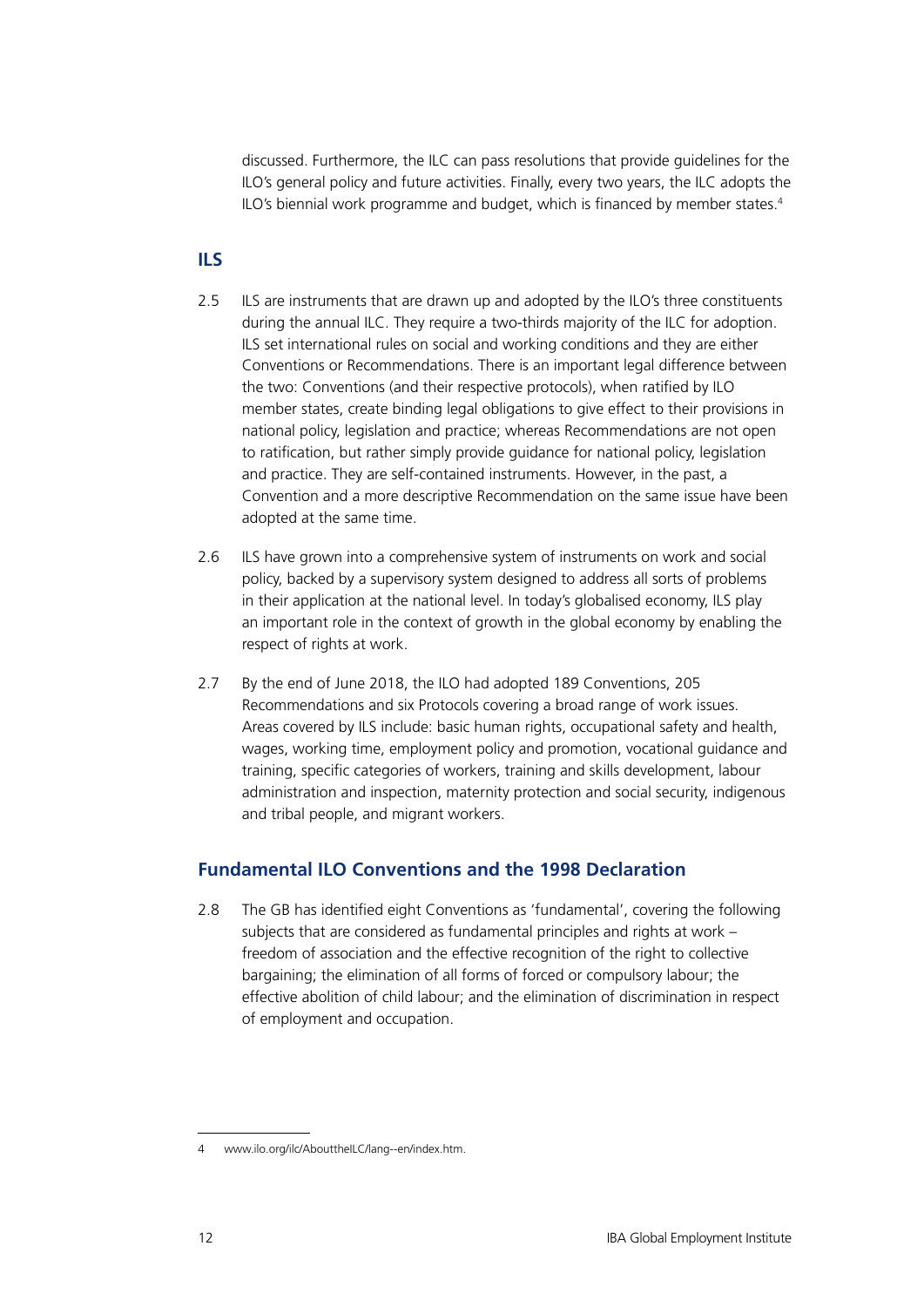discussed. Furthermore, the ILC can pass resolutions that provide guidelines for the ILO's general policy and future activities. Finally, every two years, the ILC adopts the ILO's biennial work programme and budget, which is financed by member states.[4]

## ILS

2.5 ILS are instruments that are drawn up and adopted by the ILO's three constituents during the annual ILC. They require a two-thirds majority of the ILC for adoption. ILS set international rules on social and working conditions and they are either Conventions or Recommendations. There is an important legal difference between the two: Conventions (and their respective protocols), when ratified by ILO member states, create binding legal obligations to give effect to their provisions in national policy, legislation and practice; whereas Recommendations are not open to ratification, but rather simply provide guidance for national policy, legislation and practice. They are self-contained instruments. However, in the past, a Convention and a more descriptive Recommendation on the same issue have been adopted at the same time.

2.6 ILS have grown into a comprehensive system of instruments on work and social policy, backed by a supervisory system designed to address all sorts of problems in their application at the national level. In today's globalised economy, ILS play an important role in the context of growth in the global economy by enabling the respect of rights at work.

2.7 By the end of June 2018, the ILO had adopted 189 Conventions, 205 Recommendations and six Protocols covering a broad range of work issues. Areas covered by ILS include: basic human rights, occupational safety and health, wages, working time, employment policy and promotion, vocational guidance and training, specific categories of workers, training and skills development, labour administration and inspection, maternity protection and social security, indigenous and tribal people, and migrant workers.

## Fundamental ILO Conventions and the 1998 Declaration

2.8 The GB has identified eight Conventions as 'fundamental', covering the following subjects that are considered as fundamental principles and rights at work – freedom of association and the effective recognition of the right to collective bargaining; the elimination of all forms of forced or compulsory labour; the effective abolition of child labour; and the elimination of discrimination in respect of employment and occupation.

---

4 www.ilo.org/ilc/AbouttheILC/lang--en/index.htm.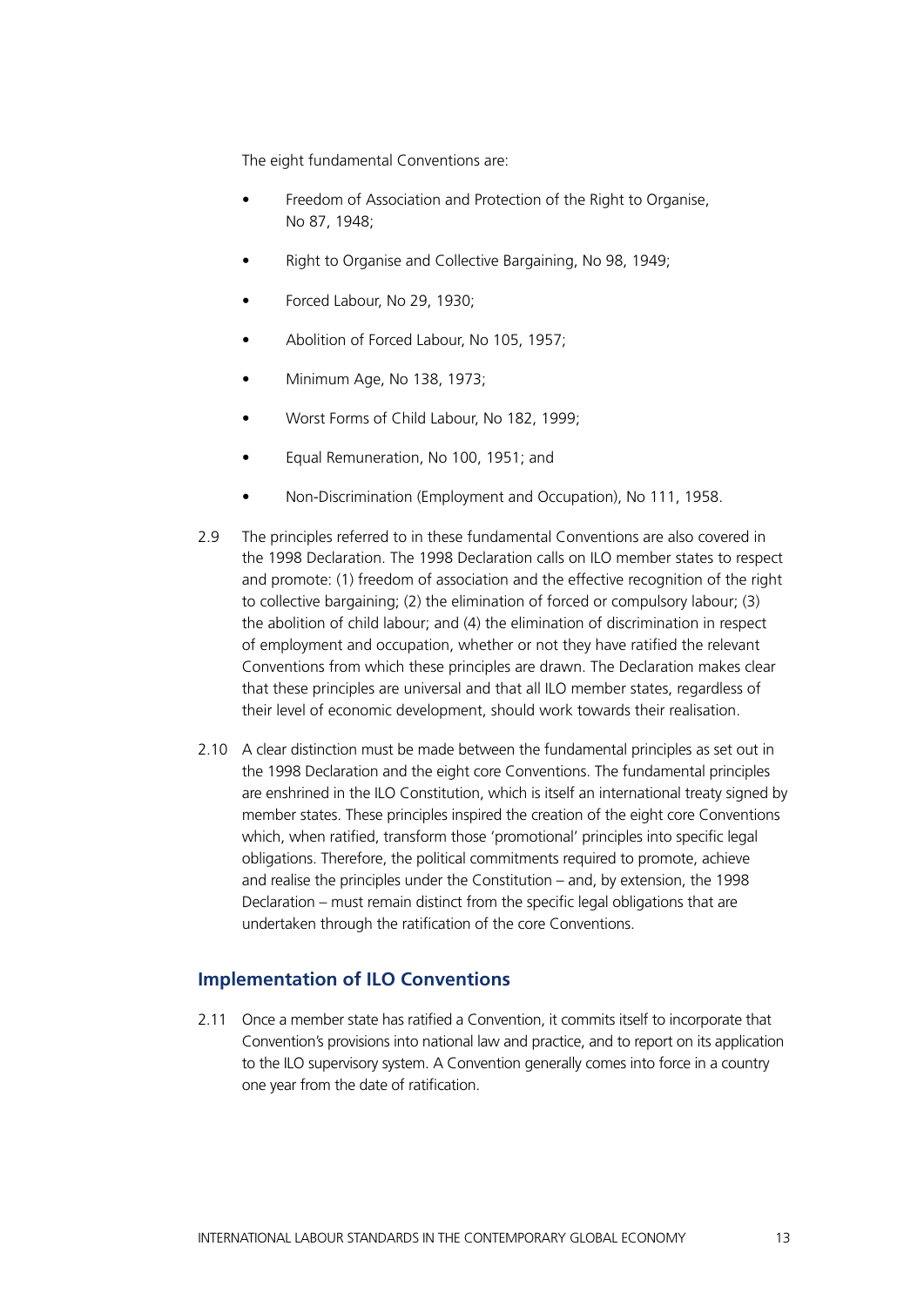The eight fundamental Conventions are:

- Freedom of Association and Protection of the Right to Organise, No 87, 1948;
- Right to Organise and Collective Bargaining, No 98, 1949;
- Forced Labour, No 29, 1930;
- Abolition of Forced Labour, No 105, 1957;
- Minimum Age, No 138, 1973;
- Worst Forms of Child Labour, No 182, 1999;
- Equal Remuneration, No 100, 1951; and
- Non-Discrimination (Employment and Occupation), No 111, 1958.

2.9 The principles referred to in these fundamental Conventions are also covered in the 1998 Declaration. The 1998 Declaration calls on ILO member states to respect and promote: (1) freedom of association and the effective recognition of the right to collective bargaining; (2) the elimination of forced or compulsory labour; (3) the abolition of child labour; and (4) the elimination of discrimination in respect of employment and occupation, whether or not they have ratified the relevant Conventions from which these principles are drawn. The Declaration makes clear that these principles are universal and that all ILO member states, regardless of their level of economic development, should work towards their realisation.

2.10 A clear distinction must be made between the fundamental principles as set out in the 1998 Declaration and the eight core Conventions. The fundamental principles are enshrined in the ILO Constitution, which is itself an international treaty signed by member states. These principles inspired the creation of the eight core Conventions which, when ratified, transform those 'promotional' principles into specific legal obligations. Therefore, the political commitments required to promote, achieve and realise the principles under the Constitution – and, by extension, the 1998 Declaration – must remain distinct from the specific legal obligations that are undertaken through the ratification of the core Conventions.

## Implementation of ILO Conventions

2.11 Once a member state has ratified a Convention, it commits itself to incorporate that Convention's provisions into national law and practice, and to report on its application to the ILO supervisory system. A Convention generally comes into force in a country one year from the date of ratification.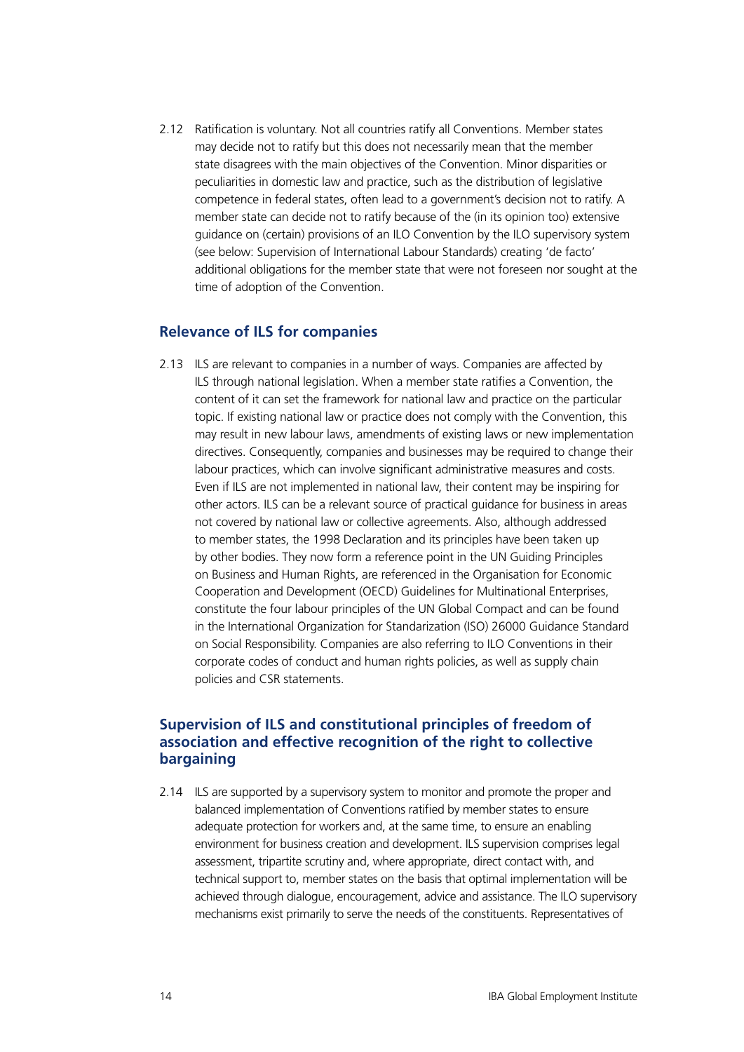2.12 Ratification is voluntary. Not all countries ratify all Conventions. Member states may decide not to ratify but this does not necessarily mean that the member state disagrees with the main objectives of the Convention. Minor disparities or peculiarities in domestic law and practice, such as the distribution of legislative competence in federal states, often lead to a government's decision not to ratify. A member state can decide not to ratify because of the (in its opinion too) extensive guidance on (certain) provisions of an ILO Convention by the ILO supervisory system (see below: Supervision of International Labour Standards) creating 'de facto' additional obligations for the member state that were not foreseen nor sought at the time of adoption of the Convention.

## Relevance of ILS for companies

2.13 ILS are relevant to companies in a number of ways. Companies are affected by ILS through national legislation. When a member state ratifies a Convention, the content of it can set the framework for national law and practice on the particular topic. If existing national law or practice does not comply with the Convention, this may result in new labour laws, amendments of existing laws or new implementation directives. Consequently, companies and businesses may be required to change their labour practices, which can involve significant administrative measures and costs. Even if ILS are not implemented in national law, their content may be inspiring for other actors. ILS can be a relevant source of practical guidance for business in areas not covered by national law or collective agreements. Also, although addressed to member states, the 1998 Declaration and its principles have been taken up by other bodies. They now form a reference point in the UN Guiding Principles on Business and Human Rights, are referenced in the Organisation for Economic Cooperation and Development (OECD) Guidelines for Multinational Enterprises, constitute the four labour principles of the UN Global Compact and can be found in the International Organization for Standarization (ISO) 26000 Guidance Standard on Social Responsibility. Companies are also referring to ILO Conventions in their corporate codes of conduct and human rights policies, as well as supply chain policies and CSR statements.

## Supervision of ILS and constitutional principles of freedom of association and effective recognition of the right to collective bargaining

2.14 ILS are supported by a supervisory system to monitor and promote the proper and balanced implementation of Conventions ratified by member states to ensure adequate protection for workers and, at the same time, to ensure an enabling environment for business creation and development. ILS supervision comprises legal assessment, tripartite scrutiny and, where appropriate, direct contact with, and technical support to, member states on the basis that optimal implementation will be achieved through dialogue, encouragement, advice and assistance. The ILO supervisory mechanisms exist primarily to serve the needs of the constituents. Representatives of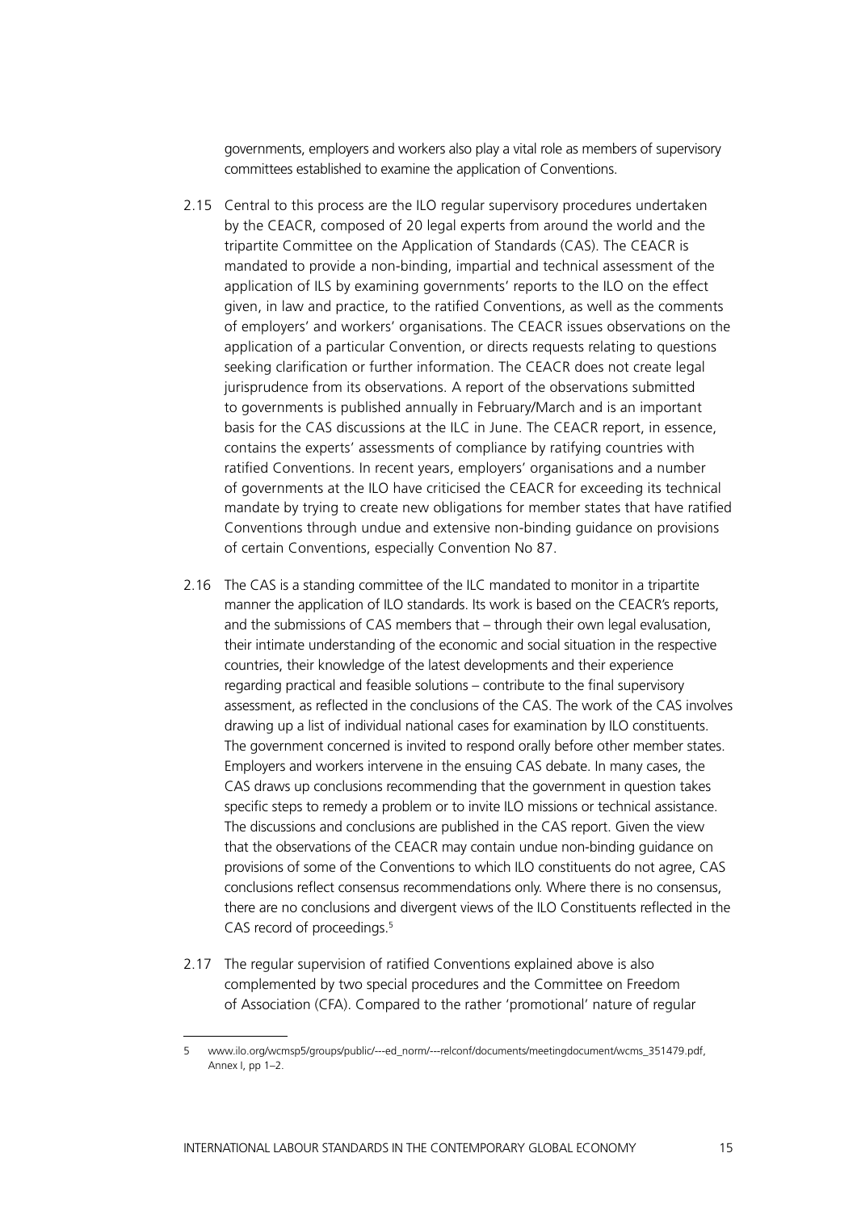governments, employers and workers also play a vital role as members of supervisory committees established to examine the application of Conventions.

2.15 Central to this process are the ILO regular supervisory procedures undertaken by the CEACR, composed of 20 legal experts from around the world and the tripartite Committee on the Application of Standards (CAS). The CEACR is mandated to provide a non-binding, impartial and technical assessment of the application of ILS by examining governments' reports to the ILO on the effect given, in law and practice, to the ratified Conventions, as well as the comments of employers' and workers' organisations. The CEACR issues observations on the application of a particular Convention, or directs requests relating to questions seeking clarification or further information. The CEACR does not create legal jurisprudence from its observations. A report of the observations submitted to governments is published annually in February/March and is an important basis for the CAS discussions at the ILC in June. The CEACR report, in essence, contains the experts' assessments of compliance by ratifying countries with ratified Conventions. In recent years, employers' organisations and a number of governments at the ILO have criticised the CEACR for exceeding its technical mandate by trying to create new obligations for member states that have ratified Conventions through undue and extensive non-binding guidance on provisions of certain Conventions, especially Convention No 87.

2.16 The CAS is a standing committee of the ILC mandated to monitor in a tripartite manner the application of ILO standards. Its work is based on the CEACR's reports, and the submissions of CAS members that – through their own legal evalusation, their intimate understanding of the economic and social situation in the respective countries, their knowledge of the latest developments and their experience regarding practical and feasible solutions – contribute to the final supervisory assessment, as reflected in the conclusions of the CAS. The work of the CAS involves drawing up a list of individual national cases for examination by ILO constituents. The government concerned is invited to respond orally before other member states. Employers and workers intervene in the ensuing CAS debate. In many cases, the CAS draws up conclusions recommending that the government in question takes specific steps to remedy a problem or to invite ILO missions or technical assistance. The discussions and conclusions are published in the CAS report. Given the view that the observations of the CEACR may contain undue non-binding guidance on provisions of some of the Conventions to which ILO constituents do not agree, CAS conclusions reflect consensus recommendations only. Where there is no consensus, there are no conclusions and divergent views of the ILO Constituents reflected in the CAS record of proceedings.[5]

2.17 The regular supervision of ratified Conventions explained above is also complemented by two special procedures and the Committee on Freedom of Association (CFA). Compared to the rather 'promotional' nature of regular

---

5 www.ilo.org/wcmsp5/groups/public/---ed_norm/---relconf/documents/meetingdocument/wcms_351479.pdf, Annex I, pp 1–2.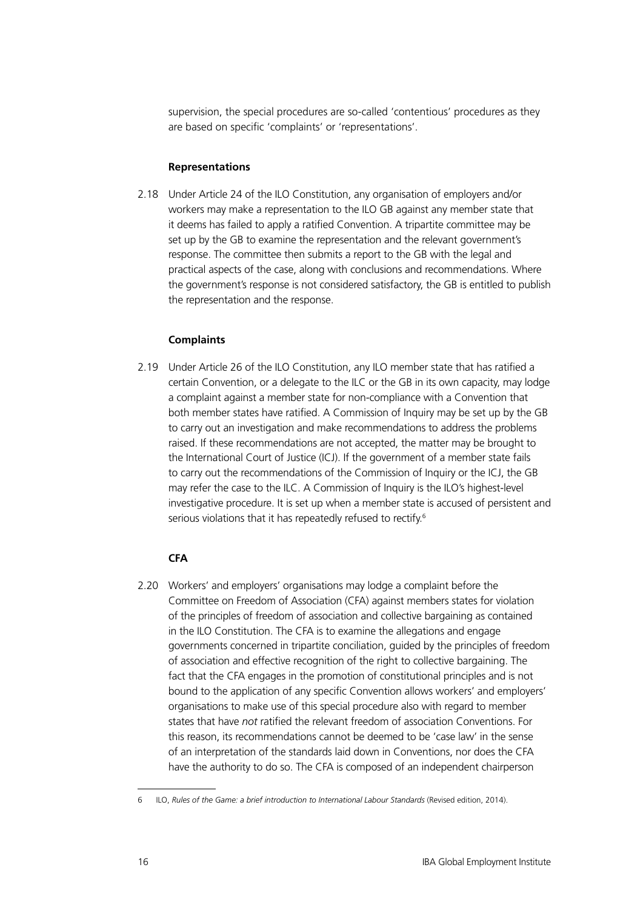supervision, the special procedures are so-called 'contentious' procedures as they are based on specific 'complaints' or 'representations'.

#### Representations

2.18 Under Article 24 of the ILO Constitution, any organisation of employers and/or workers may make a representation to the ILO GB against any member state that it deems has failed to apply a ratified Convention. A tripartite committee may be set up by the GB to examine the representation and the relevant government's response. The committee then submits a report to the GB with the legal and practical aspects of the case, along with conclusions and recommendations. Where the government's response is not considered satisfactory, the GB is entitled to publish the representation and the response.

#### Complaints

2.19 Under Article 26 of the ILO Constitution, any ILO member state that has ratified a certain Convention, or a delegate to the ILC or the GB in its own capacity, may lodge a complaint against a member state for non-compliance with a Convention that both member states have ratified. A Commission of Inquiry may be set up by the GB to carry out an investigation and make recommendations to address the problems raised. If these recommendations are not accepted, the matter may be brought to the International Court of Justice (ICJ). If the government of a member state fails to carry out the recommendations of the Commission of Inquiry or the ICJ, the GB may refer the case to the ILC. A Commission of Inquiry is the ILO's highest-level investigative procedure. It is set up when a member state is accused of persistent and serious violations that it has repeatedly refused to rectify.[6]

#### CFA

2.20 Workers' and employers' organisations may lodge a complaint before the Committee on Freedom of Association (CFA) against members states for violation of the principles of freedom of association and collective bargaining as contained in the ILO Constitution. The CFA is to examine the allegations and engage governments concerned in tripartite conciliation, guided by the principles of freedom of association and effective recognition of the right to collective bargaining. The fact that the CFA engages in the promotion of constitutional principles and is not bound to the application of any specific Convention allows workers' and employers' organisations to make use of this special procedure also with regard to member states that have *not* ratified the relevant freedom of association Conventions. For this reason, its recommendations cannot be deemed to be 'case law' in the sense of an interpretation of the standards laid down in Conventions, nor does the CFA have the authority to do so. The CFA is composed of an independent chairperson

---

6 ILO, *Rules of the Game: a brief introduction to International Labour Standards* (Revised edition, 2014).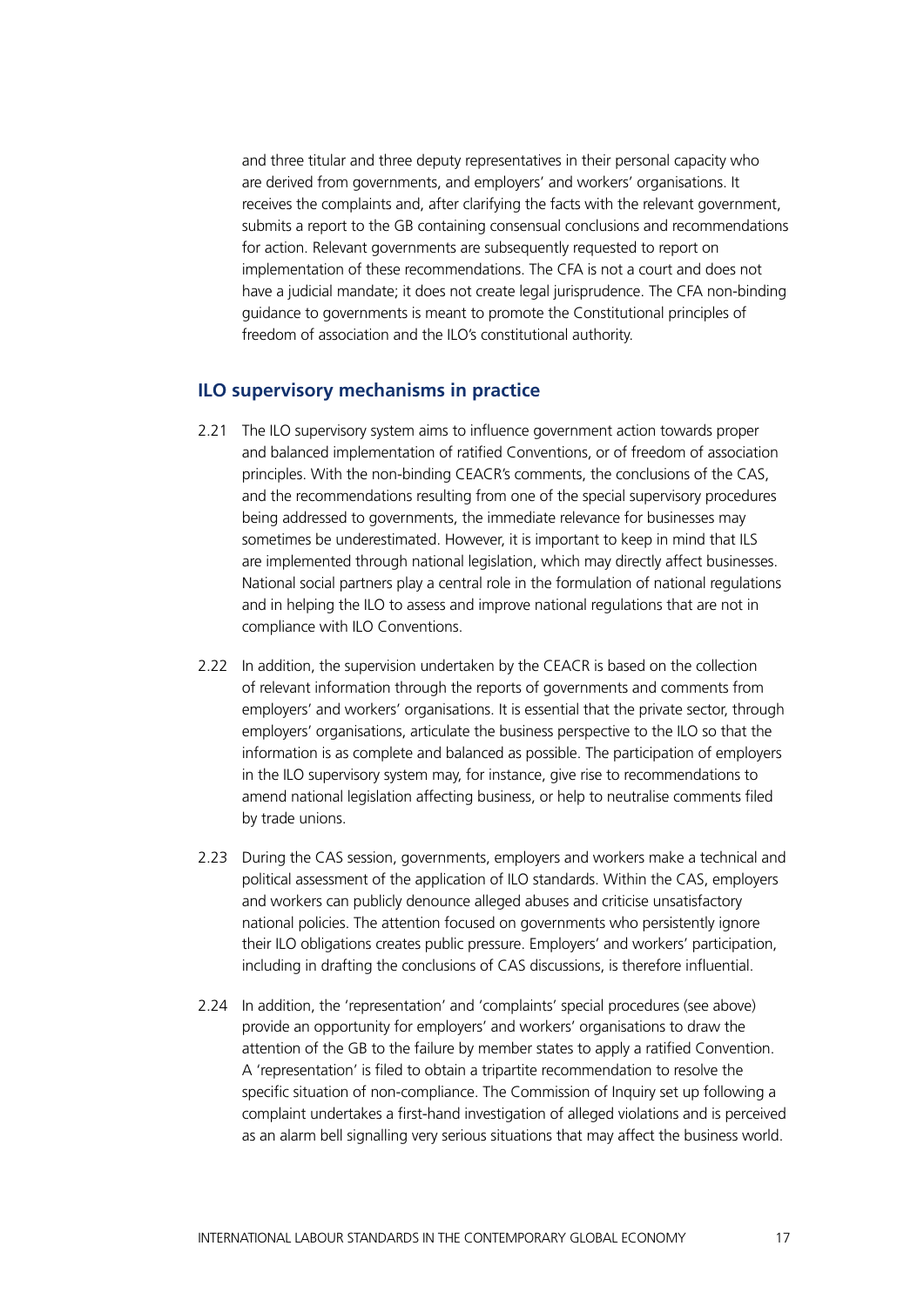and three titular and three deputy representatives in their personal capacity who are derived from governments, and employers' and workers' organisations. It receives the complaints and, after clarifying the facts with the relevant government, submits a report to the GB containing consensual conclusions and recommendations for action. Relevant governments are subsequently requested to report on implementation of these recommendations. The CFA is not a court and does not have a judicial mandate; it does not create legal jurisprudence. The CFA non-binding guidance to governments is meant to promote the Constitutional principles of freedom of association and the ILO's constitutional authority.

## ILO supervisory mechanisms in practice

2.21 The ILO supervisory system aims to influence government action towards proper and balanced implementation of ratified Conventions, or of freedom of association principles. With the non-binding CEACR's comments, the conclusions of the CAS, and the recommendations resulting from one of the special supervisory procedures being addressed to governments, the immediate relevance for businesses may sometimes be underestimated. However, it is important to keep in mind that ILS are implemented through national legislation, which may directly affect businesses. National social partners play a central role in the formulation of national regulations and in helping the ILO to assess and improve national regulations that are not in compliance with ILO Conventions.

2.22 In addition, the supervision undertaken by the CEACR is based on the collection of relevant information through the reports of governments and comments from employers' and workers' organisations. It is essential that the private sector, through employers' organisations, articulate the business perspective to the ILO so that the information is as complete and balanced as possible. The participation of employers in the ILO supervisory system may, for instance, give rise to recommendations to amend national legislation affecting business, or help to neutralise comments filed by trade unions.

2.23 During the CAS session, governments, employers and workers make a technical and political assessment of the application of ILO standards. Within the CAS, employers and workers can publicly denounce alleged abuses and criticise unsatisfactory national policies. The attention focused on governments who persistently ignore their ILO obligations creates public pressure. Employers' and workers' participation, including in drafting the conclusions of CAS discussions, is therefore influential.

2.24 In addition, the 'representation' and 'complaints' special procedures (see above) provide an opportunity for employers' and workers' organisations to draw the attention of the GB to the failure by member states to apply a ratified Convention. A 'representation' is filed to obtain a tripartite recommendation to resolve the specific situation of non-compliance. The Commission of Inquiry set up following a complaint undertakes a first-hand investigation of alleged violations and is perceived as an alarm bell signalling very serious situations that may affect the business world.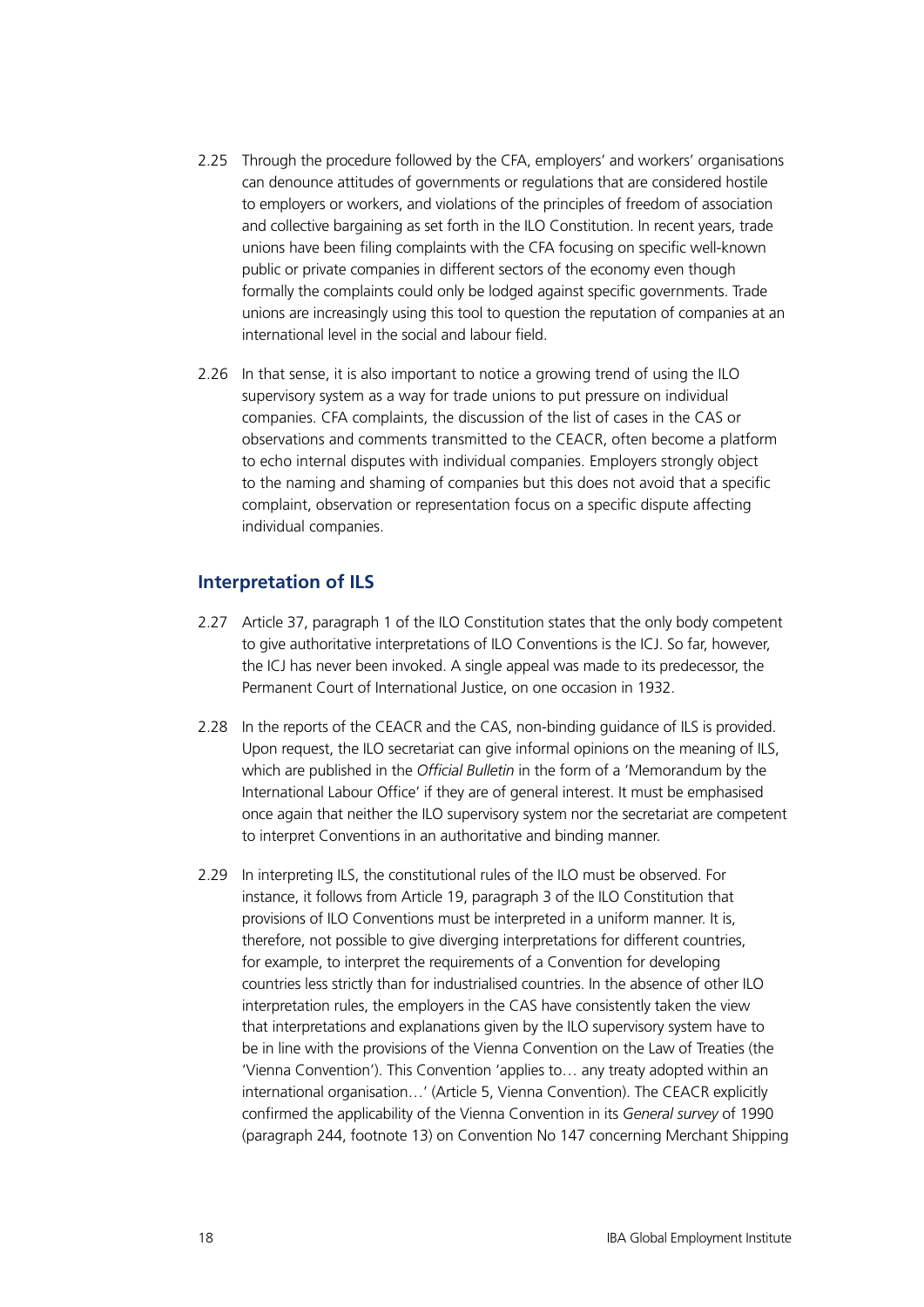2.25 Through the procedure followed by the CFA, employers' and workers' organisations can denounce attitudes of governments or regulations that are considered hostile to employers or workers, and violations of the principles of freedom of association and collective bargaining as set forth in the ILO Constitution. In recent years, trade unions have been filing complaints with the CFA focusing on specific well-known public or private companies in different sectors of the economy even though formally the complaints could only be lodged against specific governments. Trade unions are increasingly using this tool to question the reputation of companies at an international level in the social and labour field.

2.26 In that sense, it is also important to notice a growing trend of using the ILO supervisory system as a way for trade unions to put pressure on individual companies. CFA complaints, the discussion of the list of cases in the CAS or observations and comments transmitted to the CEACR, often become a platform to echo internal disputes with individual companies. Employers strongly object to the naming and shaming of companies but this does not avoid that a specific complaint, observation or representation focus on a specific dispute affecting individual companies.

## Interpretation of ILS

2.27 Article 37, paragraph 1 of the ILO Constitution states that the only body competent to give authoritative interpretations of ILO Conventions is the ICJ. So far, however, the ICJ has never been invoked. A single appeal was made to its predecessor, the Permanent Court of International Justice, on one occasion in 1932.

2.28 In the reports of the CEACR and the CAS, non-binding guidance of ILS is provided. Upon request, the ILO secretariat can give informal opinions on the meaning of ILS, which are published in the *Official Bulletin* in the form of a 'Memorandum by the International Labour Office' if they are of general interest. It must be emphasised once again that neither the ILO supervisory system nor the secretariat are competent to interpret Conventions in an authoritative and binding manner.

2.29 In interpreting ILS, the constitutional rules of the ILO must be observed. For instance, it follows from Article 19, paragraph 3 of the ILO Constitution that provisions of ILO Conventions must be interpreted in a uniform manner. It is, therefore, not possible to give diverging interpretations for different countries, for example, to interpret the requirements of a Convention for developing countries less strictly than for industrialised countries. In the absence of other ILO interpretation rules, the employers in the CAS have consistently taken the view that interpretations and explanations given by the ILO supervisory system have to be in line with the provisions of the Vienna Convention on the Law of Treaties (the 'Vienna Convention'). This Convention 'applies to… any treaty adopted within an international organisation…' (Article 5, Vienna Convention). The CEACR explicitly confirmed the applicability of the Vienna Convention in its *General survey* of 1990 (paragraph 244, footnote 13) on Convention No 147 concerning Merchant Shipping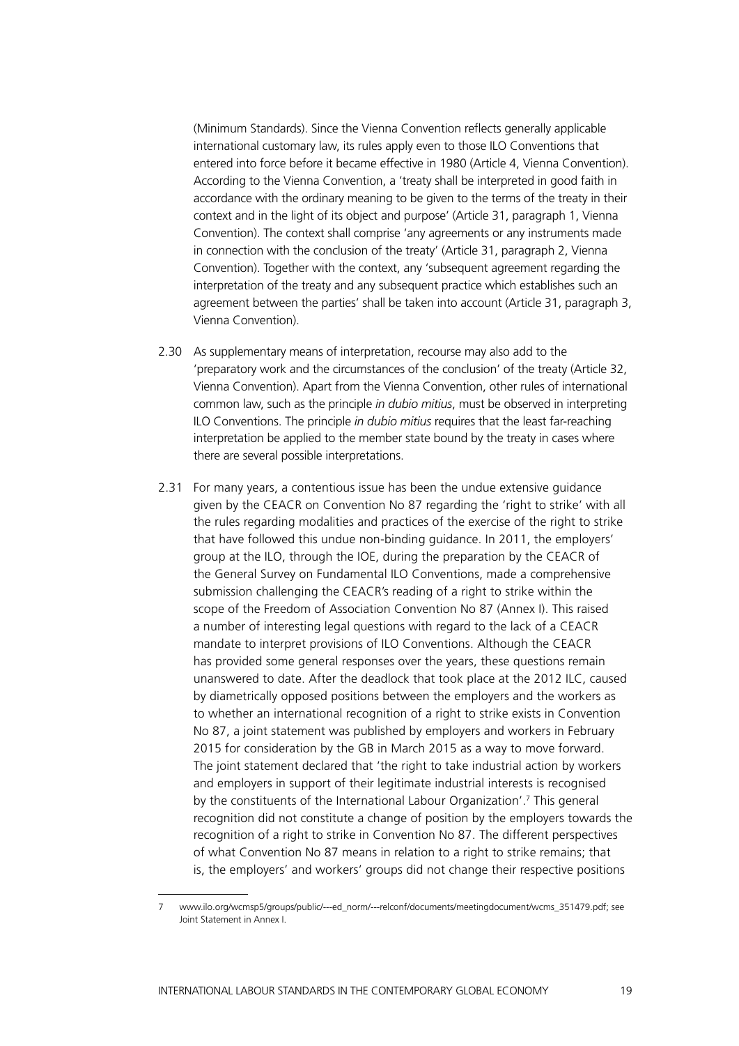(Minimum Standards). Since the Vienna Convention reflects generally applicable international customary law, its rules apply even to those ILO Conventions that entered into force before it became effective in 1980 (Article 4, Vienna Convention). According to the Vienna Convention, a 'treaty shall be interpreted in good faith in accordance with the ordinary meaning to be given to the terms of the treaty in their context and in the light of its object and purpose' (Article 31, paragraph 1, Vienna Convention). The context shall comprise 'any agreements or any instruments made in connection with the conclusion of the treaty' (Article 31, paragraph 2, Vienna Convention). Together with the context, any 'subsequent agreement regarding the interpretation of the treaty and any subsequent practice which establishes such an agreement between the parties' shall be taken into account (Article 31, paragraph 3, Vienna Convention).

2.30 As supplementary means of interpretation, recourse may also add to the 'preparatory work and the circumstances of the conclusion' of the treaty (Article 32, Vienna Convention). Apart from the Vienna Convention, other rules of international common law, such as the principle *in dubio mitius*, must be observed in interpreting ILO Conventions. The principle *in dubio mitius* requires that the least far-reaching interpretation be applied to the member state bound by the treaty in cases where there are several possible interpretations.

2.31 For many years, a contentious issue has been the undue extensive guidance given by the CEACR on Convention No 87 regarding the 'right to strike' with all the rules regarding modalities and practices of the exercise of the right to strike that have followed this undue non-binding guidance. In 2011, the employers' group at the ILO, through the IOE, during the preparation by the CEACR of the General Survey on Fundamental ILO Conventions, made a comprehensive submission challenging the CEACR's reading of a right to strike within the scope of the Freedom of Association Convention No 87 (Annex I). This raised a number of interesting legal questions with regard to the lack of a CEACR mandate to interpret provisions of ILO Conventions. Although the CEACR has provided some general responses over the years, these questions remain unanswered to date. After the deadlock that took place at the 2012 ILC, caused by diametrically opposed positions between the employers and the workers as to whether an international recognition of a right to strike exists in Convention No 87, a joint statement was published by employers and workers in February 2015 for consideration by the GB in March 2015 as a way to move forward. The joint statement declared that 'the right to take industrial action by workers and employers in support of their legitimate industrial interests is recognised by the constituents of the International Labour Organization'.[7] This general recognition did not constitute a change of position by the employers towards the recognition of a right to strike in Convention No 87. The different perspectives of what Convention No 87 means in relation to a right to strike remains; that is, the employers' and workers' groups did not change their respective positions

---

7 www.ilo.org/wcmsp5/groups/public/---ed_norm/---relconf/documents/meetingdocument/wcms_351479.pdf; see Joint Statement in Annex I.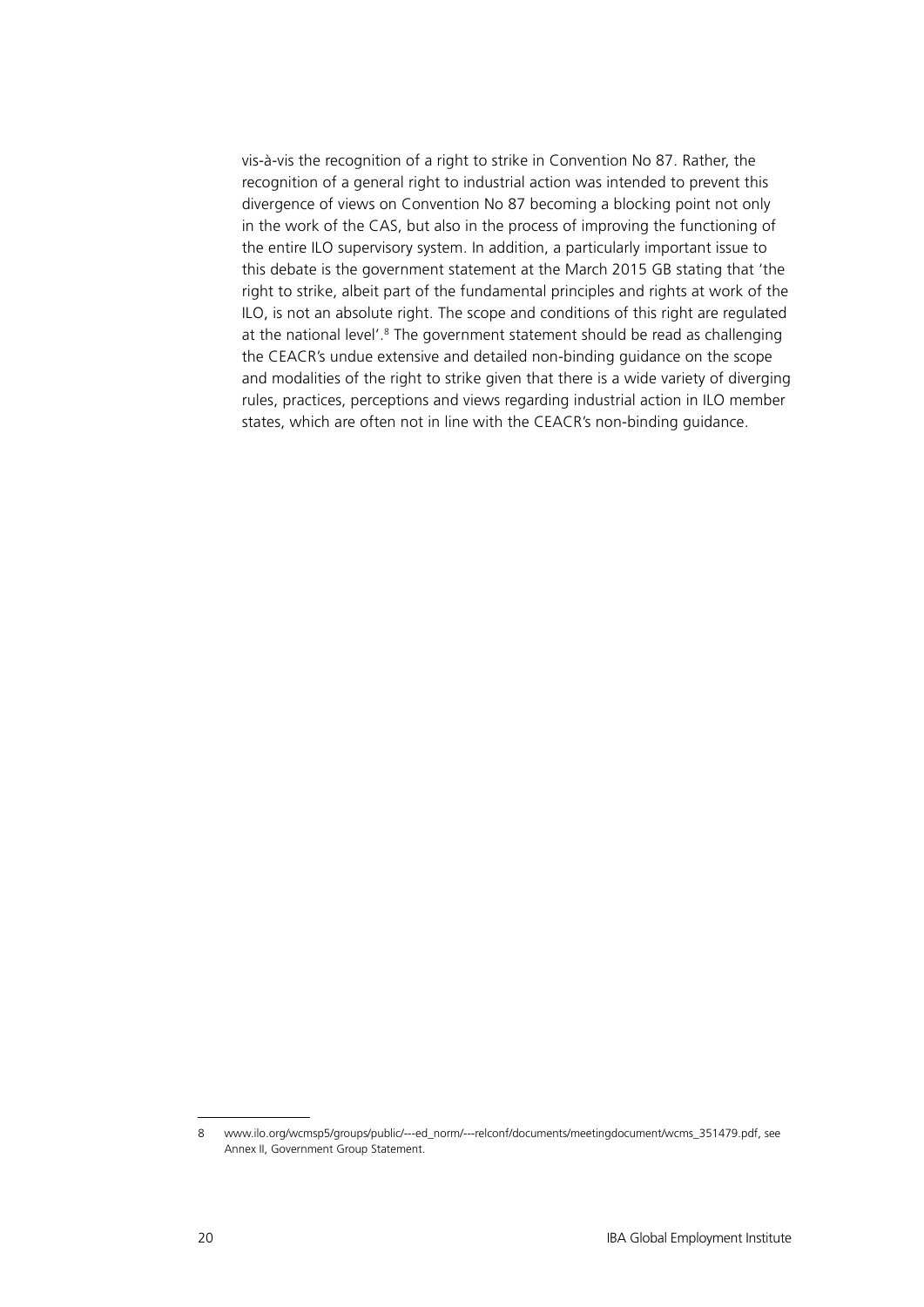vis-à-vis the recognition of a right to strike in Convention No 87. Rather, the recognition of a general right to industrial action was intended to prevent this divergence of views on Convention No 87 becoming a blocking point not only in the work of the CAS, but also in the process of improving the functioning of the entire ILO supervisory system. In addition, a particularly important issue to this debate is the government statement at the March 2015 GB stating that 'the right to strike, albeit part of the fundamental principles and rights at work of the ILO, is not an absolute right. The scope and conditions of this right are regulated at the national level'.[8] The government statement should be read as challenging the CEACR's undue extensive and detailed non-binding guidance on the scope and modalities of the right to strike given that there is a wide variety of diverging rules, practices, perceptions and views regarding industrial action in ILO member states, which are often not in line with the CEACR's non-binding guidance.

---

8 www.ilo.org/wcmsp5/groups/public/---ed_norm/---relconf/documents/meetingdocument/wcms_351479.pdf, see Annex II, Government Group Statement.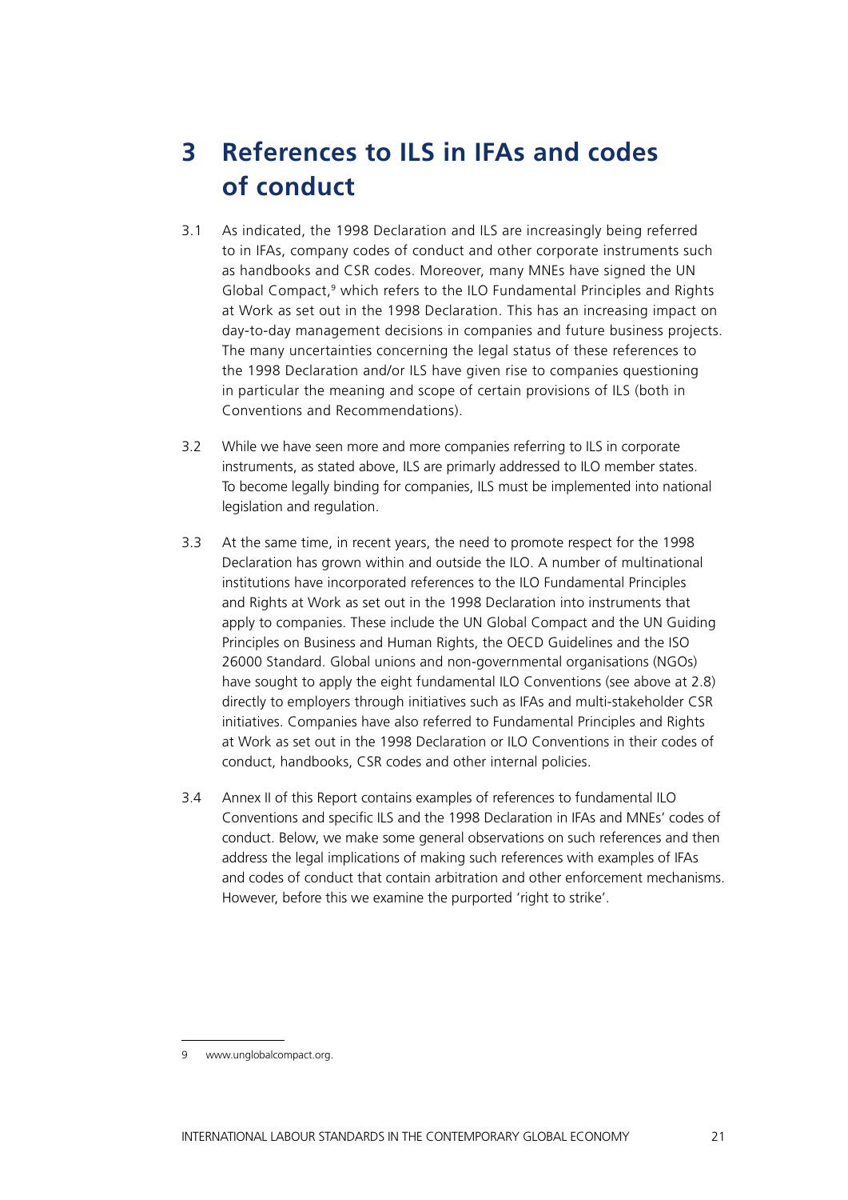# 3 References to ILS in IFAs and codes of conduct

3.1 As indicated, the 1998 Declaration and ILS are increasingly being referred to in IFAs, company codes of conduct and other corporate instruments such as handbooks and CSR codes. Moreover, many MNEs have signed the UN Global Compact,[9] which refers to the ILO Fundamental Principles and Rights at Work as set out in the 1998 Declaration. This has an increasing impact on day-to-day management decisions in companies and future business projects. The many uncertainties concerning the legal status of these references to the 1998 Declaration and/or ILS have given rise to companies questioning in particular the meaning and scope of certain provisions of ILS (both in Conventions and Recommendations).

3.2 While we have seen more and more companies referring to ILS in corporate instruments, as stated above, ILS are primarily addressed to ILO member states. To become legally binding for companies, ILS must be implemented into national legislation and regulation.

3.3 At the same time, in recent years, the need to promote respect for the 1998 Declaration has grown within and outside the ILO. A number of multinational institutions have incorporated references to the ILO Fundamental Principles and Rights at Work as set out in the 1998 Declaration into instruments that apply to companies. These include the UN Global Compact and the UN Guiding Principles on Business and Human Rights, the OECD Guidelines and the ISO 26000 Standard. Global unions and non-governmental organisations (NGOs) have sought to apply the eight fundamental ILO Conventions (see above at 2.8) directly to employers through initiatives such as IFAs and multi-stakeholder CSR initiatives. Companies have also referred to Fundamental Principles and Rights at Work as set out in the 1998 Declaration or ILO Conventions in their codes of conduct, handbooks, CSR codes and other internal policies.

3.4 Annex II of this Report contains examples of references to fundamental ILO Conventions and specific ILS and the 1998 Declaration in IFAs and MNEs' codes of conduct. Below, we make some general observations on such references and then address the legal implications of making such references with examples of IFAs and codes of conduct that contain arbitration and other enforcement mechanisms. However, before this we examine the purported 'right to strike'.

---

9 www.unglobalcompact.org.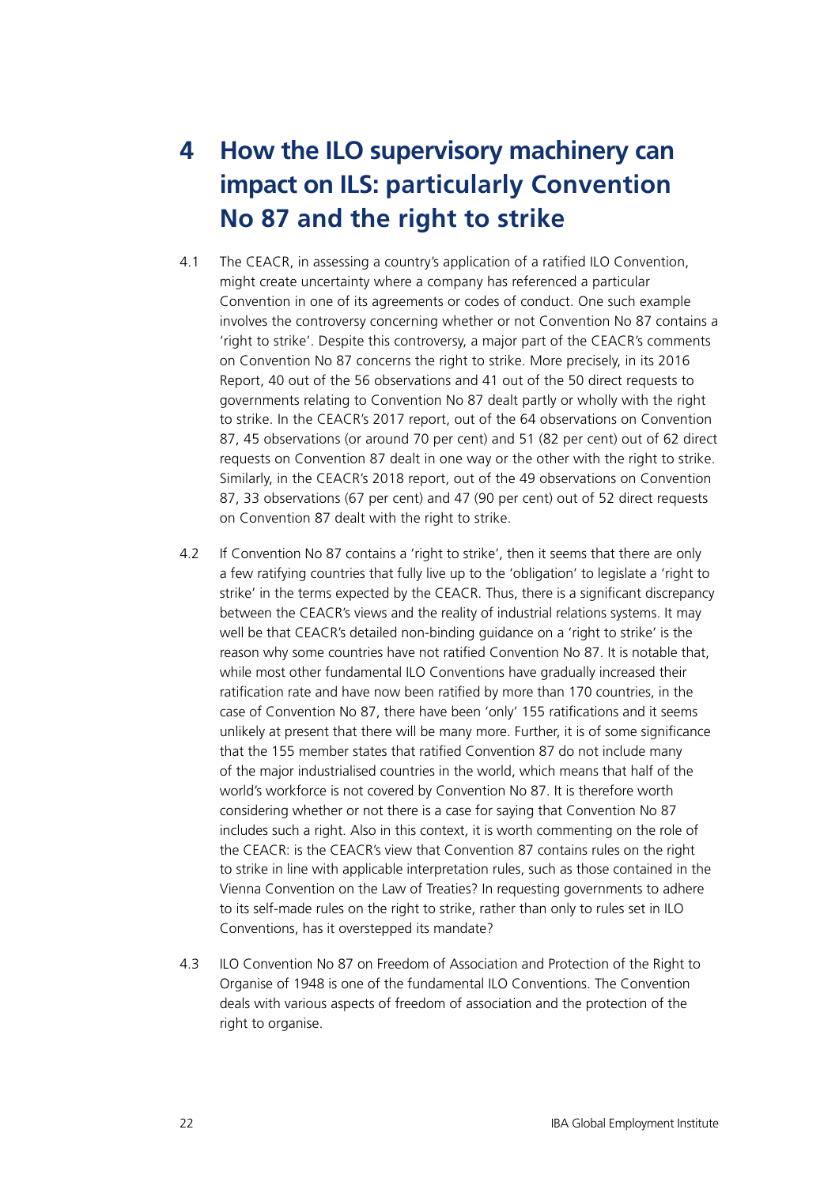# 4 How the ILO supervisory machinery can impact on ILS: particularly Convention No 87 and the right to strike

4.1 The CEACR, in assessing a country's application of a ratified ILO Convention, might create uncertainty where a company has referenced a particular Convention in one of its agreements or codes of conduct. One such example involves the controversy concerning whether or not Convention No 87 contains a 'right to strike'. Despite this controversy, a major part of the CEACR's comments on Convention No 87 concerns the right to strike. More precisely, in its 2016 Report, 40 out of the 56 observations and 41 out of the 50 direct requests to governments relating to Convention No 87 dealt partly or wholly with the right to strike. In the CEACR's 2017 report, out of the 64 observations on Convention 87, 45 observations (or around 70 per cent) and 51 (82 per cent) out of 62 direct requests on Convention 87 dealt in one way or the other with the right to strike. Similarly, in the CEACR's 2018 report, out of the 49 observations on Convention 87, 33 observations (67 per cent) and 47 (90 per cent) out of 52 direct requests on Convention 87 dealt with the right to strike.

4.2 If Convention No 87 contains a 'right to strike', then it seems that there are only a few ratifying countries that fully live up to the 'obligation' to legislate a 'right to strike' in the terms expected by the CEACR. Thus, there is a significant discrepancy between the CEACR's views and the reality of industrial relations systems. It may well be that CEACR's detailed non-binding guidance on a 'right to strike' is the reason why some countries have not ratified Convention No 87. It is notable that, while most other fundamental ILO Conventions have gradually increased their ratification rate and have now been ratified by more than 170 countries, in the case of Convention No 87, there have been 'only' 155 ratifications and it seems unlikely at present that there will be many more. Further, it is of some significance that the 155 member states that ratified Convention 87 do not include many of the major industrialised countries in the world, which means that half of the world's workforce is not covered by Convention No 87. It is therefore worth considering whether or not there is a case for saying that Convention No 87 includes such a right. Also in this context, it is worth commenting on the role of the CEACR: is the CEACR's view that Convention 87 contains rules on the right to strike in line with applicable interpretation rules, such as those contained in the Vienna Convention on the Law of Treaties? In requesting governments to adhere to its self-made rules on the right to strike, rather than only to rules set in ILO Conventions, has it overstepped its mandate?

4.3 ILO Convention No 87 on Freedom of Association and Protection of the Right to Organise of 1948 is one of the fundamental ILO Conventions. The Convention deals with various aspects of freedom of association and the protection of the right to organise.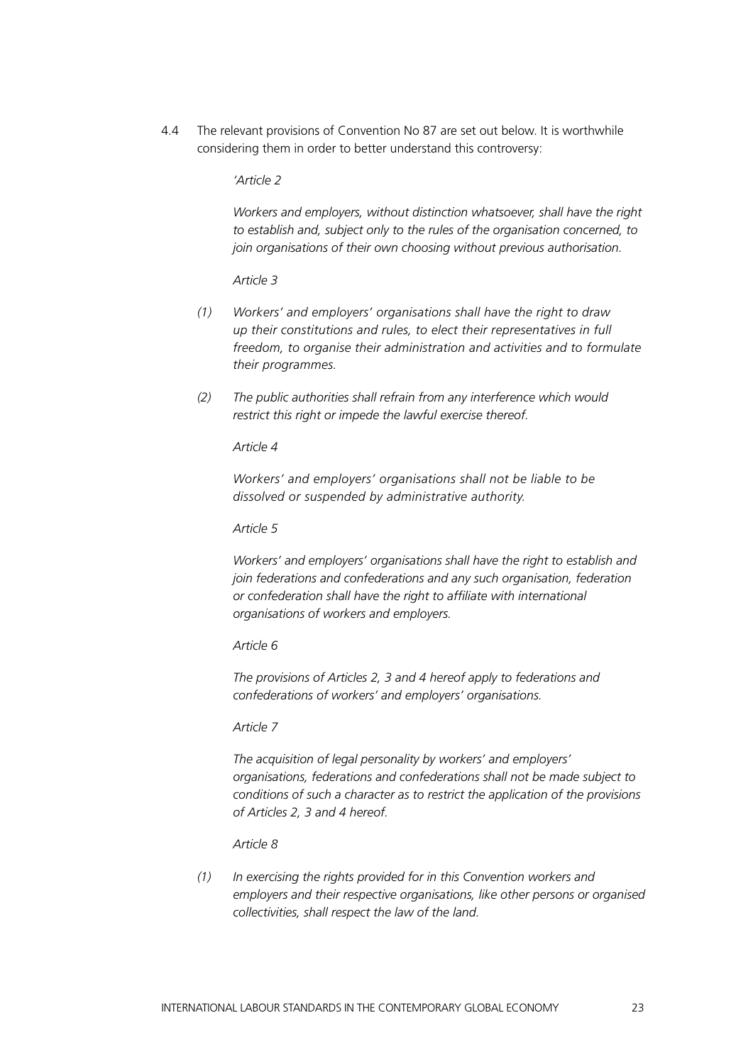4.4 The relevant provisions of Convention No 87 are set out below. It is worthwhile considering them in order to better understand this controversy:

> *'Article 2*
>
> *Workers and employers, without distinction whatsoever, shall have the right to establish and, subject only to the rules of the organisation concerned, to join organisations of their own choosing without previous authorisation.*
>
> *Article 3*
>
> *(1) Workers' and employers' organisations shall have the right to draw up their constitutions and rules, to elect their representatives in full freedom, to organise their administration and activities and to formulate their programmes.*
>
> *(2) The public authorities shall refrain from any interference which would restrict this right or impede the lawful exercise thereof.*
>
> *Article 4*
>
> *Workers' and employers' organisations shall not be liable to be dissolved or suspended by administrative authority.*
>
> *Article 5*
>
> *Workers' and employers' organisations shall have the right to establish and join federations and confederations and any such organisation, federation or confederation shall have the right to affiliate with international organisations of workers and employers.*
>
> *Article 6*
>
> *The provisions of Articles 2, 3 and 4 hereof apply to federations and confederations of workers' and employers' organisations.*
>
> *Article 7*
>
> *The acquisition of legal personality by workers' and employers' organisations, federations and confederations shall not be made subject to conditions of such a character as to restrict the application of the provisions of Articles 2, 3 and 4 hereof.*
>
> *Article 8*
>
> *(1) In exercising the rights provided for in this Convention workers and employers and their respective organisations, like other persons or organised collectivities, shall respect the law of the land.*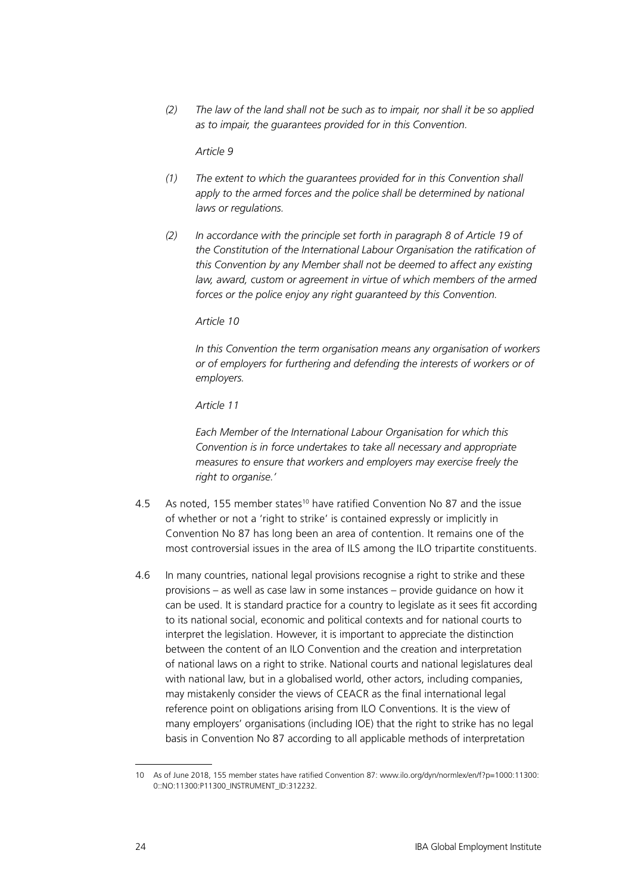*(2) The law of the land shall not be such as to impair, nor shall it be so applied as to impair, the guarantees provided for in this Convention.*

*Article 9*

*(1) The extent to which the guarantees provided for in this Convention shall apply to the armed forces and the police shall be determined by national laws or regulations.*

*(2) In accordance with the principle set forth in paragraph 8 of Article 19 of the Constitution of the International Labour Organisation the ratification of this Convention by any Member shall not be deemed to affect any existing law, award, custom or agreement in virtue of which members of the armed forces or the police enjoy any right guaranteed by this Convention.*

*Article 10*

*In this Convention the term organisation means any organisation of workers or of employers for furthering and defending the interests of workers or of employers.*

*Article 11*

*Each Member of the International Labour Organisation for which this Convention is in force undertakes to take all necessary and appropriate measures to ensure that workers and employers may exercise freely the right to organise.'*

4.5 As noted, 155 member states[10] have ratified Convention No 87 and the issue of whether or not a 'right to strike' is contained expressly or implicitly in Convention No 87 has long been an area of contention. It remains one of the most controversial issues in the area of ILS among the ILO tripartite constituents.

4.6 In many countries, national legal provisions recognise a right to strike and these provisions – as well as case law in some instances – provide guidance on how it can be used. It is standard practice for a country to legislate as it sees fit according to its national social, economic and political contexts and for national courts to interpret the legislation. However, it is important to appreciate the distinction between the content of an ILO Convention and the creation and interpretation of national laws on a right to strike. National courts and national legislatures deal with national law, but in a globalised world, other actors, including companies, may mistakenly consider the views of CEACR as the final international legal reference point on obligations arising from ILO Conventions. It is the view of many employers' organisations (including IOE) that the right to strike has no legal basis in Convention No 87 according to all applicable methods of interpretation

---

10 As of June 2018, 155 member states have ratified Convention 87: www.ilo.org/dyn/normlex/en/f?p=1000:11300:0::NO:11300:P11300_INSTRUMENT_ID:312232.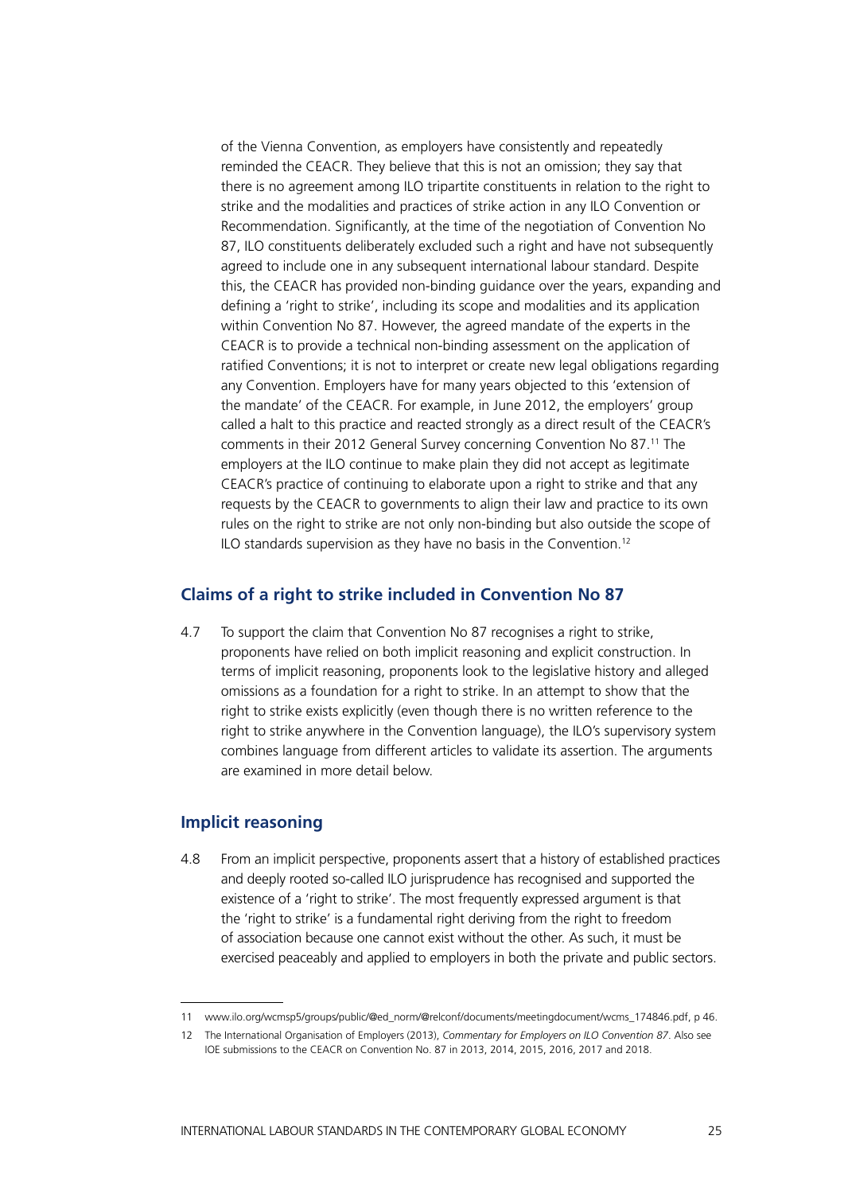of the Vienna Convention, as employers have consistently and repeatedly reminded the CEACR. They believe that this is not an omission; they say that there is no agreement among ILO tripartite constituents in relation to the right to strike and the modalities and practices of strike action in any ILO Convention or Recommendation. Significantly, at the time of the negotiation of Convention No 87, ILO constituents deliberately excluded such a right and have not subsequently agreed to include one in any subsequent international labour standard. Despite this, the CEACR has provided non-binding guidance over the years, expanding and defining a 'right to strike', including its scope and modalities and its application within Convention No 87. However, the agreed mandate of the experts in the CEACR is to provide a technical non-binding assessment on the application of ratified Conventions; it is not to interpret or create new legal obligations regarding any Convention. Employers have for many years objected to this 'extension of the mandate' of the CEACR. For example, in June 2012, the employers' group called a halt to this practice and reacted strongly as a direct result of the CEACR's comments in their 2012 General Survey concerning Convention No 87.[11] The employers at the ILO continue to make plain they did not accept as legitimate CEACR's practice of continuing to elaborate upon a right to strike and that any requests by the CEACR to governments to align their law and practice to its own rules on the right to strike are not only non-binding but also outside the scope of ILO standards supervision as they have no basis in the Convention.[12]

## Claims of a right to strike included in Convention No 87

4.7 To support the claim that Convention No 87 recognises a right to strike, proponents have relied on both implicit reasoning and explicit construction. In terms of implicit reasoning, proponents look to the legislative history and alleged omissions as a foundation for a right to strike. In an attempt to show that the right to strike exists explicitly (even though there is no written reference to the right to strike anywhere in the Convention language), the ILO's supervisory system combines language from different articles to validate its assertion. The arguments are examined in more detail below.

## Implicit reasoning

4.8 From an implicit perspective, proponents assert that a history of established practices and deeply rooted so-called ILO jurisprudence has recognised and supported the existence of a 'right to strike'. The most frequently expressed argument is that the 'right to strike' is a fundamental right deriving from the right to freedom of association because one cannot exist without the other. As such, it must be exercised peaceably and applied to employers in both the private and public sectors.

---

11 www.ilo.org/wcmsp5/groups/public/@ed_norm/@relconf/documents/meetingdocument/wcms_174846.pdf, p 46.

12 The International Organisation of Employers (2013), *Commentary for Employers on ILO Convention 87*. Also see IOE submissions to the CEACR on Convention No. 87 in 2013, 2014, 2015, 2016, 2017 and 2018.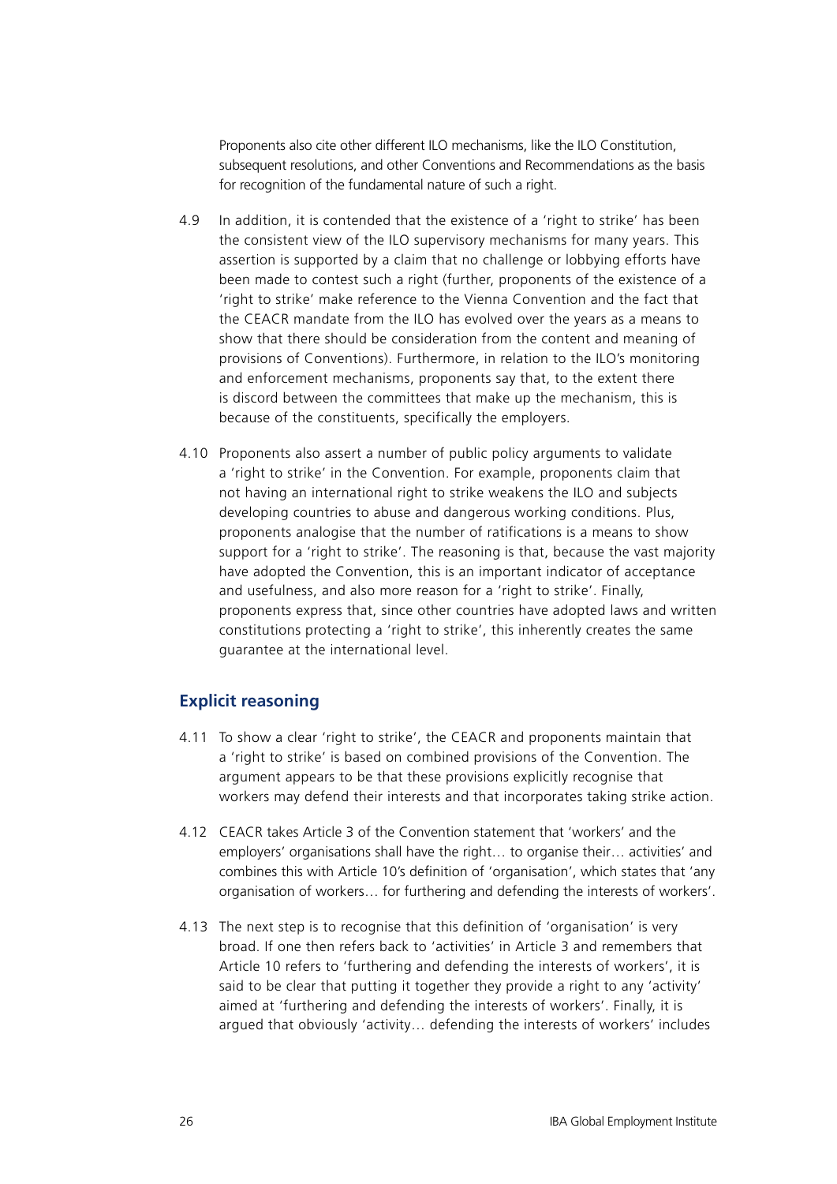Proponents also cite other different ILO mechanisms, like the ILO Constitution, subsequent resolutions, and other Conventions and Recommendations as the basis for recognition of the fundamental nature of such a right.

4.9 In addition, it is contended that the existence of a 'right to strike' has been the consistent view of the ILO supervisory mechanisms for many years. This assertion is supported by a claim that no challenge or lobbying efforts have been made to contest such a right (further, proponents of the existence of a 'right to strike' make reference to the Vienna Convention and the fact that the CEACR mandate from the ILO has evolved over the years as a means to show that there should be consideration from the content and meaning of provisions of Conventions). Furthermore, in relation to the ILO's monitoring and enforcement mechanisms, proponents say that, to the extent there is discord between the committees that make up the mechanism, this is because of the constituents, specifically the employers.

4.10 Proponents also assert a number of public policy arguments to validate a 'right to strike' in the Convention. For example, proponents claim that not having an international right to strike weakens the ILO and subjects developing countries to abuse and dangerous working conditions. Plus, proponents analogise that the number of ratifications is a means to show support for a 'right to strike'. The reasoning is that, because the vast majority have adopted the Convention, this is an important indicator of acceptance and usefulness, and also more reason for a 'right to strike'. Finally, proponents express that, since other countries have adopted laws and written constitutions protecting a 'right to strike', this inherently creates the same guarantee at the international level.

## Explicit reasoning

4.11 To show a clear 'right to strike', the CEACR and proponents maintain that a 'right to strike' is based on combined provisions of the Convention. The argument appears to be that these provisions explicitly recognise that workers may defend their interests and that incorporates taking strike action.

4.12 CEACR takes Article 3 of the Convention statement that 'workers' and the employers' organisations shall have the right… to organise their… activities' and combines this with Article 10's definition of 'organisation', which states that 'any organisation of workers… for furthering and defending the interests of workers'.

4.13 The next step is to recognise that this definition of 'organisation' is very broad. If one then refers back to 'activities' in Article 3 and remembers that Article 10 refers to 'furthering and defending the interests of workers', it is said to be clear that putting it together they provide a right to any 'activity' aimed at 'furthering and defending the interests of workers'. Finally, it is argued that obviously 'activity… defending the interests of workers' includes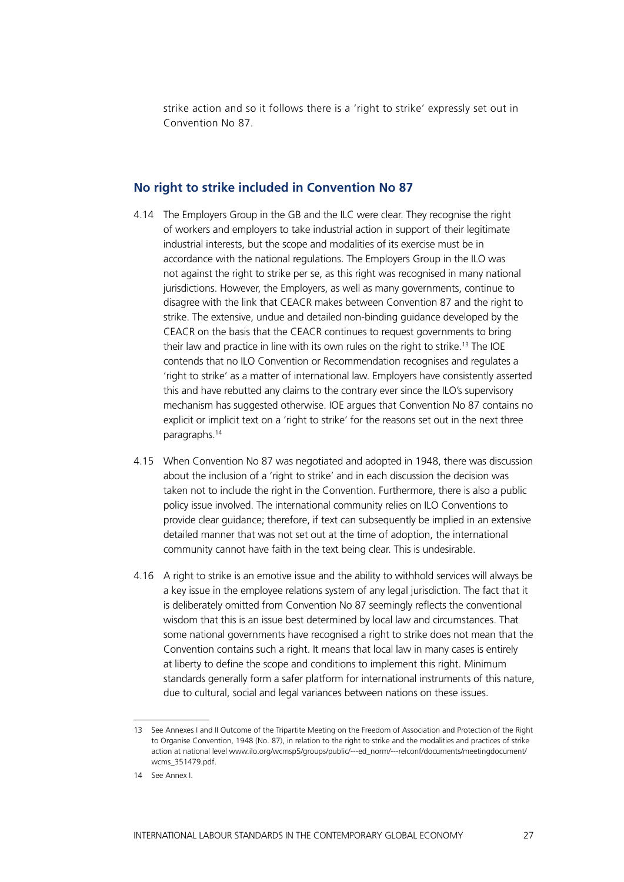strike action and so it follows there is a 'right to strike' expressly set out in Convention No 87.

## No right to strike included in Convention No 87

4.14 The Employers Group in the GB and the ILC were clear. They recognise the right of workers and employers to take industrial action in support of their legitimate industrial interests, but the scope and modalities of its exercise must be in accordance with the national regulations. The Employers Group in the ILO was not against the right to strike per se, as this right was recognised in many national jurisdictions. However, the Employers, as well as many governments, continue to disagree with the link that CEACR makes between Convention 87 and the right to strike. The extensive, undue and detailed non-binding guidance developed by the CEACR on the basis that the CEACR continues to request governments to bring their law and practice in line with its own rules on the right to strike.[13] The IOE contends that no ILO Convention or Recommendation recognises and regulates a 'right to strike' as a matter of international law. Employers have consistently asserted this and have rebutted any claims to the contrary ever since the ILO's supervisory mechanism has suggested otherwise. IOE argues that Convention No 87 contains no explicit or implicit text on a 'right to strike' for the reasons set out in the next three paragraphs.[14]

4.15 When Convention No 87 was negotiated and adopted in 1948, there was discussion about the inclusion of a 'right to strike' and in each discussion the decision was taken not to include the right in the Convention. Furthermore, there is also a public policy issue involved. The international community relies on ILO Conventions to provide clear guidance; therefore, if text can subsequently be implied in an extensive detailed manner that was not set out at the time of adoption, the international community cannot have faith in the text being clear. This is undesirable.

4.16 A right to strike is an emotive issue and the ability to withhold services will always be a key issue in the employee relations system of any legal jurisdiction. The fact that it is deliberately omitted from Convention No 87 seemingly reflects the conventional wisdom that this is an issue best determined by local law and circumstances. That some national governments have recognised a right to strike does not mean that the Convention contains such a right. It means that local law in many cases is entirely at liberty to define the scope and conditions to implement this right. Minimum standards generally form a safer platform for international instruments of this nature, due to cultural, social and legal variances between nations on these issues.

---

13 See Annexes I and II Outcome of the Tripartite Meeting on the Freedom of Association and Protection of the Right to Organise Convention, 1948 (No. 87), in relation to the right to strike and the modalities and practices of strike action at national level www.ilo.org/wcmsp5/groups/public/---ed_norm/---relconf/documents/meetingdocument/wcms_351479.pdf.

14 See Annex I.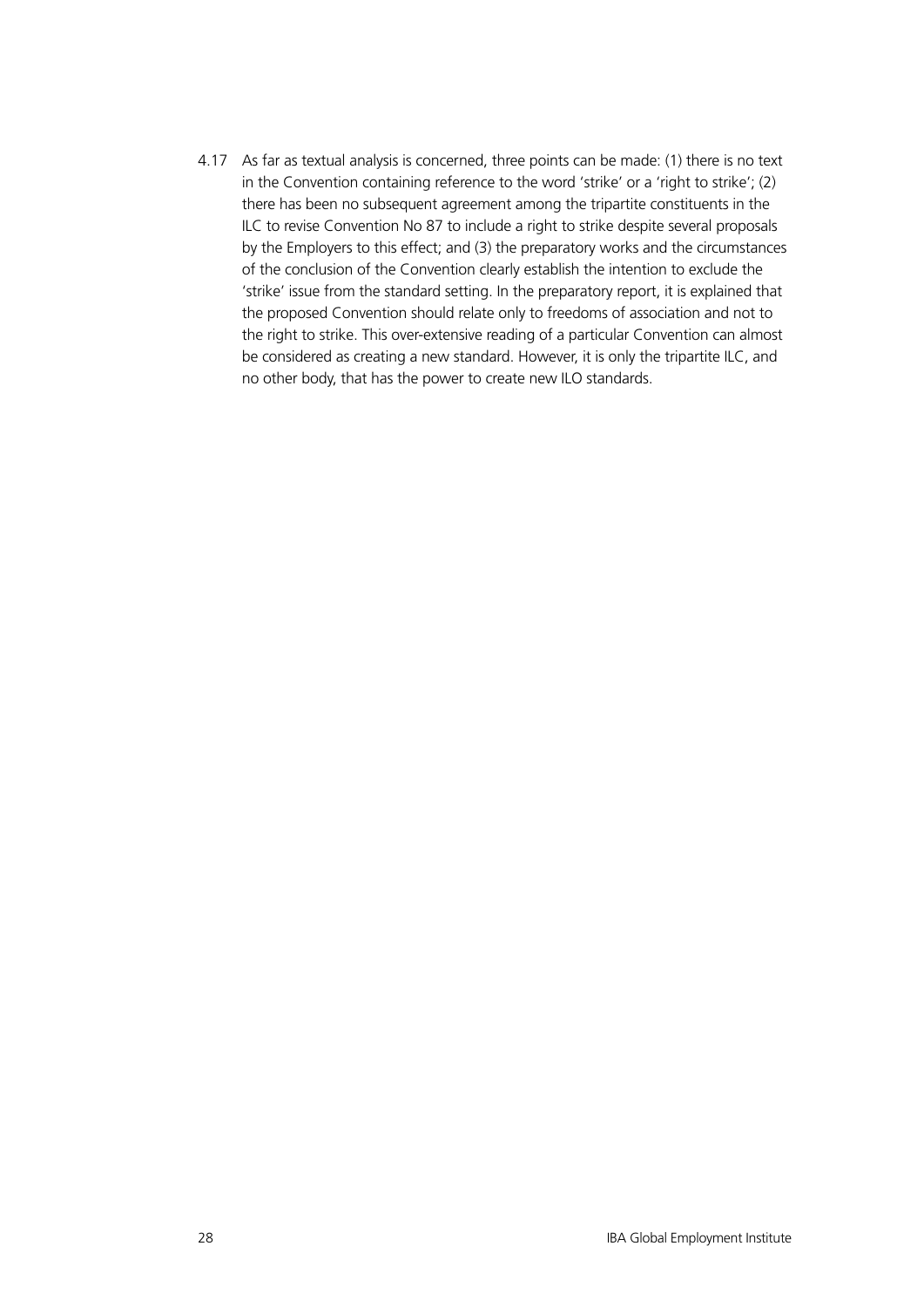4.17 As far as textual analysis is concerned, three points can be made: (1) there is no text in the Convention containing reference to the word 'strike' or a 'right to strike'; (2) there has been no subsequent agreement among the tripartite constituents in the ILC to revise Convention No 87 to include a right to strike despite several proposals by the Employers to this effect; and (3) the preparatory works and the circumstances of the conclusion of the Convention clearly establish the intention to exclude the 'strike' issue from the standard setting. In the preparatory report, it is explained that the proposed Convention should relate only to freedoms of association and not to the right to strike. This over-extensive reading of a particular Convention can almost be considered as creating a new standard. However, it is only the tripartite ILC, and no other body, that has the power to create new ILO standards.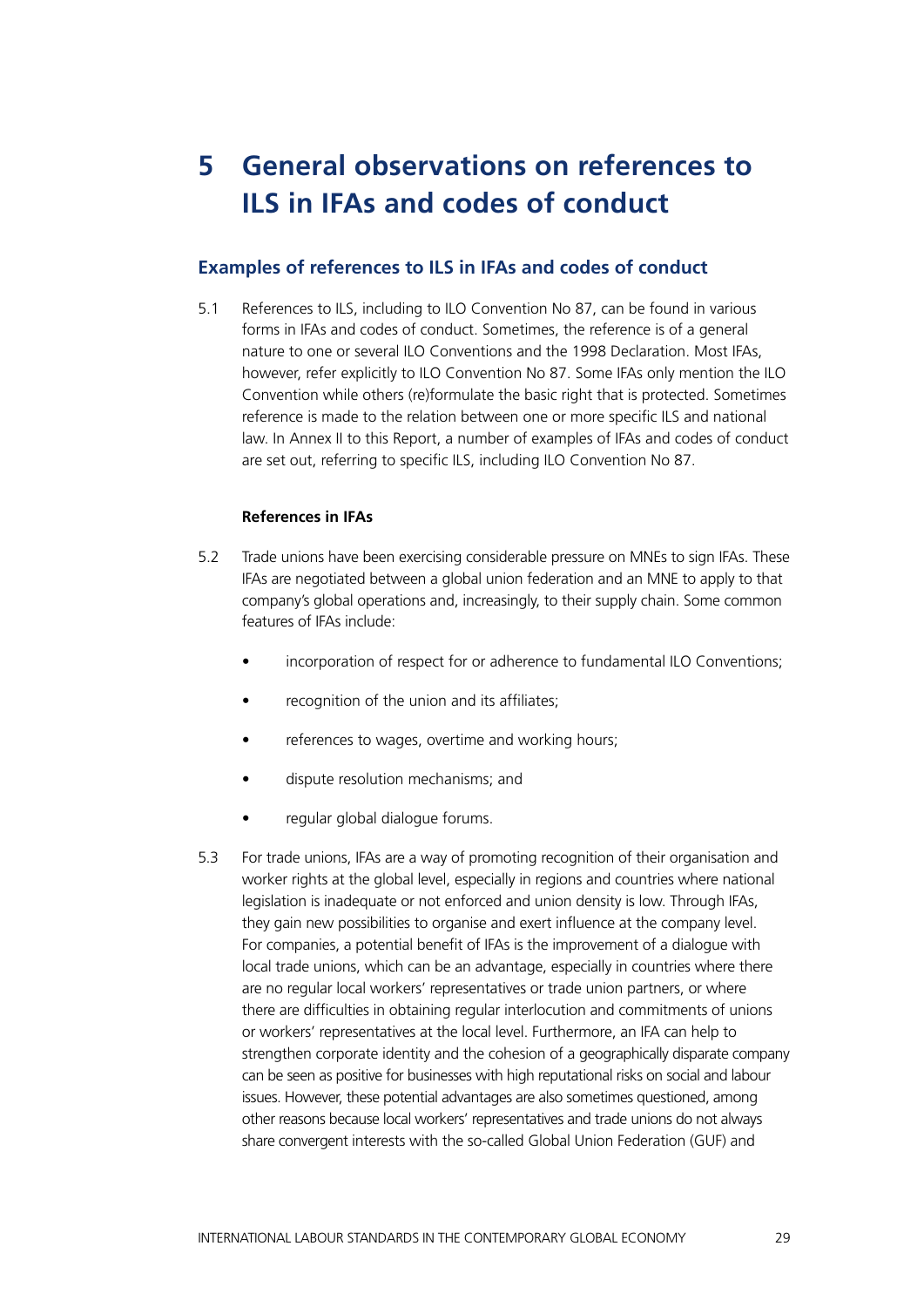# 5 General observations on references to ILS in IFAs and codes of conduct

## Examples of references to ILS in IFAs and codes of conduct

5.1 References to ILS, including to ILO Convention No 87, can be found in various forms in IFAs and codes of conduct. Sometimes, the reference is of a general nature to one or several ILO Conventions and the 1998 Declaration. Most IFAs, however, refer explicitly to ILO Convention No 87. Some IFAs only mention the ILO Convention while others (re)formulate the basic right that is protected. Sometimes reference is made to the relation between one or more specific ILS and national law. In Annex II to this Report, a number of examples of IFAs and codes of conduct are set out, referring to specific ILS, including ILO Convention No 87.

**References in IFAs**

5.2 Trade unions have been exercising considerable pressure on MNEs to sign IFAs. These IFAs are negotiated between a global union federation and an MNE to apply to that company's global operations and, increasingly, to their supply chain. Some common features of IFAs include:

- incorporation of respect for or adherence to fundamental ILO Conventions;
- recognition of the union and its affiliates;
- references to wages, overtime and working hours;
- dispute resolution mechanisms; and
- regular global dialogue forums.

5.3 For trade unions, IFAs are a way of promoting recognition of their organisation and worker rights at the global level, especially in regions and countries where national legislation is inadequate or not enforced and union density is low. Through IFAs, they gain new possibilities to organise and exert influence at the company level. For companies, a potential benefit of IFAs is the improvement of a dialogue with local trade unions, which can be an advantage, especially in countries where there are no regular local workers' representatives or trade union partners, or where there are difficulties in obtaining regular interlocution and commitments of unions or workers' representatives at the local level. Furthermore, an IFA can help to strengthen corporate identity and the cohesion of a geographically disparate company can be seen as positive for businesses with high reputational risks on social and labour issues. However, these potential advantages are also sometimes questioned, among other reasons because local workers' representatives and trade unions do not always share convergent interests with the so-called Global Union Federation (GUF) and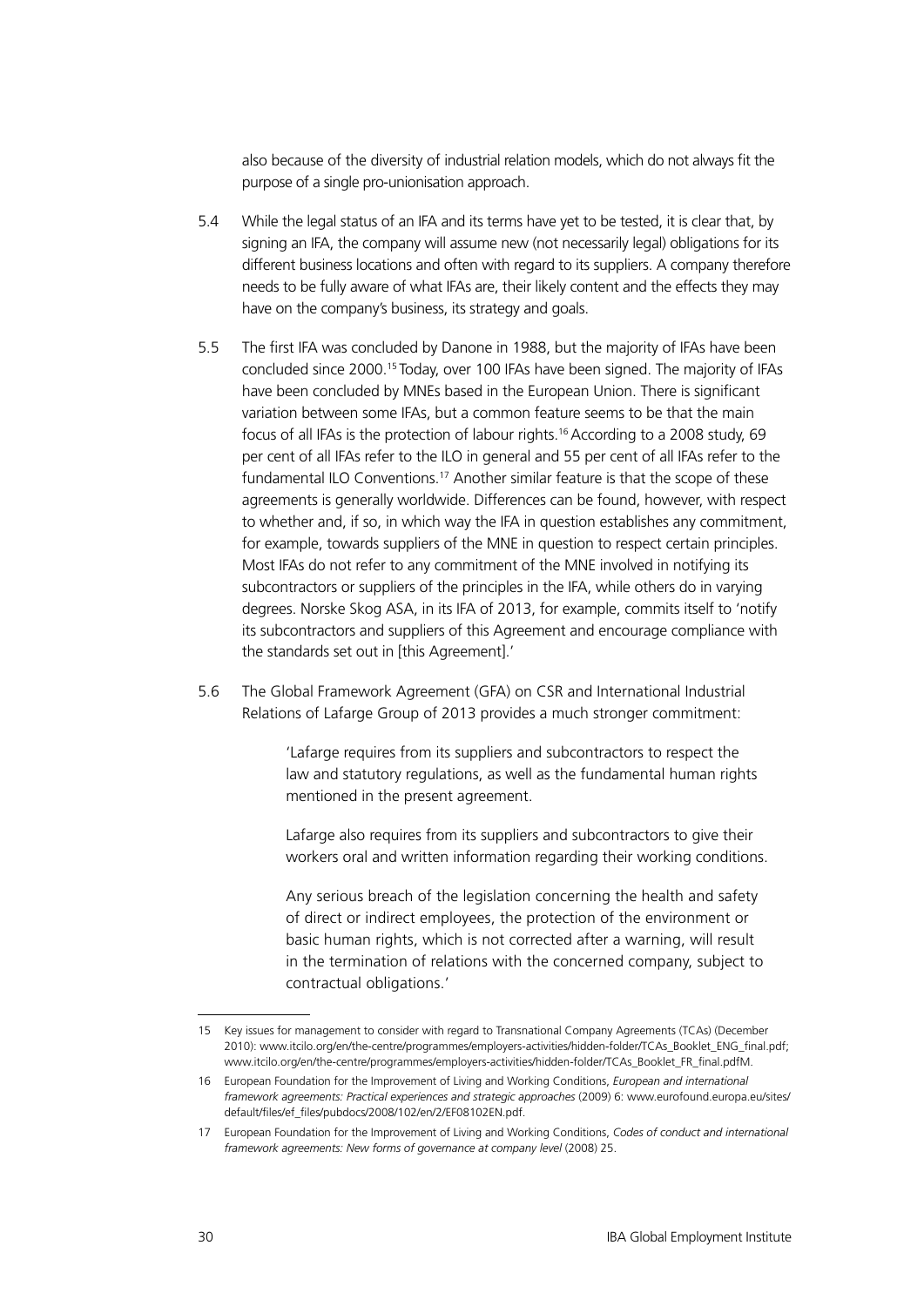also because of the diversity of industrial relation models, which do not always fit the purpose of a single pro-unionisation approach.

5.4 While the legal status of an IFA and its terms have yet to be tested, it is clear that, by signing an IFA, the company will assume new (not necessarily legal) obligations for its different business locations and often with regard to its suppliers. A company therefore needs to be fully aware of what IFAs are, their likely content and the effects they may have on the company's business, its strategy and goals.

5.5 The first IFA was concluded by Danone in 1988, but the majority of IFAs have been concluded since 2000.[15] Today, over 100 IFAs have been signed. The majority of IFAs have been concluded by MNEs based in the European Union. There is significant variation between some IFAs, but a common feature seems to be that the main focus of all IFAs is the protection of labour rights.[16] According to a 2008 study, 69 per cent of all IFAs refer to the ILO in general and 55 per cent of all IFAs refer to the fundamental ILO Conventions.[17] Another similar feature is that the scope of these agreements is generally worldwide. Differences can be found, however, with respect to whether and, if so, in which way the IFA in question establishes any commitment, for example, towards suppliers of the MNE in question to respect certain principles. Most IFAs do not refer to any commitment of the MNE involved in notifying its subcontractors or suppliers of the principles in the IFA, while others do in varying degrees. Norske Skog ASA, in its IFA of 2013, for example, commits itself to 'notify its subcontractors and suppliers of this Agreement and encourage compliance with the standards set out in [this Agreement].'

5.6 The Global Framework Agreement (GFA) on CSR and International Industrial Relations of Lafarge Group of 2013 provides a much stronger commitment:

> 'Lafarge requires from its suppliers and subcontractors to respect the law and statutory regulations, as well as the fundamental human rights mentioned in the present agreement.
>
> Lafarge also requires from its suppliers and subcontractors to give their workers oral and written information regarding their working conditions.
>
> Any serious breach of the legislation concerning the health and safety of direct or indirect employees, the protection of the environment or basic human rights, which is not corrected after a warning, will result in the termination of relations with the concerned company, subject to contractual obligations.'

---

15 Key issues for management to consider with regard to Transnational Company Agreements (TCAs) (December 2010): www.itcilo.org/en/the-centre/programmes/employers-activities/hidden-folder/TCAs_Booklet_ENG_final.pdf; www.itcilo.org/en/the-centre/programmes/employers-activities/hidden-folder/TCAs_Booklet_FR_final.pdfM.

16 European Foundation for the Improvement of Living and Working Conditions, *European and international framework agreements: Practical experiences and strategic approaches* (2009) 6: www.eurofound.europa.eu/sites/default/files/ef_files/pubdocs/2008/102/en/2/EF08102EN.pdf.

17 European Foundation for the Improvement of Living and Working Conditions, *Codes of conduct and international framework agreements: New forms of governance at company level* (2008) 25.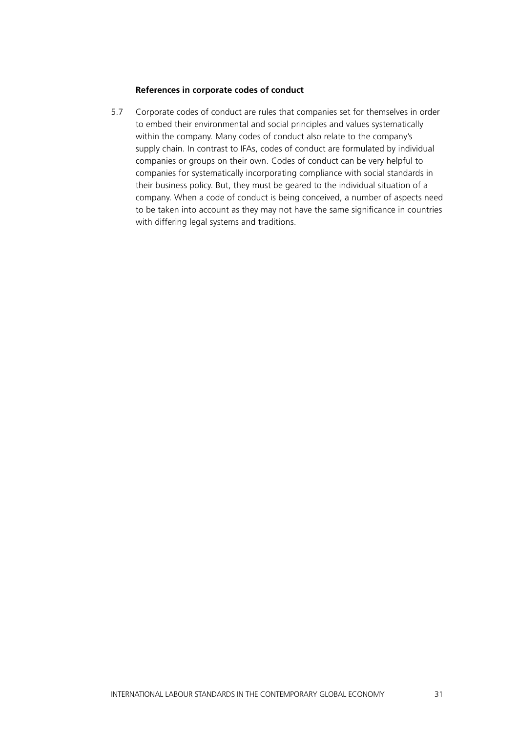**References in corporate codes of conduct**

5.7 Corporate codes of conduct are rules that companies set for themselves in order to embed their environmental and social principles and values systematically within the company. Many codes of conduct also relate to the company's supply chain. In contrast to IFAs, codes of conduct are formulated by individual companies or groups on their own. Codes of conduct can be very helpful to companies for systematically incorporating compliance with social standards in their business policy. But, they must be geared to the individual situation of a company. When a code of conduct is being conceived, a number of aspects need to be taken into account as they may not have the same significance in countries with differing legal systems and traditions.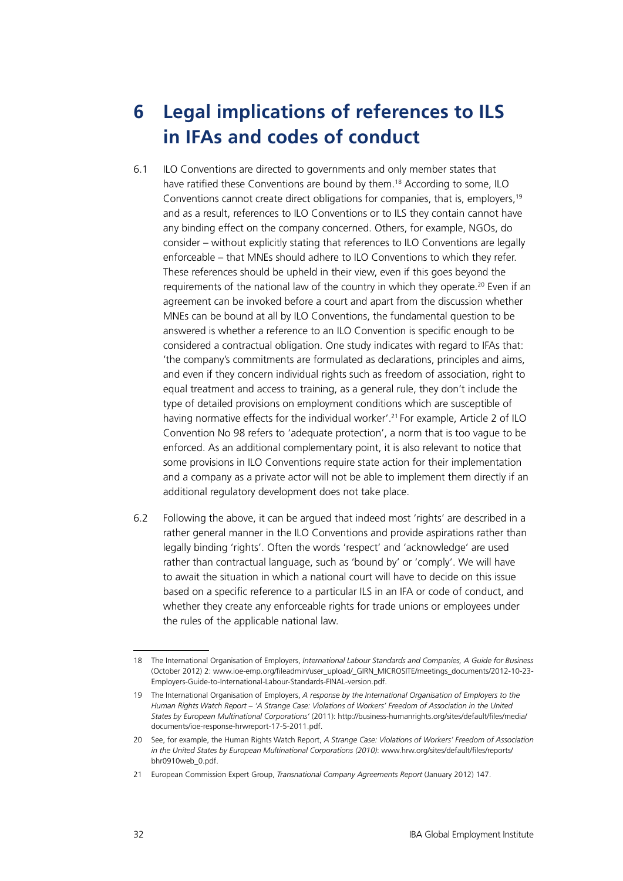# 6 Legal implications of references to ILS in IFAs and codes of conduct

6.1 ILO Conventions are directed to governments and only member states that have ratified these Conventions are bound by them.[18] According to some, ILO Conventions cannot create direct obligations for companies, that is, employers,[19] and as a result, references to ILO Conventions or to ILS they contain cannot have any binding effect on the company concerned. Others, for example, NGOs, do consider – without explicitly stating that references to ILO Conventions are legally enforceable – that MNEs should adhere to ILO Conventions to which they refer. These references should be upheld in their view, even if this goes beyond the requirements of the national law of the country in which they operate.[20] Even if an agreement can be invoked before a court and apart from the discussion whether MNEs can be bound at all by ILO Conventions, the fundamental question to be answered is whether a reference to an ILO Convention is specific enough to be considered a contractual obligation. One study indicates with regard to IFAs that: 'the company's commitments are formulated as declarations, principles and aims, and even if they concern individual rights such as freedom of association, right to equal treatment and access to training, as a general rule, they don't include the type of detailed provisions on employment conditions which are susceptible of having normative effects for the individual worker'.[21] For example, Article 2 of ILO Convention No 98 refers to 'adequate protection', a norm that is too vague to be enforced. As an additional complementary point, it is also relevant to notice that some provisions in ILO Conventions require state action for their implementation and a company as a private actor will not be able to implement them directly if an additional regulatory development does not take place.

6.2 Following the above, it can be argued that indeed most 'rights' are described in a rather general manner in the ILO Conventions and provide aspirations rather than legally binding 'rights'. Often the words 'respect' and 'acknowledge' are used rather than contractual language, such as 'bound by' or 'comply'. We will have to await the situation in which a national court will have to decide on this issue based on a specific reference to a particular ILS in an IFA or code of conduct, and whether they create any enforceable rights for trade unions or employees under the rules of the applicable national law.

---

18 The International Organisation of Employers, *International Labour Standards and Companies, A Guide for Business* (October 2012) 2: www.ioe-emp.org/fileadmin/user_upload/_GIRN_MICROSITE/meetings_documents/2012-10-23-Employers-Guide-to-International-Labour-Standards-FINAL-version.pdf.

19 The International Organisation of Employers, *A response by the International Organisation of Employers to the Human Rights Watch Report – 'A Strange Case: Violations of Workers' Freedom of Association in the United States by European Multinational Corporations'* (2011): http://business-humanrights.org/sites/default/files/media/documents/ioe-response-hrwreport-17-5-2011.pdf.

20 See, for example, the Human Rights Watch Report, *A Strange Case: Violations of Workers' Freedom of Association in the United States by European Multinational Corporations (2010)*: www.hrw.org/sites/default/files/reports/bhr0910web_0.pdf.

21 European Commission Expert Group, *Transnational Company Agreements Report* (January 2012) 147.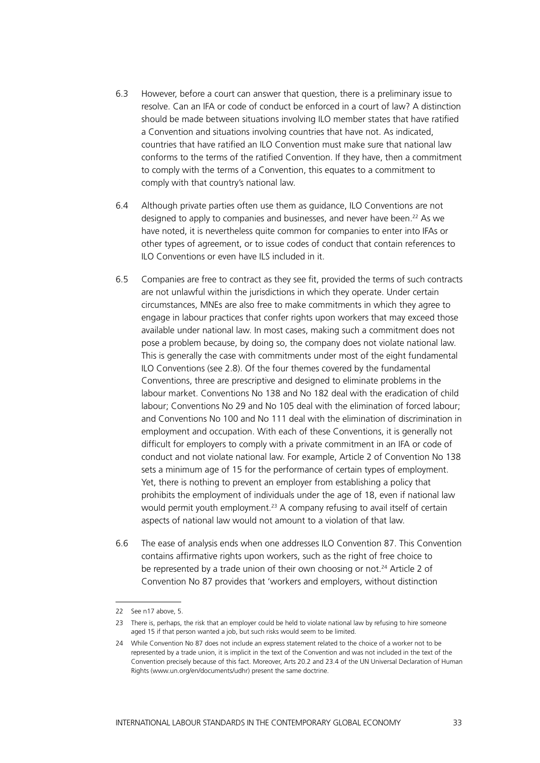6.3 However, before a court can answer that question, there is a preliminary issue to resolve. Can an IFA or code of conduct be enforced in a court of law? A distinction should be made between situations involving ILO member states that have ratified a Convention and situations involving countries that have not. As indicated, countries that have ratified an ILO Convention must make sure that national law conforms to the terms of the ratified Convention. If they have, then a commitment to comply with the terms of a Convention, this equates to a commitment to comply with that country's national law.

6.4 Although private parties often use them as guidance, ILO Conventions are not designed to apply to companies and businesses, and never have been.[22] As we have noted, it is nevertheless quite common for companies to enter into IFAs or other types of agreement, or to issue codes of conduct that contain references to ILO Conventions or even have ILS included in it.

6.5 Companies are free to contract as they see fit, provided the terms of such contracts are not unlawful within the jurisdictions in which they operate. Under certain circumstances, MNEs are also free to make commitments in which they agree to engage in labour practices that confer rights upon workers that may exceed those available under national law. In most cases, making such a commitment does not pose a problem because, by doing so, the company does not violate national law. This is generally the case with commitments under most of the eight fundamental ILO Conventions (see 2.8). Of the four themes covered by the fundamental Conventions, three are prescriptive and designed to eliminate problems in the labour market. Conventions No 138 and No 182 deal with the eradication of child labour; Conventions No 29 and No 105 deal with the elimination of forced labour; and Conventions No 100 and No 111 deal with the elimination of discrimination in employment and occupation. With each of these Conventions, it is generally not difficult for employers to comply with a private commitment in an IFA or code of conduct and not violate national law. For example, Article 2 of Convention No 138 sets a minimum age of 15 for the performance of certain types of employment. Yet, there is nothing to prevent an employer from establishing a policy that prohibits the employment of individuals under the age of 18, even if national law would permit youth employment.[23] A company refusing to avail itself of certain aspects of national law would not amount to a violation of that law.

6.6 The ease of analysis ends when one addresses ILO Convention 87. This Convention contains affirmative rights upon workers, such as the right of free choice to be represented by a trade union of their own choosing or not.[24] Article 2 of Convention No 87 provides that 'workers and employers, without distinction

---

22 See n17 above, 5.

23 There is, perhaps, the risk that an employer could be held to violate national law by refusing to hire someone aged 15 if that person wanted a job, but such risks would seem to be limited.

24 While Convention No 87 does not include an express statement related to the choice of a worker not to be represented by a trade union, it is implicit in the text of the Convention and was not included in the text of the Convention precisely because of this fact. Moreover, Arts 20.2 and 23.4 of the UN Universal Declaration of Human Rights (www.un.org/en/documents/udhr) present the same doctrine.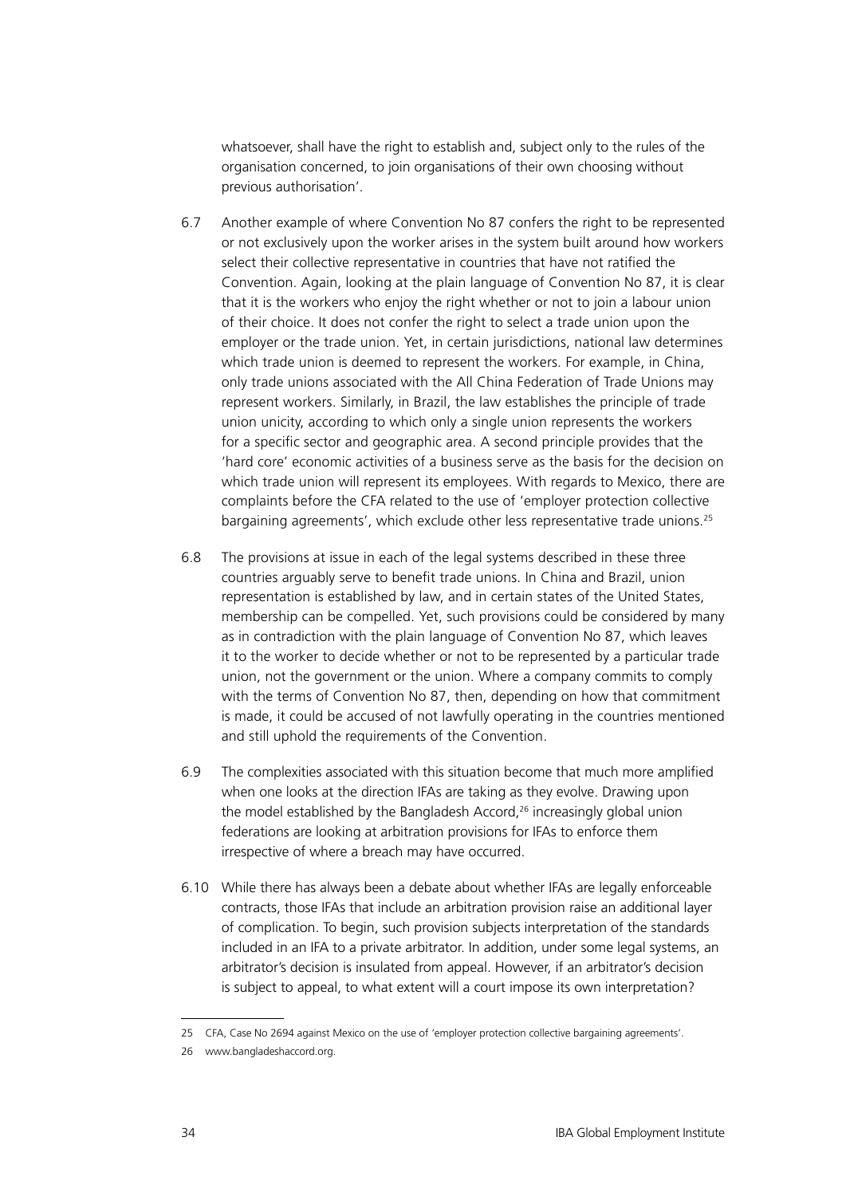whatsoever, shall have the right to establish and, subject only to the rules of the organisation concerned, to join organisations of their own choosing without previous authorisation'.

6.7 Another example of where Convention No 87 confers the right to be represented or not exclusively upon the worker arises in the system built around how workers select their collective representative in countries that have not ratified the Convention. Again, looking at the plain language of Convention No 87, it is clear that it is the workers who enjoy the right whether or not to join a labour union of their choice. It does not confer the right to select a trade union upon the employer or the trade union. Yet, in certain jurisdictions, national law determines which trade union is deemed to represent the workers. For example, in China, only trade unions associated with the All China Federation of Trade Unions may represent workers. Similarly, in Brazil, the law establishes the principle of trade union unicity, according to which only a single union represents the workers for a specific sector and geographic area. A second principle provides that the 'hard core' economic activities of a business serve as the basis for the decision on which trade union will represent its employees. With regards to Mexico, there are complaints before the CFA related to the use of 'employer protection collective bargaining agreements', which exclude other less representative trade unions.[25]

6.8 The provisions at issue in each of the legal systems described in these three countries arguably serve to benefit trade unions. In China and Brazil, union representation is established by law, and in certain states of the United States, membership can be compelled. Yet, such provisions could be considered by many as in contradiction with the plain language of Convention No 87, which leaves it to the worker to decide whether or not to be represented by a particular trade union, not the government or the union. Where a company commits to comply with the terms of Convention No 87, then, depending on how that commitment is made, it could be accused of not lawfully operating in the countries mentioned and still uphold the requirements of the Convention.

6.9 The complexities associated with this situation become that much more amplified when one looks at the direction IFAs are taking as they evolve. Drawing upon the model established by the Bangladesh Accord,[26] increasingly global union federations are looking at arbitration provisions for IFAs to enforce them irrespective of where a breach may have occurred.

6.10 While there has always been a debate about whether IFAs are legally enforceable contracts, those IFAs that include an arbitration provision raise an additional layer of complication. To begin, such provision subjects interpretation of the standards included in an IFA to a private arbitrator. In addition, under some legal systems, an arbitrator's decision is insulated from appeal. However, if an arbitrator's decision is subject to appeal, to what extent will a court impose its own interpretation?

---

25 CFA, Case No 2694 against Mexico on the use of 'employer protection collective bargaining agreements'.

26 www.bangladeshaccord.org.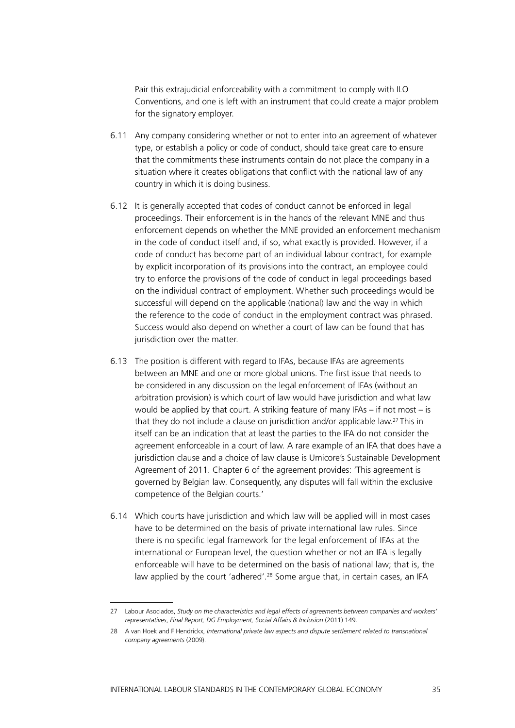Pair this extrajudicial enforceability with a commitment to comply with ILO Conventions, and one is left with an instrument that could create a major problem for the signatory employer.

6.11 Any company considering whether or not to enter into an agreement of whatever type, or establish a policy or code of conduct, should take great care to ensure that the commitments these instruments contain do not place the company in a situation where it creates obligations that conflict with the national law of any country in which it is doing business.

6.12 It is generally accepted that codes of conduct cannot be enforced in legal proceedings. Their enforcement is in the hands of the relevant MNE and thus enforcement depends on whether the MNE provided an enforcement mechanism in the code of conduct itself and, if so, what exactly is provided. However, if a code of conduct has become part of an individual labour contract, for example by explicit incorporation of its provisions into the contract, an employee could try to enforce the provisions of the code of conduct in legal proceedings based on the individual contract of employment. Whether such proceedings would be successful will depend on the applicable (national) law and the way in which the reference to the code of conduct in the employment contract was phrased. Success would also depend on whether a court of law can be found that has jurisdiction over the matter.

6.13 The position is different with regard to IFAs, because IFAs are agreements between an MNE and one or more global unions. The first issue that needs to be considered in any discussion on the legal enforcement of IFAs (without an arbitration provision) is which court of law would have jurisdiction and what law would be applied by that court. A striking feature of many IFAs – if not most – is that they do not include a clause on jurisdiction and/or applicable law.[27] This in itself can be an indication that at least the parties to the IFA do not consider the agreement enforceable in a court of law. A rare example of an IFA that does have a jurisdiction clause and a choice of law clause is Umicore's Sustainable Development Agreement of 2011. Chapter 6 of the agreement provides: 'This agreement is governed by Belgian law. Consequently, any disputes will fall within the exclusive competence of the Belgian courts.'

6.14 Which courts have jurisdiction and which law will be applied will in most cases have to be determined on the basis of private international law rules. Since there is no specific legal framework for the legal enforcement of IFAs at the international or European level, the question whether or not an IFA is legally enforceable will have to be determined on the basis of national law; that is, the law applied by the court 'adhered'.[28] Some argue that, in certain cases, an IFA

---

27 Labour Asociados, *Study on the characteristics and legal effects of agreements between companies and workers' representatives*, *Final Report, DG Employment, Social Affairs & Inclusion* (2011) 149.

28 A van Hoek and F Hendrickx, *International private law aspects and dispute settlement related to transnational company agreements* (2009).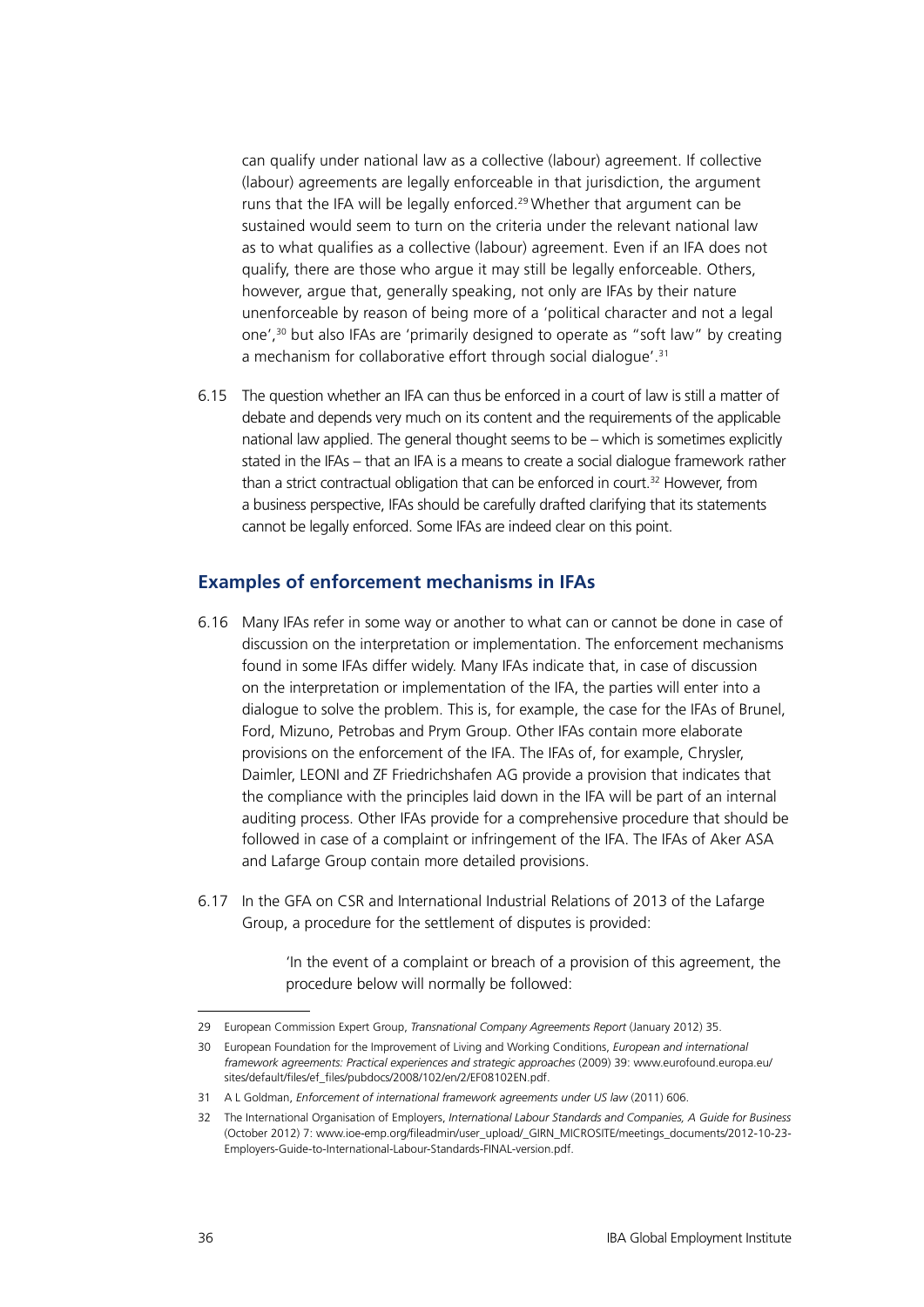can qualify under national law as a collective (labour) agreement. If collective (labour) agreements are legally enforceable in that jurisdiction, the argument runs that the IFA will be legally enforced.[29] Whether that argument can be sustained would seem to turn on the criteria under the relevant national law as to what qualifies as a collective (labour) agreement. Even if an IFA does not qualify, there are those who argue it may still be legally enforceable. Others, however, argue that, generally speaking, not only are IFAs by their nature unenforceable by reason of being more of a 'political character and not a legal one',[30] but also IFAs are 'primarily designed to operate as "soft law" by creating a mechanism for collaborative effort through social dialogue'.[31]

6.15 The question whether an IFA can thus be enforced in a court of law is still a matter of debate and depends very much on its content and the requirements of the applicable national law applied. The general thought seems to be – which is sometimes explicitly stated in the IFAs – that an IFA is a means to create a social dialogue framework rather than a strict contractual obligation that can be enforced in court.[32] However, from a business perspective, IFAs should be carefully drafted clarifying that its statements cannot be legally enforced. Some IFAs are indeed clear on this point.

## Examples of enforcement mechanisms in IFAs

6.16 Many IFAs refer in some way or another to what can or cannot be done in case of discussion on the interpretation or implementation. The enforcement mechanisms found in some IFAs differ widely. Many IFAs indicate that, in case of discussion on the interpretation or implementation of the IFA, the parties will enter into a dialogue to solve the problem. This is, for example, the case for the IFAs of Brunel, Ford, Mizuno, Petrobas and Prym Group. Other IFAs contain more elaborate provisions on the enforcement of the IFA. The IFAs of, for example, Chrysler, Daimler, LEONI and ZF Friedrichshafen AG provide a provision that indicates that the compliance with the principles laid down in the IFA will be part of an internal auditing process. Other IFAs provide for a comprehensive procedure that should be followed in case of a complaint or infringement of the IFA. The IFAs of Aker ASA and Lafarge Group contain more detailed provisions.

6.17 In the GFA on CSR and International Industrial Relations of 2013 of the Lafarge Group, a procedure for the settlement of disputes is provided:

> 'In the event of a complaint or breach of a provision of this agreement, the procedure below will normally be followed:

---

29 European Commission Expert Group, *Transnational Company Agreements Report* (January 2012) 35.

30 European Foundation for the Improvement of Living and Working Conditions, *European and international framework agreements: Practical experiences and strategic approaches* (2009) 39: www.eurofound.europa.eu/sites/default/files/ef_files/pubdocs/2008/102/en/2/EF08102EN.pdf.

31 A L Goldman, *Enforcement of international framework agreements under US law* (2011) 606.

32 The International Organisation of Employers, *International Labour Standards and Companies, A Guide for Business* (October 2012) 7: www.ioe-emp.org/fileadmin/user_upload/_GIRN_MICROSITE/meetings_documents/2012-10-23-Employers-Guide-to-International-Labour-Standards-FINAL-version.pdf.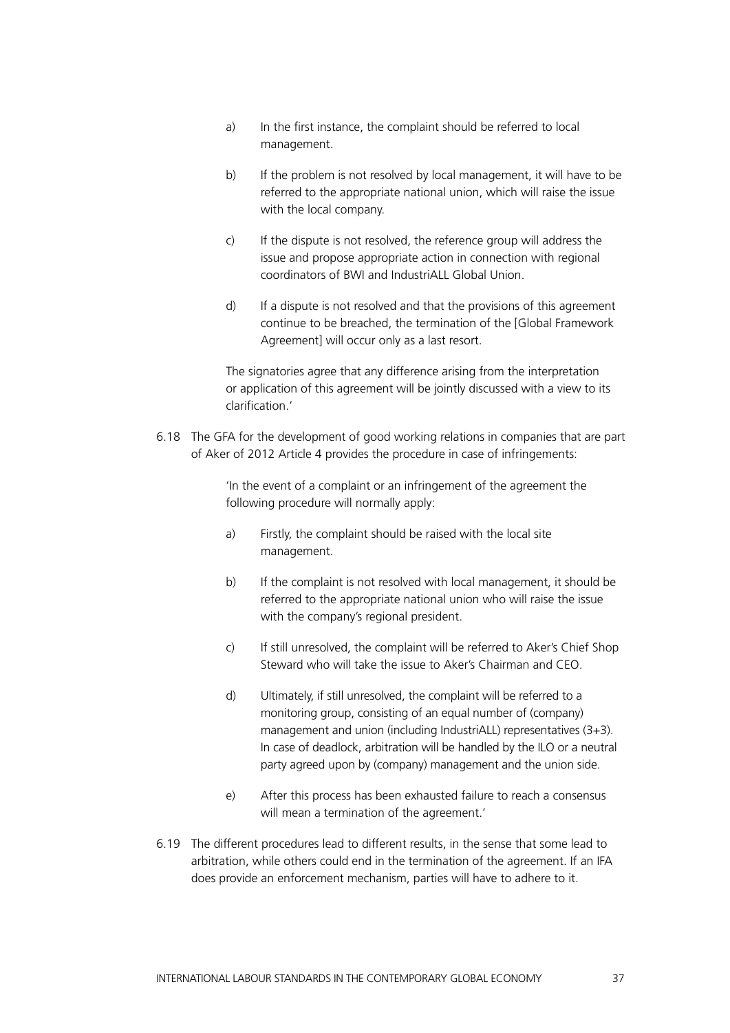a) In the first instance, the complaint should be referred to local management.

b) If the problem is not resolved by local management, it will have to be referred to the appropriate national union, which will raise the issue with the local company.

c) If the dispute is not resolved, the reference group will address the issue and propose appropriate action in connection with regional coordinators of BWI and IndustriALL Global Union.

d) If a dispute is not resolved and that the provisions of this agreement continue to be breached, the termination of the [Global Framework Agreement] will occur only as a last resort.

The signatories agree that any difference arising from the interpretation or application of this agreement will be jointly discussed with a view to its clarification.'

6.18 The GFA for the development of good working relations in companies that are part of Aker of 2012 Article 4 provides the procedure in case of infringements:

> 'In the event of a complaint or an infringement of the agreement the following procedure will normally apply:
>
> a) Firstly, the complaint should be raised with the local site management.
>
> b) If the complaint is not resolved with local management, it should be referred to the appropriate national union who will raise the issue with the company's regional president.
>
> c) If still unresolved, the complaint will be referred to Aker's Chief Shop Steward who will take the issue to Aker's Chairman and CEO.
>
> d) Ultimately, if still unresolved, the complaint will be referred to a monitoring group, consisting of an equal number of (company) management and union (including IndustriALL) representatives (3+3). In case of deadlock, arbitration will be handled by the ILO or a neutral party agreed upon by (company) management and the union side.
>
> e) After this process has been exhausted failure to reach a consensus will mean a termination of the agreement.'

6.19 The different procedures lead to different results, in the sense that some lead to arbitration, while others could end in the termination of the agreement. If an IFA does provide an enforcement mechanism, parties will have to adhere to it.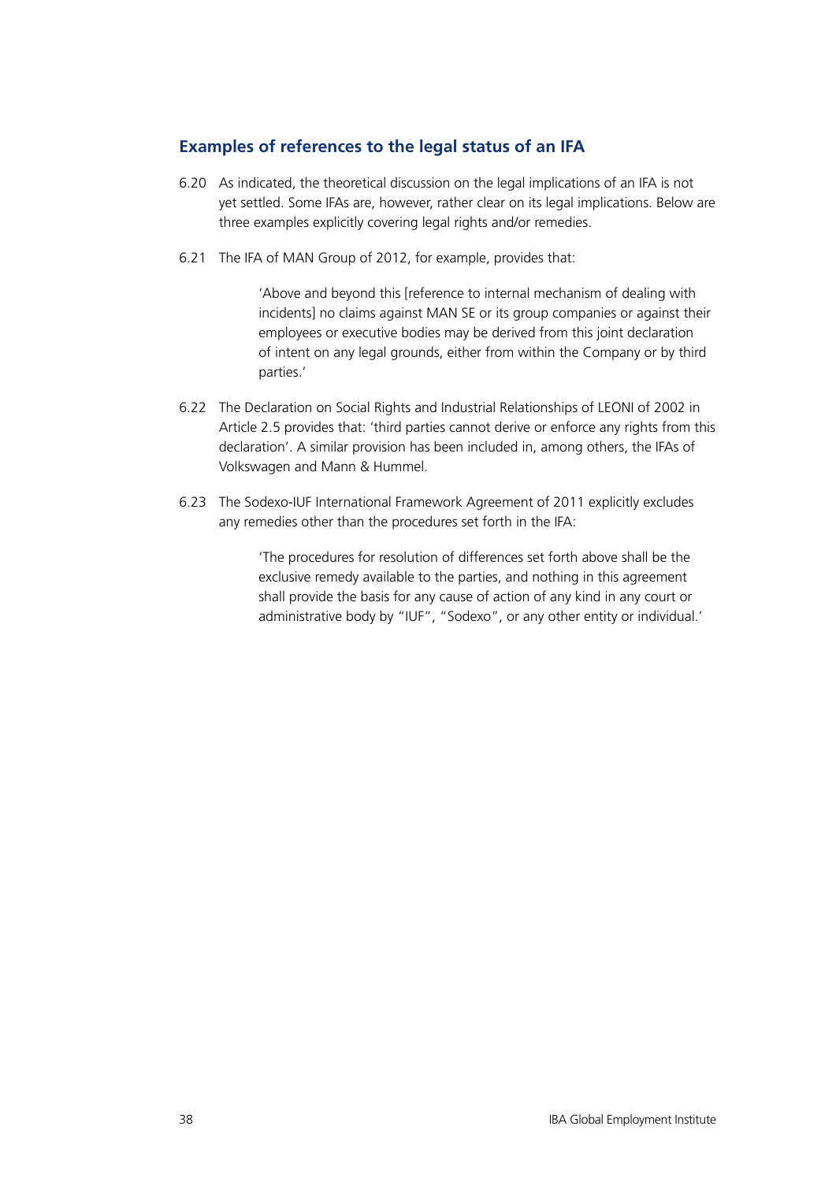## Examples of references to the legal status of an IFA

6.20 As indicated, the theoretical discussion on the legal implications of an IFA is not yet settled. Some IFAs are, however, rather clear on its legal implications. Below are three examples explicitly covering legal rights and/or remedies.

6.21 The IFA of MAN Group of 2012, for example, provides that:

> 'Above and beyond this [reference to internal mechanism of dealing with incidents] no claims against MAN SE or its group companies or against their employees or executive bodies may be derived from this joint declaration of intent on any legal grounds, either from within the Company or by third parties.'

6.22 The Declaration on Social Rights and Industrial Relationships of LEONI of 2002 in Article 2.5 provides that: 'third parties cannot derive or enforce any rights from this declaration'. A similar provision has been included in, among others, the IFAs of Volkswagen and Mann & Hummel.

6.23 The Sodexo-IUF International Framework Agreement of 2011 explicitly excludes any remedies other than the procedures set forth in the IFA:

> 'The procedures for resolution of differences set forth above shall be the exclusive remedy available to the parties, and nothing in this agreement shall provide the basis for any cause of action of any kind in any court or administrative body by "IUF", "Sodexo", or any other entity or individual.'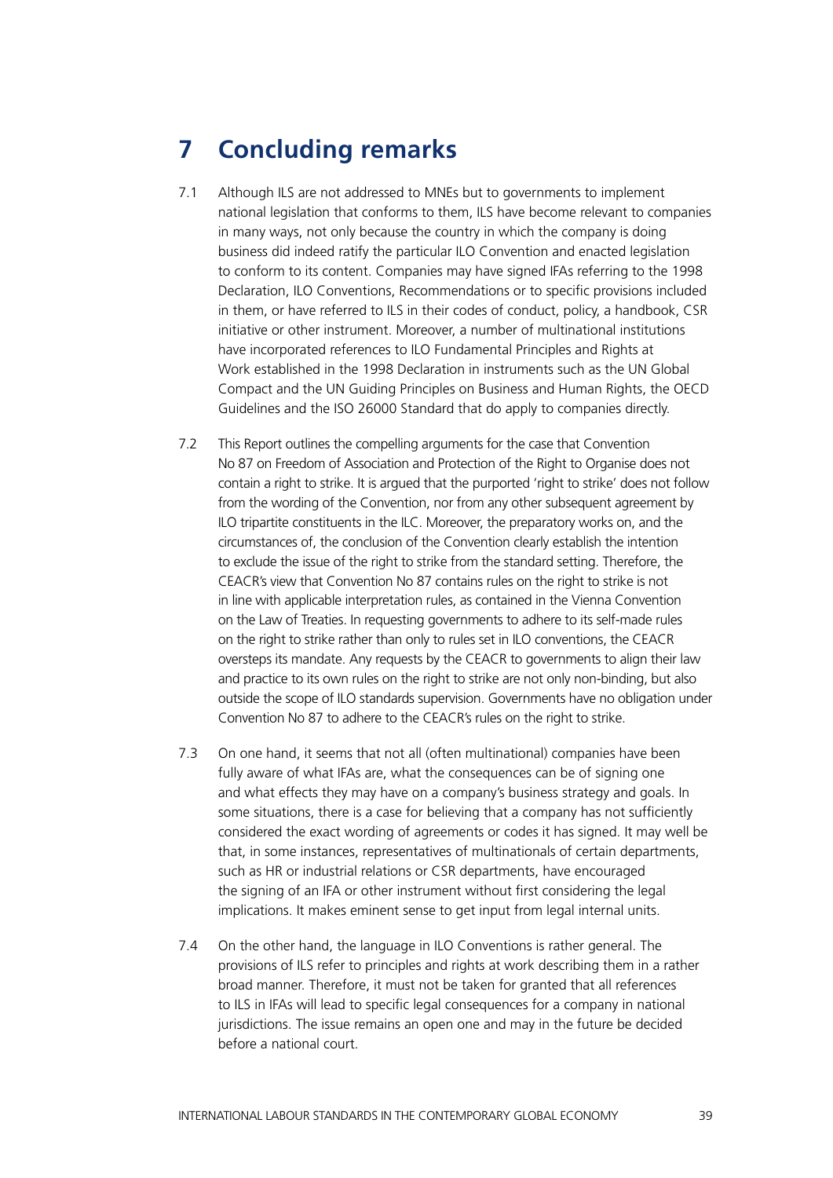# 7 Concluding remarks

7.1 Although ILS are not addressed to MNEs but to governments to implement national legislation that conforms to them, ILS have become relevant to companies in many ways, not only because the country in which the company is doing business did indeed ratify the particular ILO Convention and enacted legislation to conform to its content. Companies may have signed IFAs referring to the 1998 Declaration, ILO Conventions, Recommendations or to specific provisions included in them, or have referred to ILS in their codes of conduct, policy, a handbook, CSR initiative or other instrument. Moreover, a number of multinational institutions have incorporated references to ILO Fundamental Principles and Rights at Work established in the 1998 Declaration in instruments such as the UN Global Compact and the UN Guiding Principles on Business and Human Rights, the OECD Guidelines and the ISO 26000 Standard that do apply to companies directly.

7.2 This Report outlines the compelling arguments for the case that Convention No 87 on Freedom of Association and Protection of the Right to Organise does not contain a right to strike. It is argued that the purported 'right to strike' does not follow from the wording of the Convention, nor from any other subsequent agreement by ILO tripartite constituents in the ILC. Moreover, the preparatory works on, and the circumstances of, the conclusion of the Convention clearly establish the intention to exclude the issue of the right to strike from the standard setting. Therefore, the CEACR's view that Convention No 87 contains rules on the right to strike is not in line with applicable interpretation rules, as contained in the Vienna Convention on the Law of Treaties. In requesting governments to adhere to its self-made rules on the right to strike rather than only to rules set in ILO conventions, the CEACR oversteps its mandate. Any requests by the CEACR to governments to align their law and practice to its own rules on the right to strike are not only non-binding, but also outside the scope of ILO standards supervision. Governments have no obligation under Convention No 87 to adhere to the CEACR's rules on the right to strike.

7.3 On one hand, it seems that not all (often multinational) companies have been fully aware of what IFAs are, what the consequences can be of signing one and what effects they may have on a company's business strategy and goals. In some situations, there is a case for believing that a company has not sufficiently considered the exact wording of agreements or codes it has signed. It may well be that, in some instances, representatives of multinationals of certain departments, such as HR or industrial relations or CSR departments, have encouraged the signing of an IFA or other instrument without first considering the legal implications. It makes eminent sense to get input from legal internal units.

7.4 On the other hand, the language in ILO Conventions is rather general. The provisions of ILS refer to principles and rights at work describing them in a rather broad manner. Therefore, it must not be taken for granted that all references to ILS in IFAs will lead to specific legal consequences for a company in national jurisdictions. The issue remains an open one and may in the future be decided before a national court.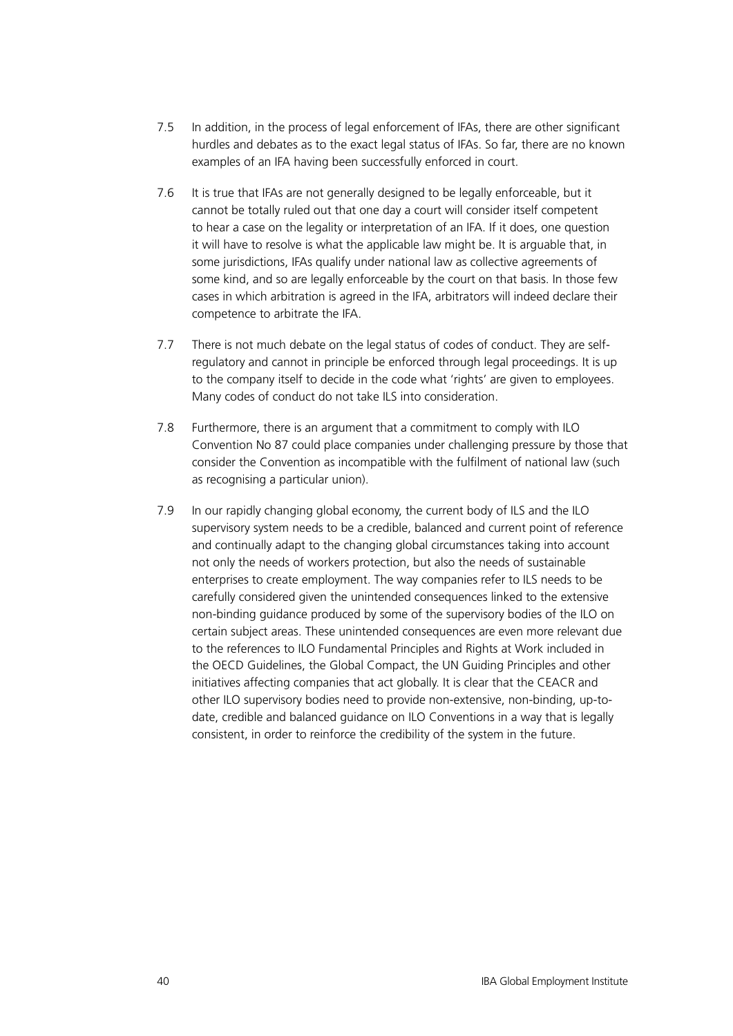7.5 In addition, in the process of legal enforcement of IFAs, there are other significant hurdles and debates as to the exact legal status of IFAs. So far, there are no known examples of an IFA having been successfully enforced in court.

7.6 It is true that IFAs are not generally designed to be legally enforceable, but it cannot be totally ruled out that one day a court will consider itself competent to hear a case on the legality or interpretation of an IFA. If it does, one question it will have to resolve is what the applicable law might be. It is arguable that, in some jurisdictions, IFAs qualify under national law as collective agreements of some kind, and so are legally enforceable by the court on that basis. In those few cases in which arbitration is agreed in the IFA, arbitrators will indeed declare their competence to arbitrate the IFA.

7.7 There is not much debate on the legal status of codes of conduct. They are self-regulatory and cannot in principle be enforced through legal proceedings. It is up to the company itself to decide in the code what 'rights' are given to employees. Many codes of conduct do not take ILS into consideration.

7.8 Furthermore, there is an argument that a commitment to comply with ILO Convention No 87 could place companies under challenging pressure by those that consider the Convention as incompatible with the fulfilment of national law (such as recognising a particular union).

7.9 In our rapidly changing global economy, the current body of ILS and the ILO supervisory system needs to be a credible, balanced and current point of reference and continually adapt to the changing global circumstances taking into account not only the needs of workers protection, but also the needs of sustainable enterprises to create employment. The way companies refer to ILS needs to be carefully considered given the unintended consequences linked to the extensive non-binding guidance produced by some of the supervisory bodies of the ILO on certain subject areas. These unintended consequences are even more relevant due to the references to ILO Fundamental Principles and Rights at Work included in the OECD Guidelines, the Global Compact, the UN Guiding Principles and other initiatives affecting companies that act globally. It is clear that the CEACR and other ILO supervisory bodies need to provide non-extensive, non-binding, up-to-date, credible and balanced guidance on ILO Conventions in a way that is legally consistent, in order to reinforce the credibility of the system in the future.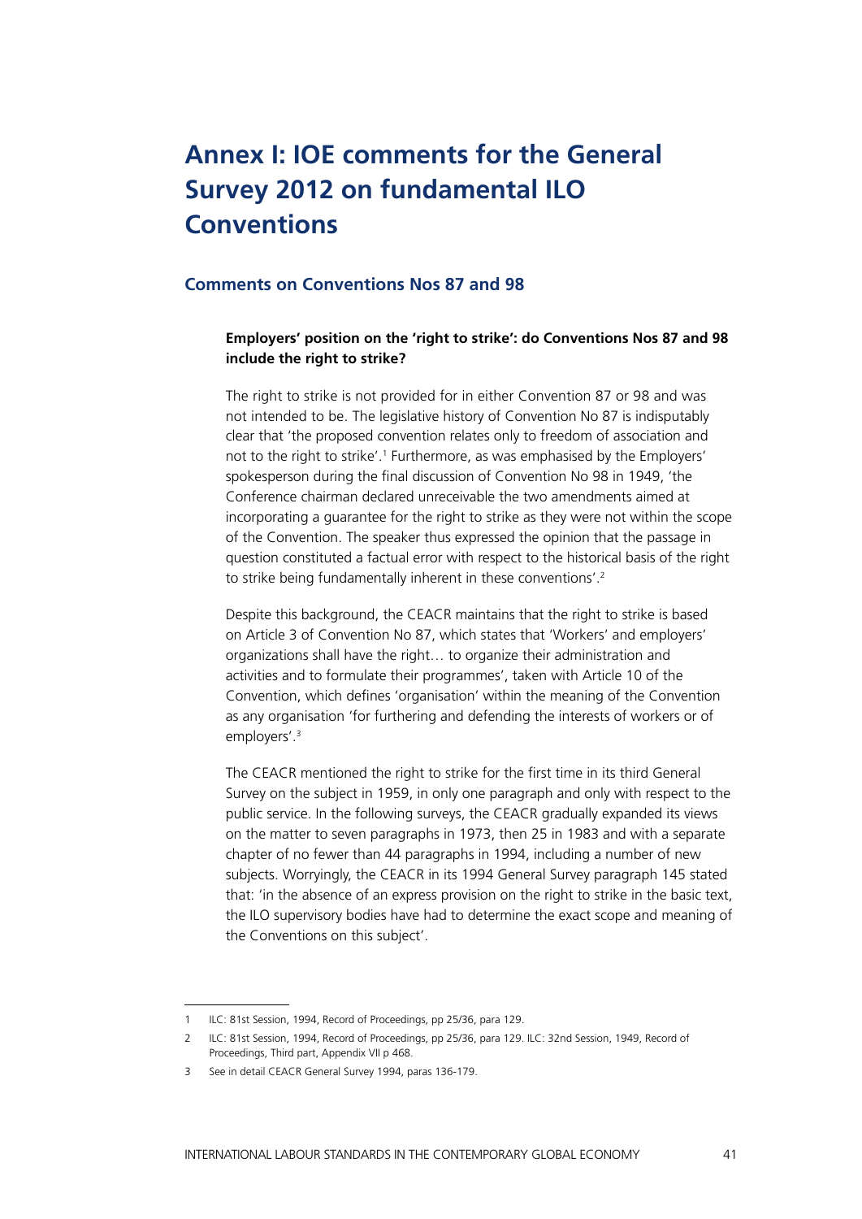# Annex I: IOE comments for the General Survey 2012 on fundamental ILO Conventions

## Comments on Conventions Nos 87 and 98

**Employers' position on the 'right to strike': do Conventions Nos 87 and 98 include the right to strike?**

The right to strike is not provided for in either Convention 87 or 98 and was not intended to be. The legislative history of Convention No 87 is indisputably clear that 'the proposed convention relates only to freedom of association and not to the right to strike'.[1] Furthermore, as was emphasised by the Employers' spokesperson during the final discussion of Convention No 98 in 1949, 'the Conference chairman declared unreceivable the two amendments aimed at incorporating a guarantee for the right to strike as they were not within the scope of the Convention. The speaker thus expressed the opinion that the passage in question constituted a factual error with respect to the historical basis of the right to strike being fundamentally inherent in these conventions'.[2]

Despite this background, the CEACR maintains that the right to strike is based on Article 3 of Convention No 87, which states that 'Workers' and employers' organizations shall have the right… to organize their administration and activities and to formulate their programmes', taken with Article 10 of the Convention, which defines 'organisation' within the meaning of the Convention as any organisation 'for furthering and defending the interests of workers or of employers'.[3]

The CEACR mentioned the right to strike for the first time in its third General Survey on the subject in 1959, in only one paragraph and only with respect to the public service. In the following surveys, the CEACR gradually expanded its views on the matter to seven paragraphs in 1973, then 25 in 1983 and with a separate chapter of no fewer than 44 paragraphs in 1994, including a number of new subjects. Worryingly, the CEACR in its 1994 General Survey paragraph 145 stated that: 'in the absence of an express provision on the right to strike in the basic text, the ILO supervisory bodies have had to determine the exact scope and meaning of the Conventions on this subject'.

---

1 ILC: 81st Session, 1994, Record of Proceedings, pp 25/36, para 129.

2 ILC: 81st Session, 1994, Record of Proceedings, pp 25/36, para 129. ILC: 32nd Session, 1949, Record of Proceedings, Third part, Appendix VII p 468.

3 See in detail CEACR General Survey 1994, paras 136-179.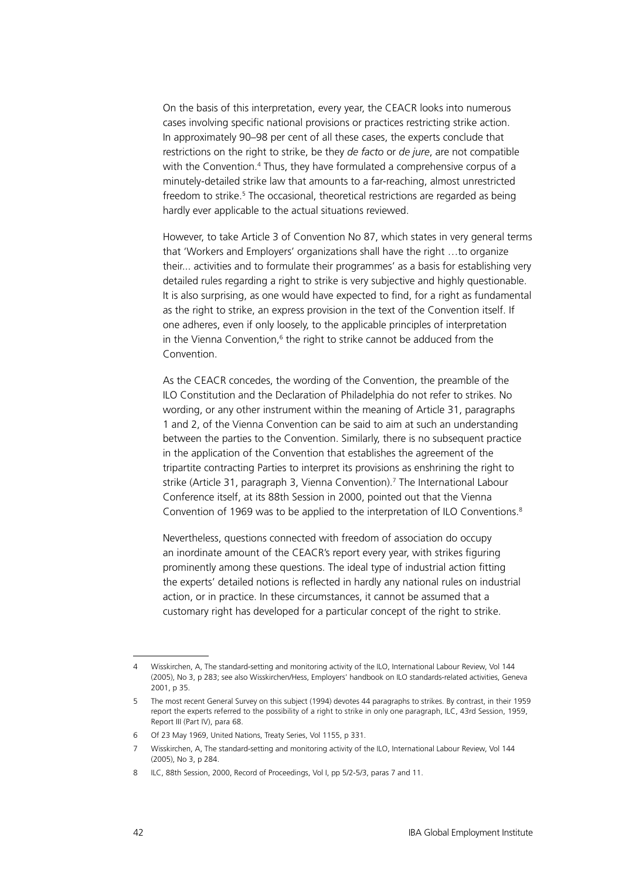On the basis of this interpretation, every year, the CEACR looks into numerous cases involving specific national provisions or practices restricting strike action. In approximately 90–98 per cent of all these cases, the experts conclude that restrictions on the right to strike, be they *de facto* or *de jure*, are not compatible with the Convention.[4] Thus, they have formulated a comprehensive corpus of a minutely-detailed strike law that amounts to a far-reaching, almost unrestricted freedom to strike.[5] The occasional, theoretical restrictions are regarded as being hardly ever applicable to the actual situations reviewed.

However, to take Article 3 of Convention No 87, which states in very general terms that 'Workers and Employers' organizations shall have the right …to organize their... activities and to formulate their programmes' as a basis for establishing very detailed rules regarding a right to strike is very subjective and highly questionable. It is also surprising, as one would have expected to find, for a right as fundamental as the right to strike, an express provision in the text of the Convention itself. If one adheres, even if only loosely, to the applicable principles of interpretation in the Vienna Convention,[6] the right to strike cannot be adduced from the Convention.

As the CEACR concedes, the wording of the Convention, the preamble of the ILO Constitution and the Declaration of Philadelphia do not refer to strikes. No wording, or any other instrument within the meaning of Article 31, paragraphs 1 and 2, of the Vienna Convention can be said to aim at such an understanding between the parties to the Convention. Similarly, there is no subsequent practice in the application of the Convention that establishes the agreement of the tripartite contracting Parties to interpret its provisions as enshrining the right to strike (Article 31, paragraph 3, Vienna Convention).[7] The International Labour Conference itself, at its 88th Session in 2000, pointed out that the Vienna Convention of 1969 was to be applied to the interpretation of ILO Conventions.[8]

Nevertheless, questions connected with freedom of association do occupy an inordinate amount of the CEACR's report every year, with strikes figuring prominently among these questions. The ideal type of industrial action fitting the experts' detailed notions is reflected in hardly any national rules on industrial action, or in practice. In these circumstances, it cannot be assumed that a customary right has developed for a particular concept of the right to strike.

---

4 Wisskirchen, A, The standard-setting and monitoring activity of the ILO, International Labour Review, Vol 144 (2005), No 3, p 283; see also Wisskirchen/Hess, Employers' handbook on ILO standards-related activities, Geneva 2001, p 35.

5 The most recent General Survey on this subject (1994) devotes 44 paragraphs to strikes. By contrast, in their 1959 report the experts referred to the possibility of a right to strike in only one paragraph, ILC, 43rd Session, 1959, Report III (Part IV), para 68.

6 Of 23 May 1969, United Nations, Treaty Series, Vol 1155, p 331.

7 Wisskirchen, A, The standard-setting and monitoring activity of the ILO, International Labour Review, Vol 144 (2005), No 3, p 284.

8 ILC, 88th Session, 2000, Record of Proceedings, Vol I, pp 5/2-5/3, paras 7 and 11.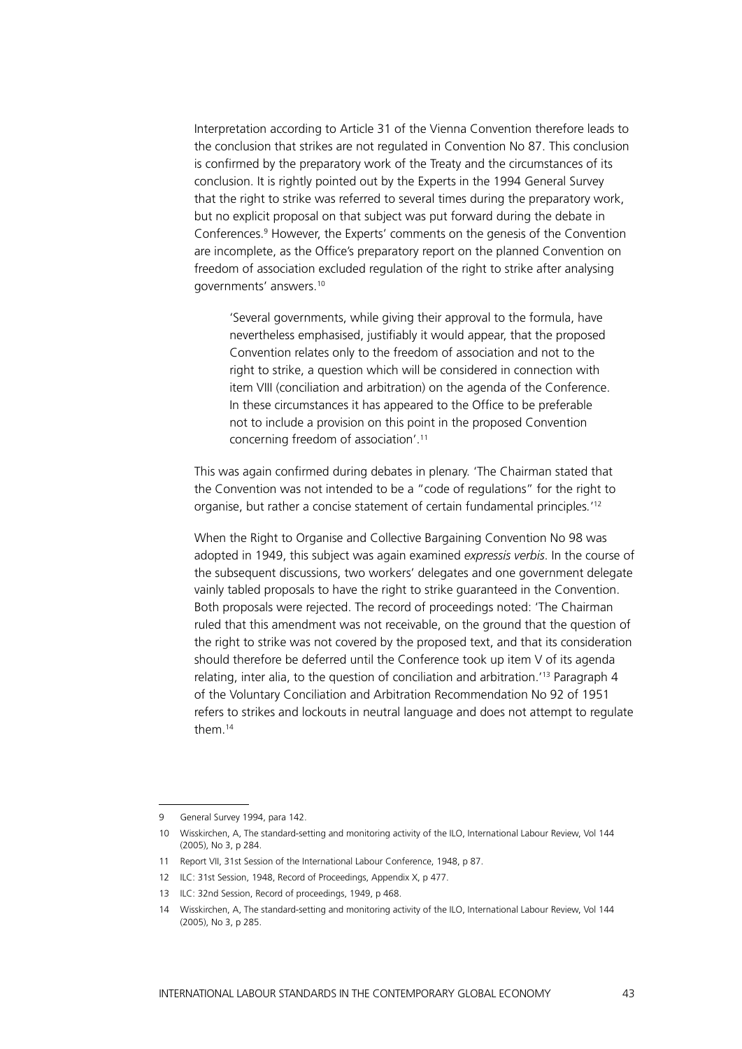Interpretation according to Article 31 of the Vienna Convention therefore leads to the conclusion that strikes are not regulated in Convention No 87. This conclusion is confirmed by the preparatory work of the Treaty and the circumstances of its conclusion. It is rightly pointed out by the Experts in the 1994 General Survey that the right to strike was referred to several times during the preparatory work, but no explicit proposal on that subject was put forward during the debate in Conferences.[9] However, the Experts' comments on the genesis of the Convention are incomplete, as the Office's preparatory report on the planned Convention on freedom of association excluded regulation of the right to strike after analysing governments' answers.[10]

> 'Several governments, while giving their approval to the formula, have nevertheless emphasised, justifiably it would appear, that the proposed Convention relates only to the freedom of association and not to the right to strike, a question which will be considered in connection with item VIII (conciliation and arbitration) on the agenda of the Conference. In these circumstances it has appeared to the Office to be preferable not to include a provision on this point in the proposed Convention concerning freedom of association'.[11]

This was again confirmed during debates in plenary. 'The Chairman stated that the Convention was not intended to be a "code of regulations" for the right to organise, but rather a concise statement of certain fundamental principles.'[12]

When the Right to Organise and Collective Bargaining Convention No 98 was adopted in 1949, this subject was again examined *expressis verbis*. In the course of the subsequent discussions, two workers' delegates and one government delegate vainly tabled proposals to have the right to strike guaranteed in the Convention. Both proposals were rejected. The record of proceedings noted: 'The Chairman ruled that this amendment was not receivable, on the ground that the question of the right to strike was not covered by the proposed text, and that its consideration should therefore be deferred until the Conference took up item V of its agenda relating, inter alia, to the question of conciliation and arbitration.'[13] Paragraph 4 of the Voluntary Conciliation and Arbitration Recommendation No 92 of 1951 refers to strikes and lockouts in neutral language and does not attempt to regulate them.[14]

---

9 General Survey 1994, para 142.

10 Wisskirchen, A, The standard-setting and monitoring activity of the ILO, International Labour Review, Vol 144 (2005), No 3, p 284.

11 Report VII, 31st Session of the International Labour Conference, 1948, p 87.

12 ILC: 31st Session, 1948, Record of Proceedings, Appendix X, p 477.

13 ILC: 32nd Session, Record of proceedings, 1949, p 468.

14 Wisskirchen, A, The standard-setting and monitoring activity of the ILO, International Labour Review, Vol 144 (2005), No 3, p 285.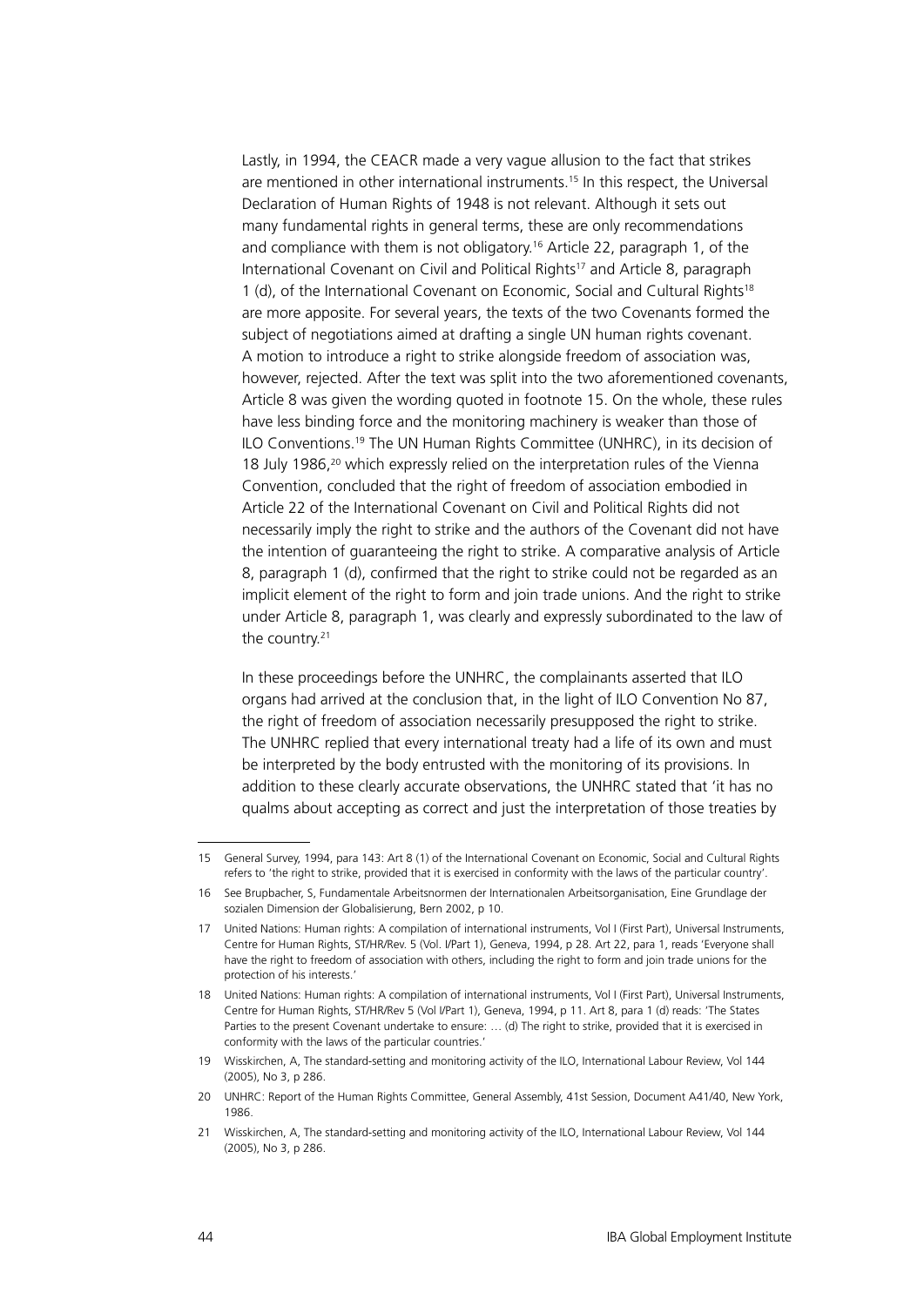Lastly, in 1994, the CEACR made a very vague allusion to the fact that strikes are mentioned in other international instruments.[15] In this respect, the Universal Declaration of Human Rights of 1948 is not relevant. Although it sets out many fundamental rights in general terms, these are only recommendations and compliance with them is not obligatory.[16] Article 22, paragraph 1, of the International Covenant on Civil and Political Rights[17] and Article 8, paragraph 1 (d), of the International Covenant on Economic, Social and Cultural Rights[18] are more apposite. For several years, the texts of the two Covenants formed the subject of negotiations aimed at drafting a single UN human rights covenant. A motion to introduce a right to strike alongside freedom of association was, however, rejected. After the text was split into the two aforementioned covenants, Article 8 was given the wording quoted in footnote 15. On the whole, these rules have less binding force and the monitoring machinery is weaker than those of ILO Conventions.[19] The UN Human Rights Committee (UNHRC), in its decision of 18 July 1986,[20] which expressly relied on the interpretation rules of the Vienna Convention, concluded that the right of freedom of association embodied in Article 22 of the International Covenant on Civil and Political Rights did not necessarily imply the right to strike and the authors of the Covenant did not have the intention of guaranteeing the right to strike. A comparative analysis of Article 8, paragraph 1 (d), confirmed that the right to strike could not be regarded as an implicit element of the right to form and join trade unions. And the right to strike under Article 8, paragraph 1, was clearly and expressly subordinated to the law of the country.[21]

In these proceedings before the UNHRC, the complainants asserted that ILO organs had arrived at the conclusion that, in the light of ILO Convention No 87, the right of freedom of association necessarily presupposed the right to strike. The UNHRC replied that every international treaty had a life of its own and must be interpreted by the body entrusted with the monitoring of its provisions. In addition to these clearly accurate observations, the UNHRC stated that 'it has no qualms about accepting as correct and just the interpretation of those treaties by

---

15 General Survey, 1994, para 143: Art 8 (1) of the International Covenant on Economic, Social and Cultural Rights refers to 'the right to strike, provided that it is exercised in conformity with the laws of the particular country'.

16 See Brupbacher, S, Fundamentale Arbeitsnormen der Internationalen Arbeitsorganisation, Eine Grundlage der sozialen Dimension der Globalisierung, Bern 2002, p 10.

17 United Nations: Human rights: A compilation of international instruments, Vol I (First Part), Universal Instruments, Centre for Human Rights, ST/HR/Rev. 5 (Vol. I/Part 1), Geneva, 1994, p 28. Art 22, para 1, reads 'Everyone shall have the right to freedom of association with others, including the right to form and join trade unions for the protection of his interests.'

18 United Nations: Human rights: A compilation of international instruments, Vol I (First Part), Universal Instruments, Centre for Human Rights, ST/HR/Rev 5 (Vol I/Part 1), Geneva, 1994, p 11. Art 8, para 1 (d) reads: 'The States Parties to the present Covenant undertake to ensure: … (d) The right to strike, provided that it is exercised in conformity with the laws of the particular countries.'

19 Wisskirchen, A, The standard-setting and monitoring activity of the ILO, International Labour Review, Vol 144 (2005), No 3, p 286.

20 UNHRC: Report of the Human Rights Committee, General Assembly, 41st Session, Document A41/40, New York, 1986.

21 Wisskirchen, A, The standard-setting and monitoring activity of the ILO, International Labour Review, Vol 144 (2005), No 3, p 286.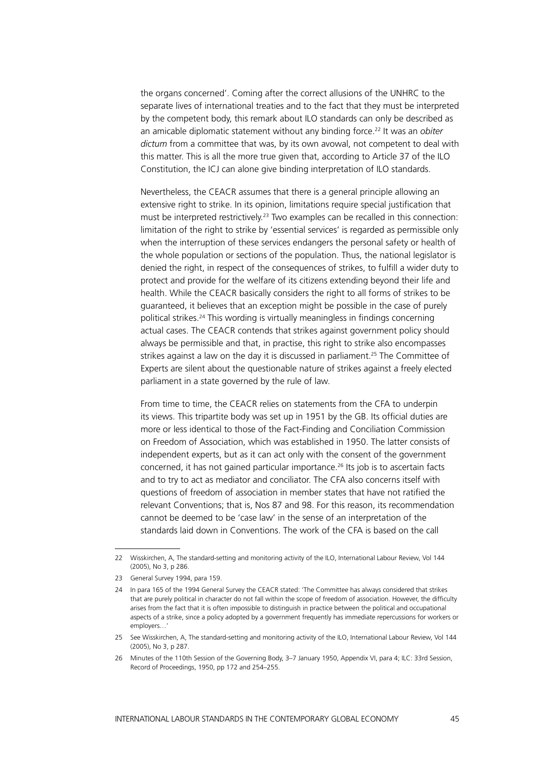the organs concerned'. Coming after the correct allusions of the UNHRC to the separate lives of international treaties and to the fact that they must be interpreted by the competent body, this remark about ILO standards can only be described as an amicable diplomatic statement without any binding force.[22] It was an *obiter dictum* from a committee that was, by its own avowal, not competent to deal with this matter. This is all the more true given that, according to Article 37 of the ILO Constitution, the ICJ can alone give binding interpretation of ILO standards.

Nevertheless, the CEACR assumes that there is a general principle allowing an extensive right to strike. In its opinion, limitations require special justification that must be interpreted restrictively.[23] Two examples can be recalled in this connection: limitation of the right to strike by 'essential services' is regarded as permissible only when the interruption of these services endangers the personal safety or health of the whole population or sections of the population. Thus, the national legislator is denied the right, in respect of the consequences of strikes, to fulfill a wider duty to protect and provide for the welfare of its citizens extending beyond their life and health. While the CEACR basically considers the right to all forms of strikes to be guaranteed, it believes that an exception might be possible in the case of purely political strikes.[24] This wording is virtually meaningless in findings concerning actual cases. The CEACR contends that strikes against government policy should always be permissible and that, in practise, this right to strike also encompasses strikes against a law on the day it is discussed in parliament.[25] The Committee of Experts are silent about the questionable nature of strikes against a freely elected parliament in a state governed by the rule of law.

From time to time, the CEACR relies on statements from the CFA to underpin its views. This tripartite body was set up in 1951 by the GB. Its official duties are more or less identical to those of the Fact-Finding and Conciliation Commission on Freedom of Association, which was established in 1950. The latter consists of independent experts, but as it can act only with the consent of the government concerned, it has not gained particular importance.[26] Its job is to ascertain facts and to try to act as mediator and conciliator. The CFA also concerns itself with questions of freedom of association in member states that have not ratified the relevant Conventions; that is, Nos 87 and 98. For this reason, its recommendation cannot be deemed to be 'case law' in the sense of an interpretation of the standards laid down in Conventions. The work of the CFA is based on the call

---

22 Wisskirchen, A, The standard-setting and monitoring activity of the ILO, International Labour Review, Vol 144 (2005), No 3, p 286.

23 General Survey 1994, para 159.

24 In para 165 of the 1994 General Survey the CEACR stated: 'The Committee has always considered that strikes that are purely political in character do not fall within the scope of freedom of association. However, the difficulty arises from the fact that it is often impossible to distinguish in practice between the political and occupational aspects of a strike, since a policy adopted by a government frequently has immediate repercussions for workers or employers…'

25 See Wisskirchen, A, The standard-setting and monitoring activity of the ILO, International Labour Review, Vol 144 (2005), No 3, p 287.

26 Minutes of the 110th Session of the Governing Body, 3–7 January 1950, Appendix VI, para 4; ILC: 33rd Session, Record of Proceedings, 1950, pp 172 and 254–255.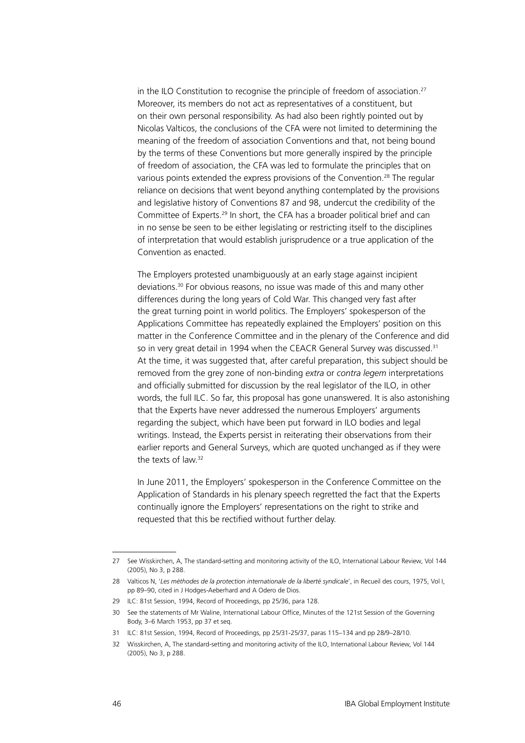in the ILO Constitution to recognise the principle of freedom of association.[27] Moreover, its members do not act as representatives of a constituent, but on their own personal responsibility. As had also been rightly pointed out by Nicolas Valticos, the conclusions of the CFA were not limited to determining the meaning of the freedom of association Conventions and that, not being bound by the terms of these Conventions but more generally inspired by the principle of freedom of association, the CFA was led to formulate the principles that on various points extended the express provisions of the Convention.[28] The regular reliance on decisions that went beyond anything contemplated by the provisions and legislative history of Conventions 87 and 98, undercut the credibility of the Committee of Experts.[29] In short, the CFA has a broader political brief and can in no sense be seen to be either legislating or restricting itself to the disciplines of interpretation that would establish jurisprudence or a true application of the Convention as enacted.

The Employers protested unambiguously at an early stage against incipient deviations.[30] For obvious reasons, no issue was made of this and many other differences during the long years of Cold War. This changed very fast after the great turning point in world politics. The Employers' spokesperson of the Applications Committee has repeatedly explained the Employers' position on this matter in the Conference Committee and in the plenary of the Conference and did so in very great detail in 1994 when the CEACR General Survey was discussed.[31] At the time, it was suggested that, after careful preparation, this subject should be removed from the grey zone of non-binding *extra* or *contra legem* interpretations and officially submitted for discussion by the real legislator of the ILO, in other words, the full ILC. So far, this proposal has gone unanswered. It is also astonishing that the Experts have never addressed the numerous Employers' arguments regarding the subject, which have been put forward in ILO bodies and legal writings. Instead, the Experts persist in reiterating their observations from their earlier reports and General Surveys, which are quoted unchanged as if they were the texts of law.[32]

In June 2011, the Employers' spokesperson in the Conference Committee on the Application of Standards in his plenary speech regretted the fact that the Experts continually ignore the Employers' representations on the right to strike and requested that this be rectified without further delay.

---

27 See Wisskirchen, A, The standard-setting and monitoring activity of the ILO, International Labour Review, Vol 144 (2005), No 3, p 288.

28 Valticos N, '*Les méthodes de la protection internationale de la liberté syndicale*', in Recueil des cours, 1975, Vol I, pp 89–90, cited in J Hodges-Aeberhard and A Odero de Dios.

29 ILC: 81st Session, 1994, Record of Proceedings, pp 25/36, para 128.

30 See the statements of Mr Waline, International Labour Office, Minutes of the 121st Session of the Governing Body, 3–6 March 1953, pp 37 et seq.

31 ILC: 81st Session, 1994, Record of Proceedings, pp 25/31-25/37, paras 115–134 and pp 28/9–28/10.

32 Wisskirchen, A, The standard-setting and monitoring activity of the ILO, International Labour Review, Vol 144 (2005), No 3, p 288.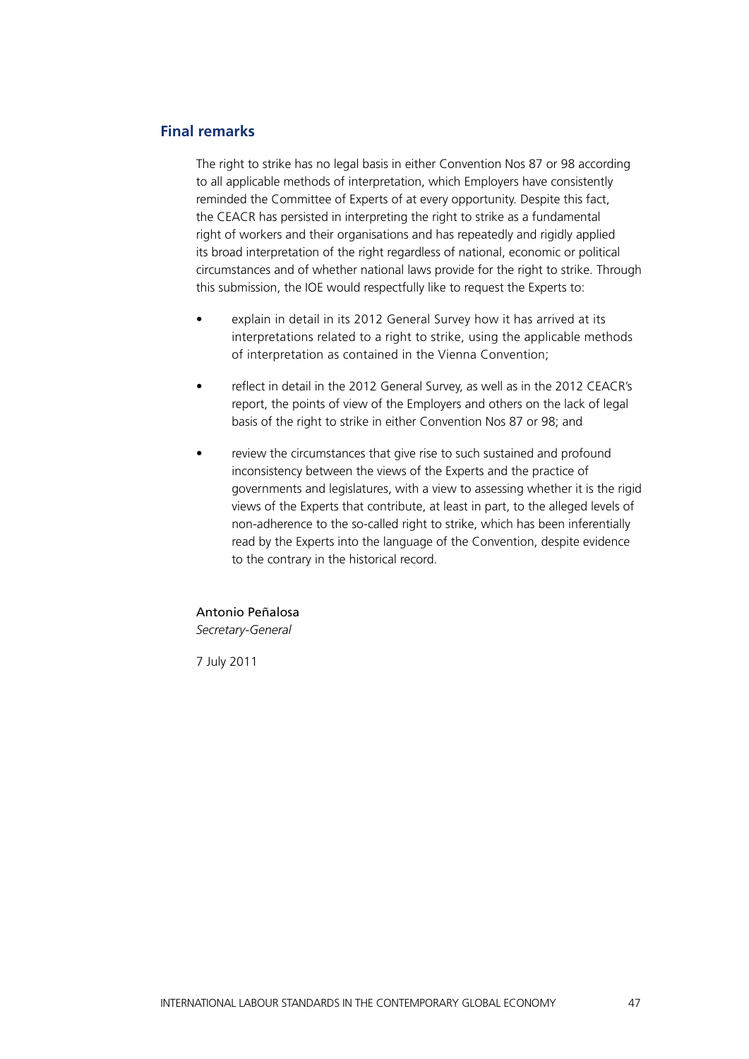## Final remarks

The right to strike has no legal basis in either Convention Nos 87 or 98 according to all applicable methods of interpretation, which Employers have consistently reminded the Committee of Experts of at every opportunity. Despite this fact, the CEACR has persisted in interpreting the right to strike as a fundamental right of workers and their organisations and has repeatedly and rigidly applied its broad interpretation of the right regardless of national, economic or political circumstances and of whether national laws provide for the right to strike. Through this submission, the IOE would respectfully like to request the Experts to:

- explain in detail in its 2012 General Survey how it has arrived at its interpretations related to a right to strike, using the applicable methods of interpretation as contained in the Vienna Convention;
- reflect in detail in the 2012 General Survey, as well as in the 2012 CEACR's report, the points of view of the Employers and others on the lack of legal basis of the right to strike in either Convention Nos 87 or 98; and
- review the circumstances that give rise to such sustained and profound inconsistency between the views of the Experts and the practice of governments and legislatures, with a view to assessing whether it is the rigid views of the Experts that contribute, at least in part, to the alleged levels of non-adherence to the so-called right to strike, which has been inferentially read by the Experts into the language of the Convention, despite evidence to the contrary in the historical record.

Antonio Peñalosa
*Secretary-General*

7 July 2011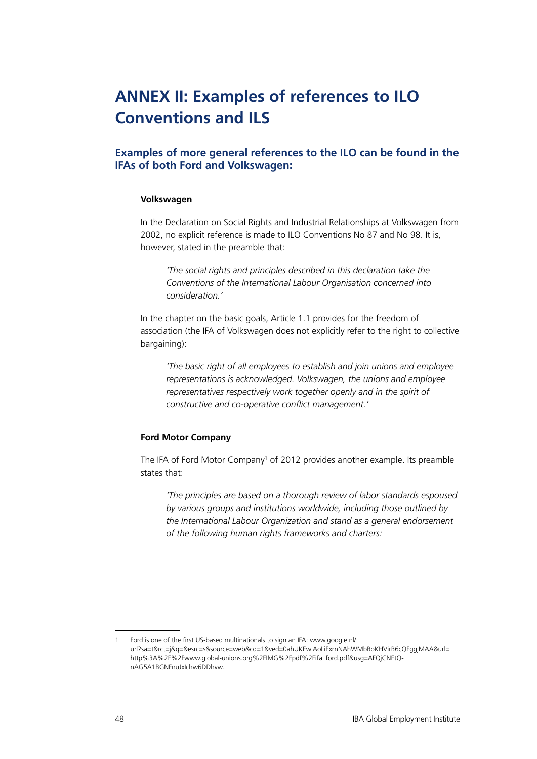# ANNEX II: Examples of references to ILO Conventions and ILS

## Examples of more general references to the ILO can be found in the IFAs of both Ford and Volkswagen:

**Volkswagen**

In the Declaration on Social Rights and Industrial Relationships at Volkswagen from 2002, no explicit reference is made to ILO Conventions No 87 and No 98. It is, however, stated in the preamble that:

> *'The social rights and principles described in this declaration take the Conventions of the International Labour Organisation concerned into consideration.'*

In the chapter on the basic goals, Article 1.1 provides for the freedom of association (the IFA of Volkswagen does not explicitly refer to the right to collective bargaining):

> *'The basic right of all employees to establish and join unions and employee representations is acknowledged. Volkswagen, the unions and employee representatives respectively work together openly and in the spirit of constructive and co-operative conflict management.'*

**Ford Motor Company**

The IFA of Ford Motor Company[1] of 2012 provides another example. Its preamble states that:

> *'The principles are based on a thorough review of labor standards espoused by various groups and institutions worldwide, including those outlined by the International Labour Organization and stand as a general endorsement of the following human rights frameworks and charters:*

---

1 Ford is one of the first US-based multinationals to sign an IFA: www.google.nl/url?sa=t&rct=j&q=&esrc=s&source=web&cd=1&ved=0ahUKEwiAoLiExrnNAhWMbBoKHVirB6cQFggjMAA&url=http%3A%2F%2Fwww.global-unions.org%2FIMG%2Fpdf%2Fifa_ford.pdf&usg=AFQjCNEtQ-nAG5A1BGNFnuJxlchw6DDhvw.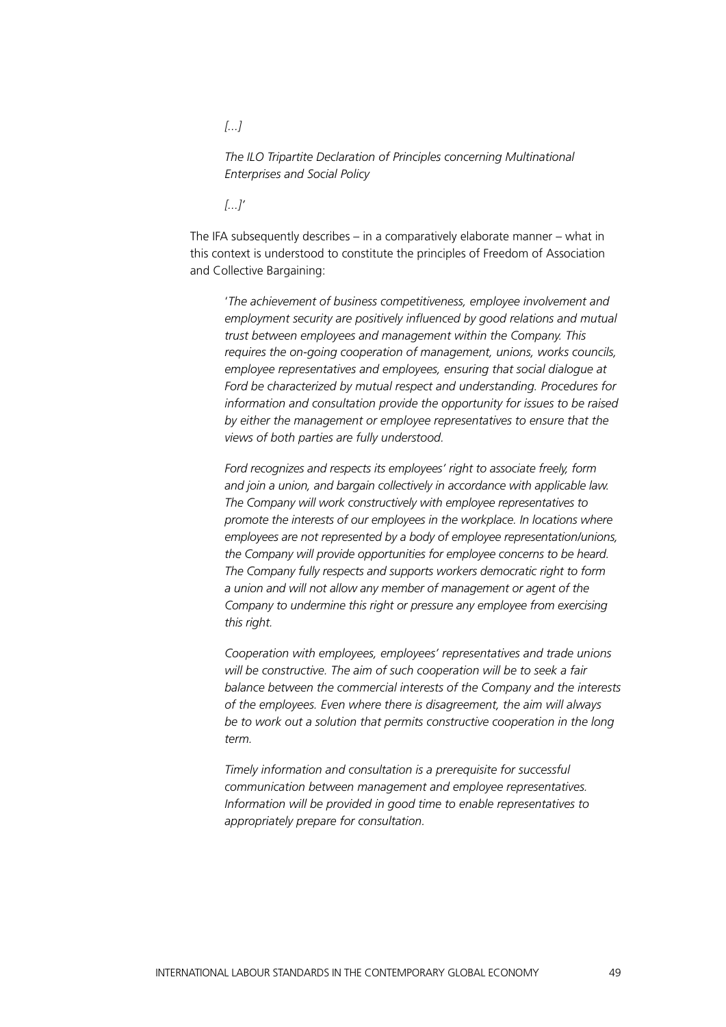*[...]*

*The ILO Tripartite Declaration of Principles concerning Multinational Enterprises and Social Policy*

*[...]*'

The IFA subsequently describes – in a comparatively elaborate manner – what in this context is understood to constitute the principles of Freedom of Association and Collective Bargaining:

> '*The achievement of business competitiveness, employee involvement and employment security are positively influenced by good relations and mutual trust between employees and management within the Company. This requires the on-going cooperation of management, unions, works councils, employee representatives and employees, ensuring that social dialogue at Ford be characterized by mutual respect and understanding. Procedures for information and consultation provide the opportunity for issues to be raised by either the management or employee representatives to ensure that the views of both parties are fully understood.*
>
> *Ford recognizes and respects its employees' right to associate freely, form and join a union, and bargain collectively in accordance with applicable law. The Company will work constructively with employee representatives to promote the interests of our employees in the workplace. In locations where employees are not represented by a body of employee representation/unions, the Company will provide opportunities for employee concerns to be heard. The Company fully respects and supports workers democratic right to form a union and will not allow any member of management or agent of the Company to undermine this right or pressure any employee from exercising this right.*
>
> *Cooperation with employees, employees' representatives and trade unions will be constructive. The aim of such cooperation will be to seek a fair balance between the commercial interests of the Company and the interests of the employees. Even where there is disagreement, the aim will always be to work out a solution that permits constructive cooperation in the long term.*
>
> *Timely information and consultation is a prerequisite for successful communication between management and employee representatives. Information will be provided in good time to enable representatives to appropriately prepare for consultation.*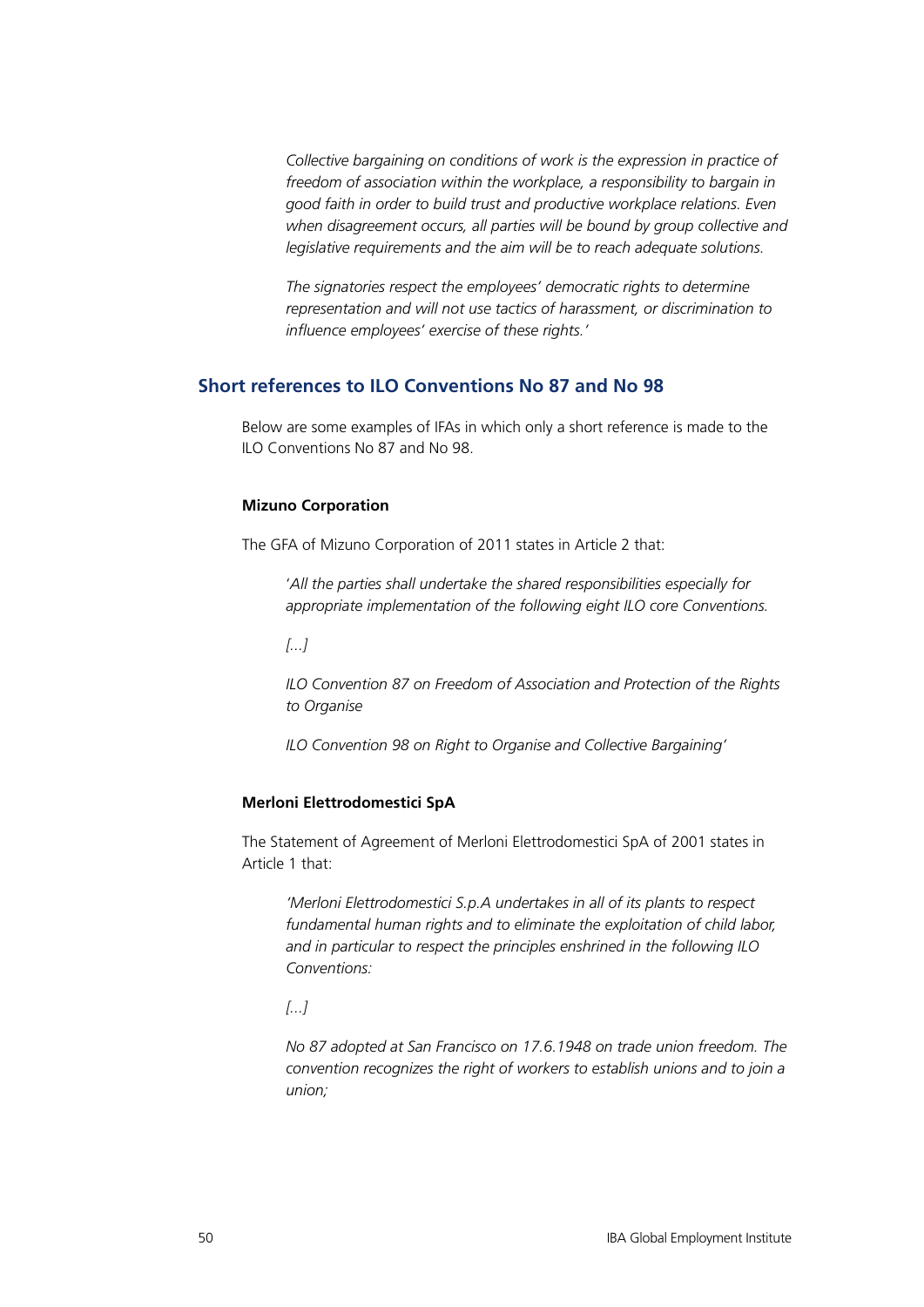*Collective bargaining on conditions of work is the expression in practice of freedom of association within the workplace, a responsibility to bargain in good faith in order to build trust and productive workplace relations. Even when disagreement occurs, all parties will be bound by group collective and legislative requirements and the aim will be to reach adequate solutions.*

*The signatories respect the employees' democratic rights to determine representation and will not use tactics of harassment, or discrimination to influence employees' exercise of these rights.'*

## Short references to ILO Conventions No 87 and No 98

Below are some examples of IFAs in which only a short reference is made to the ILO Conventions No 87 and No 98.

**Mizuno Corporation**

The GFA of Mizuno Corporation of 2011 states in Article 2 that:

> '*All the parties shall undertake the shared responsibilities especially for appropriate implementation of the following eight ILO core Conventions.*
>
> *[...]*
>
> *ILO Convention 87 on Freedom of Association and Protection of the Rights to Organise*
>
> *ILO Convention 98 on Right to Organise and Collective Bargaining'*

**Merloni Elettrodomestici SpA**

The Statement of Agreement of Merloni Elettrodomestici SpA of 2001 states in Article 1 that:

> *'Merloni Elettrodomestici S.p.A undertakes in all of its plants to respect fundamental human rights and to eliminate the exploitation of child labor, and in particular to respect the principles enshrined in the following ILO Conventions:*
>
> *[...]*
>
> *No 87 adopted at San Francisco on 17.6.1948 on trade union freedom. The convention recognizes the right of workers to establish unions and to join a union;*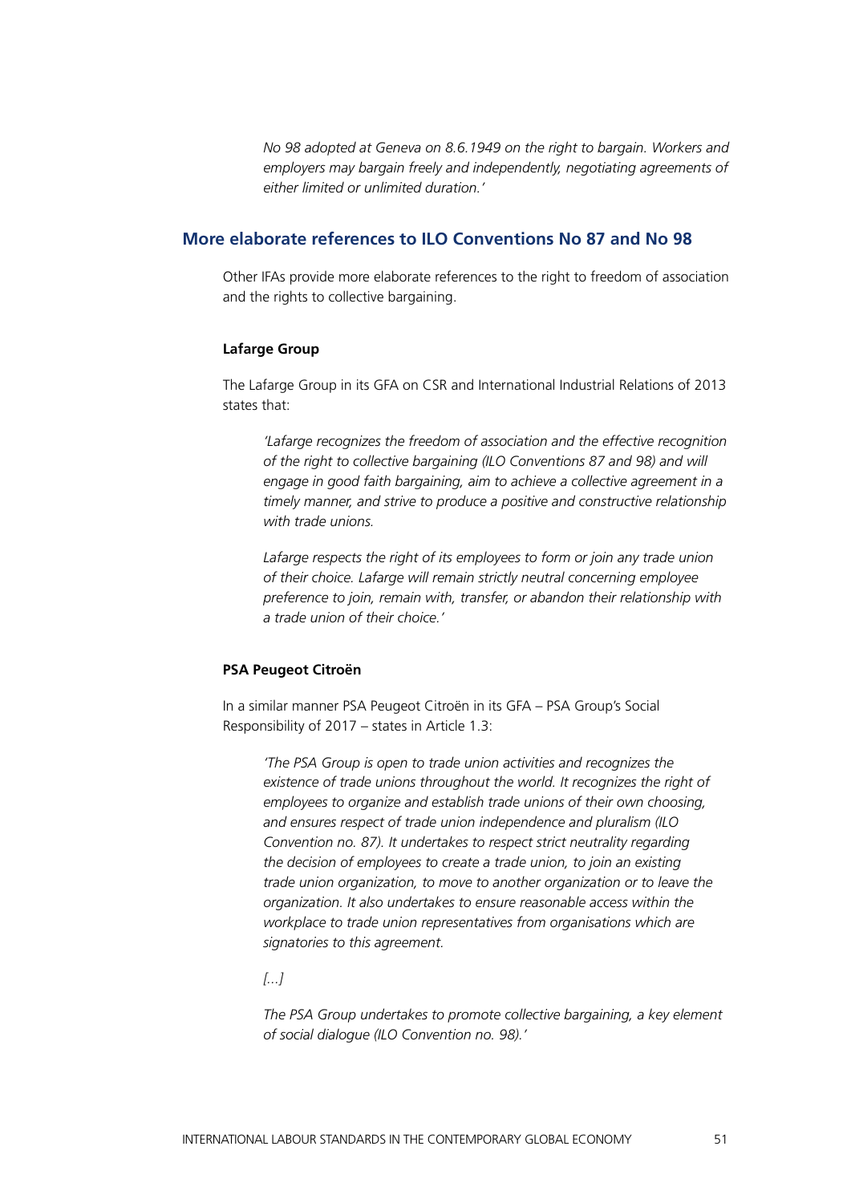*No 98 adopted at Geneva on 8.6.1949 on the right to bargain. Workers and employers may bargain freely and independently, negotiating agreements of either limited or unlimited duration.'*

## More elaborate references to ILO Conventions No 87 and No 98

Other IFAs provide more elaborate references to the right to freedom of association and the rights to collective bargaining.

**Lafarge Group**

The Lafarge Group in its GFA on CSR and International Industrial Relations of 2013 states that:

*'Lafarge recognizes the freedom of association and the effective recognition of the right to collective bargaining (ILO Conventions 87 and 98) and will engage in good faith bargaining, aim to achieve a collective agreement in a timely manner, and strive to produce a positive and constructive relationship with trade unions.*

*Lafarge respects the right of its employees to form or join any trade union of their choice. Lafarge will remain strictly neutral concerning employee preference to join, remain with, transfer, or abandon their relationship with a trade union of their choice.'*

**PSA Peugeot Citroën**

In a similar manner PSA Peugeot Citroën in its GFA – PSA Group's Social Responsibility of 2017 – states in Article 1.3:

*'The PSA Group is open to trade union activities and recognizes the existence of trade unions throughout the world. It recognizes the right of employees to organize and establish trade unions of their own choosing, and ensures respect of trade union independence and pluralism (ILO Convention no. 87). It undertakes to respect strict neutrality regarding the decision of employees to create a trade union, to join an existing trade union organization, to move to another organization or to leave the organization. It also undertakes to ensure reasonable access within the workplace to trade union representatives from organisations which are signatories to this agreement.*

*[...]*

*The PSA Group undertakes to promote collective bargaining, a key element of social dialogue (ILO Convention no. 98).'*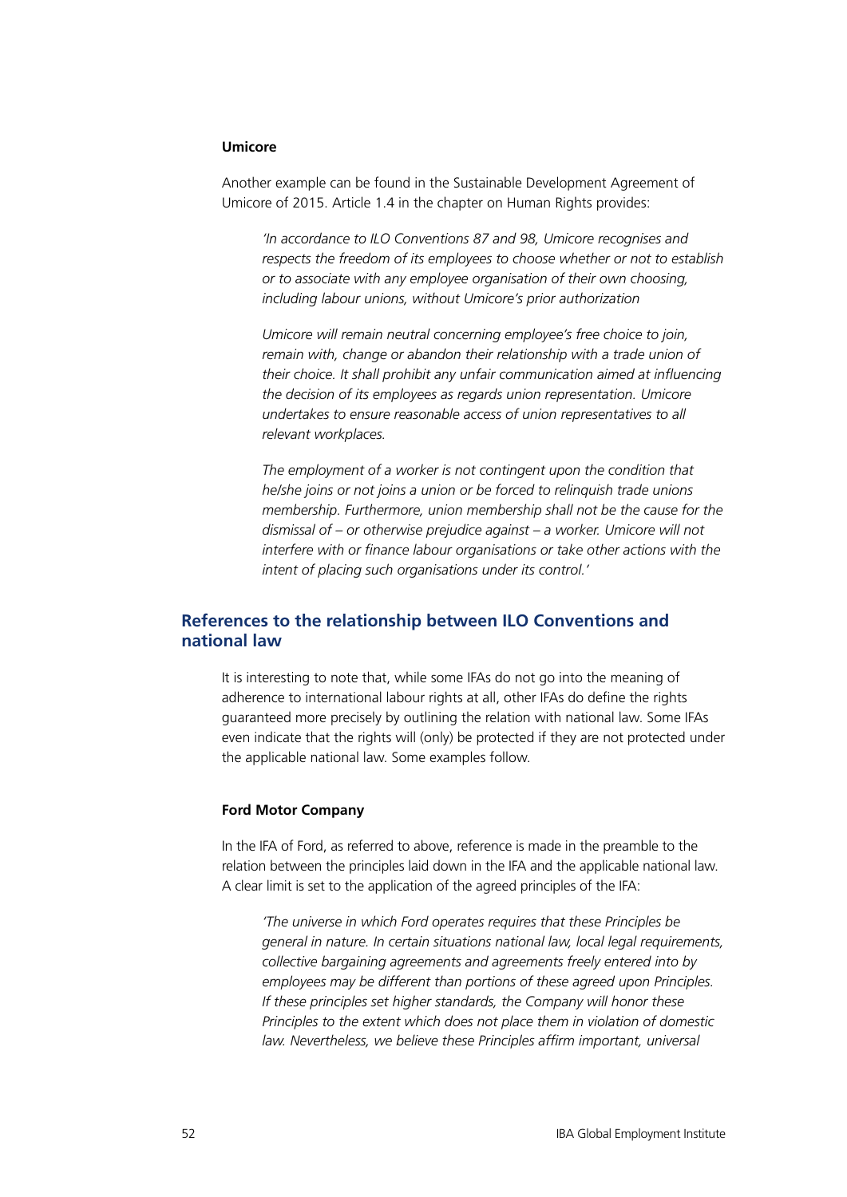#### Umicore

Another example can be found in the Sustainable Development Agreement of Umicore of 2015. Article 1.4 in the chapter on Human Rights provides:

> *'In accordance to ILO Conventions 87 and 98, Umicore recognises and respects the freedom of its employees to choose whether or not to establish or to associate with any employee organisation of their own choosing, including labour unions, without Umicore's prior authorization*
>
> *Umicore will remain neutral concerning employee's free choice to join, remain with, change or abandon their relationship with a trade union of their choice. It shall prohibit any unfair communication aimed at influencing the decision of its employees as regards union representation. Umicore undertakes to ensure reasonable access of union representatives to all relevant workplaces.*
>
> *The employment of a worker is not contingent upon the condition that he/she joins or not joins a union or be forced to relinquish trade unions membership. Furthermore, union membership shall not be the cause for the dismissal of – or otherwise prejudice against – a worker. Umicore will not interfere with or finance labour organisations or take other actions with the intent of placing such organisations under its control.'*

## References to the relationship between ILO Conventions and national law

It is interesting to note that, while some IFAs do not go into the meaning of adherence to international labour rights at all, other IFAs do define the rights guaranteed more precisely by outlining the relation with national law. Some IFAs even indicate that the rights will (only) be protected if they are not protected under the applicable national law. Some examples follow.

#### Ford Motor Company

In the IFA of Ford, as referred to above, reference is made in the preamble to the relation between the principles laid down in the IFA and the applicable national law. A clear limit is set to the application of the agreed principles of the IFA:

> *'The universe in which Ford operates requires that these Principles be general in nature. In certain situations national law, local legal requirements, collective bargaining agreements and agreements freely entered into by employees may be different than portions of these agreed upon Principles. If these principles set higher standards, the Company will honor these Principles to the extent which does not place them in violation of domestic law. Nevertheless, we believe these Principles affirm important, universal*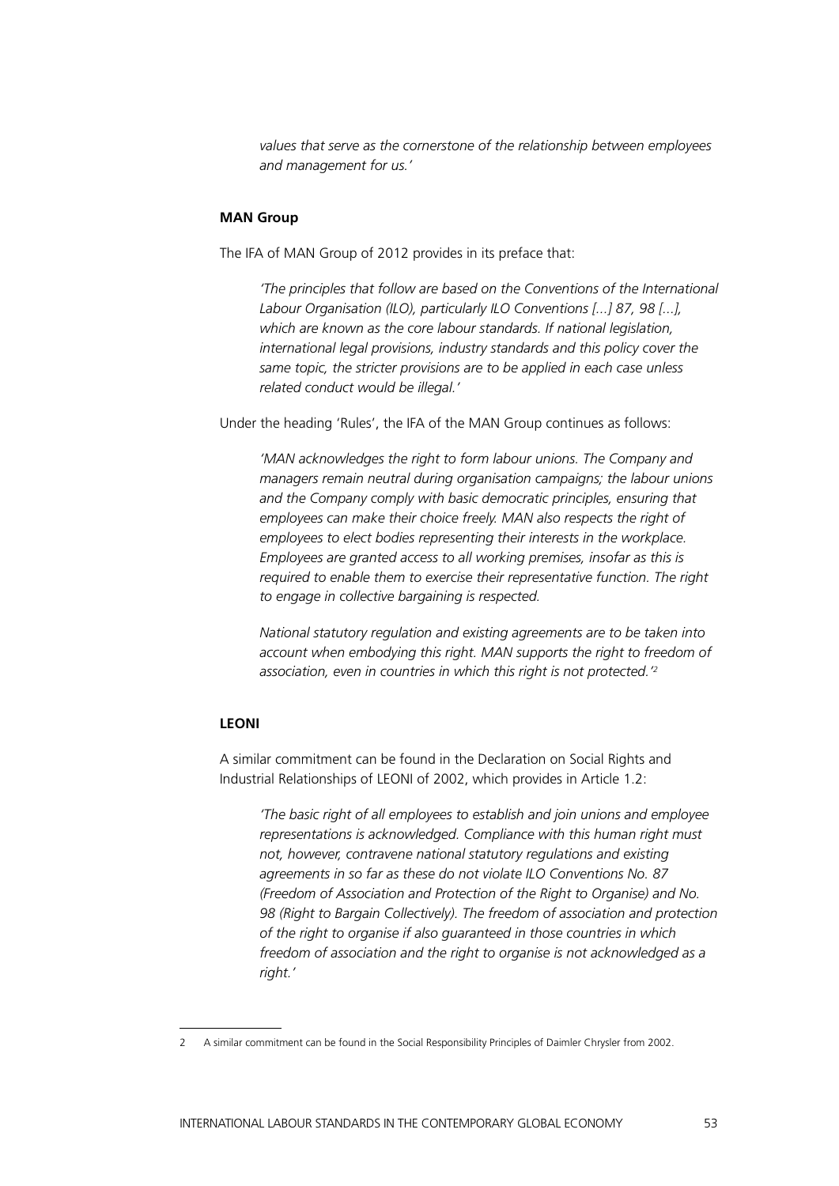> *values that serve as the cornerstone of the relationship between employees and management for us.'*

**MAN Group**

The IFA of MAN Group of 2012 provides in its preface that:

> *'The principles that follow are based on the Conventions of the International Labour Organisation (ILO), particularly ILO Conventions [...] 87, 98 [...], which are known as the core labour standards. If national legislation, international legal provisions, industry standards and this policy cover the same topic, the stricter provisions are to be applied in each case unless related conduct would be illegal.'*

Under the heading 'Rules', the IFA of the MAN Group continues as follows:

> *'MAN acknowledges the right to form labour unions. The Company and managers remain neutral during organisation campaigns; the labour unions and the Company comply with basic democratic principles, ensuring that employees can make their choice freely. MAN also respects the right of employees to elect bodies representing their interests in the workplace. Employees are granted access to all working premises, insofar as this is required to enable them to exercise their representative function. The right to engage in collective bargaining is respected.*
>
> *National statutory regulation and existing agreements are to be taken into account when embodying this right. MAN supports the right to freedom of association, even in countries in which this right is not protected.'*[2]

**LEONI**

A similar commitment can be found in the Declaration on Social Rights and Industrial Relationships of LEONI of 2002, which provides in Article 1.2:

> *'The basic right of all employees to establish and join unions and employee representations is acknowledged. Compliance with this human right must not, however, contravene national statutory regulations and existing agreements in so far as these do not violate ILO Conventions No. 87 (Freedom of Association and Protection of the Right to Organise) and No. 98 (Right to Bargain Collectively). The freedom of association and protection of the right to organise if also guaranteed in those countries in which freedom of association and the right to organise is not acknowledged as a right.'*

---

2 A similar commitment can be found in the Social Responsibility Principles of Daimler Chrysler from 2002.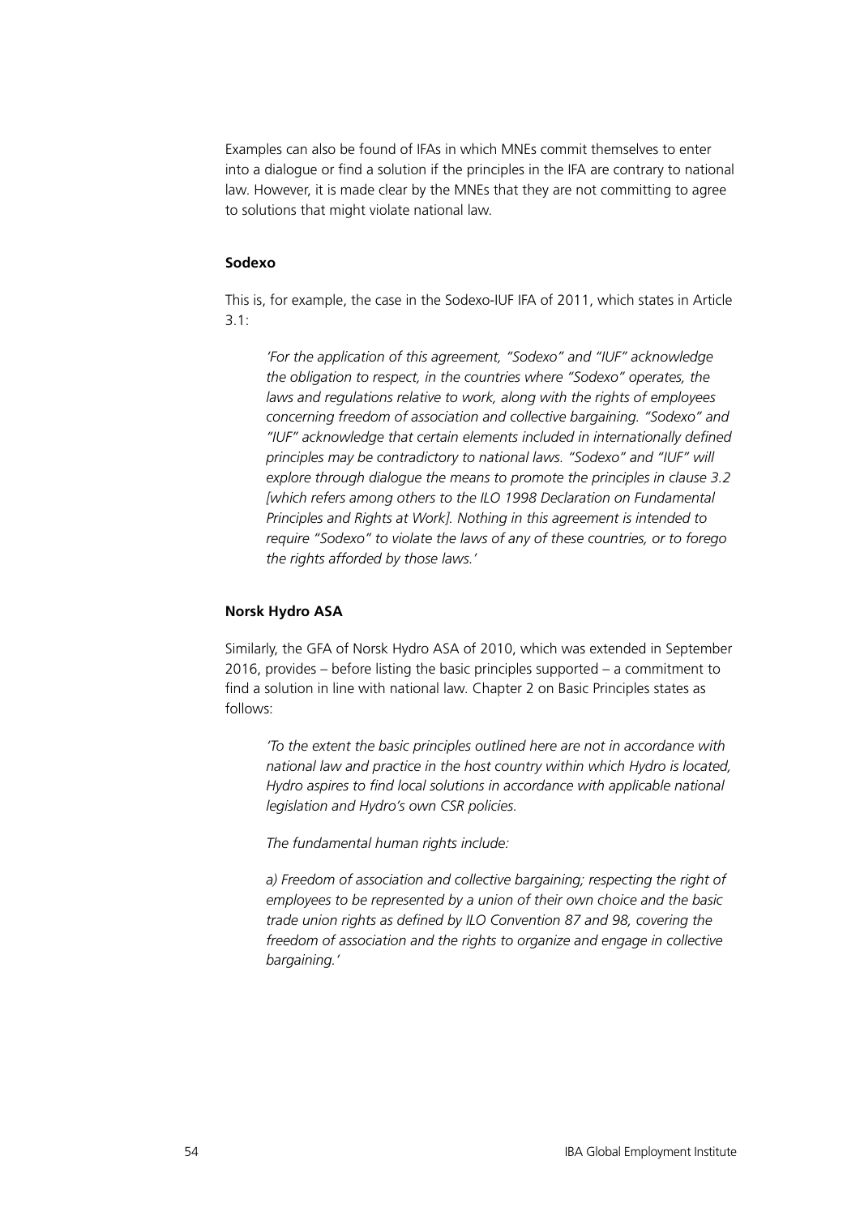Examples can also be found of IFAs in which MNEs commit themselves to enter into a dialogue or find a solution if the principles in the IFA are contrary to national law. However, it is made clear by the MNEs that they are not committing to agree to solutions that might violate national law.

**Sodexo**

This is, for example, the case in the Sodexo-IUF IFA of 2011, which states in Article 3.1:

> *'For the application of this agreement, "Sodexo" and "IUF" acknowledge the obligation to respect, in the countries where "Sodexo" operates, the laws and regulations relative to work, along with the rights of employees concerning freedom of association and collective bargaining. "Sodexo" and "IUF" acknowledge that certain elements included in internationally defined principles may be contradictory to national laws. "Sodexo" and "IUF" will explore through dialogue the means to promote the principles in clause 3.2 [which refers among others to the ILO 1998 Declaration on Fundamental Principles and Rights at Work]. Nothing in this agreement is intended to require "Sodexo" to violate the laws of any of these countries, or to forego the rights afforded by those laws.'*

**Norsk Hydro ASA**

Similarly, the GFA of Norsk Hydro ASA of 2010, which was extended in September 2016, provides – before listing the basic principles supported – a commitment to find a solution in line with national law. Chapter 2 on Basic Principles states as follows:

> *'To the extent the basic principles outlined here are not in accordance with national law and practice in the host country within which Hydro is located, Hydro aspires to find local solutions in accordance with applicable national legislation and Hydro's own CSR policies.*
>
> *The fundamental human rights include:*
>
> *a) Freedom of association and collective bargaining; respecting the right of employees to be represented by a union of their own choice and the basic trade union rights as defined by ILO Convention 87 and 98, covering the freedom of association and the rights to organize and engage in collective bargaining.'*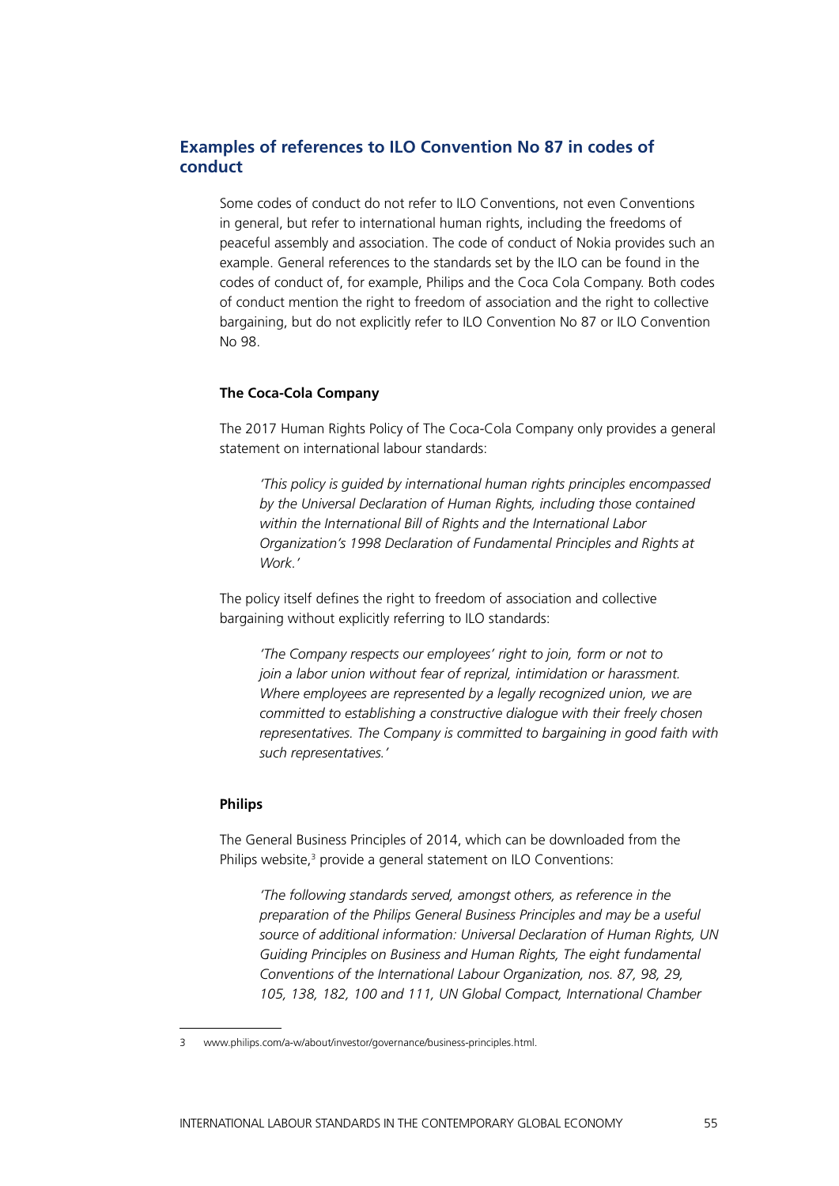## Examples of references to ILO Convention No 87 in codes of conduct

Some codes of conduct do not refer to ILO Conventions, not even Conventions in general, but refer to international human rights, including the freedoms of peaceful assembly and association. The code of conduct of Nokia provides such an example. General references to the standards set by the ILO can be found in the codes of conduct of, for example, Philips and the Coca Cola Company. Both codes of conduct mention the right to freedom of association and the right to collective bargaining, but do not explicitly refer to ILO Convention No 87 or ILO Convention No 98.

### The Coca-Cola Company

The 2017 Human Rights Policy of The Coca-Cola Company only provides a general statement on international labour standards:

> *'This policy is guided by international human rights principles encompassed by the Universal Declaration of Human Rights, including those contained within the International Bill of Rights and the International Labor Organization's 1998 Declaration of Fundamental Principles and Rights at Work.'*

The policy itself defines the right to freedom of association and collective bargaining without explicitly referring to ILO standards:

> *'The Company respects our employees' right to join, form or not to join a labor union without fear of reprizal, intimidation or harassment. Where employees are represented by a legally recognized union, we are committed to establishing a constructive dialogue with their freely chosen representatives. The Company is committed to bargaining in good faith with such representatives.'*

### Philips

The General Business Principles of 2014, which can be downloaded from the Philips website,[3] provide a general statement on ILO Conventions:

> *'The following standards served, amongst others, as reference in the preparation of the Philips General Business Principles and may be a useful source of additional information: Universal Declaration of Human Rights, UN Guiding Principles on Business and Human Rights, The eight fundamental Conventions of the International Labour Organization, nos. 87, 98, 29, 105, 138, 182, 100 and 111, UN Global Compact, International Chamber*

---

3 www.philips.com/a-w/about/investor/governance/business-principles.html.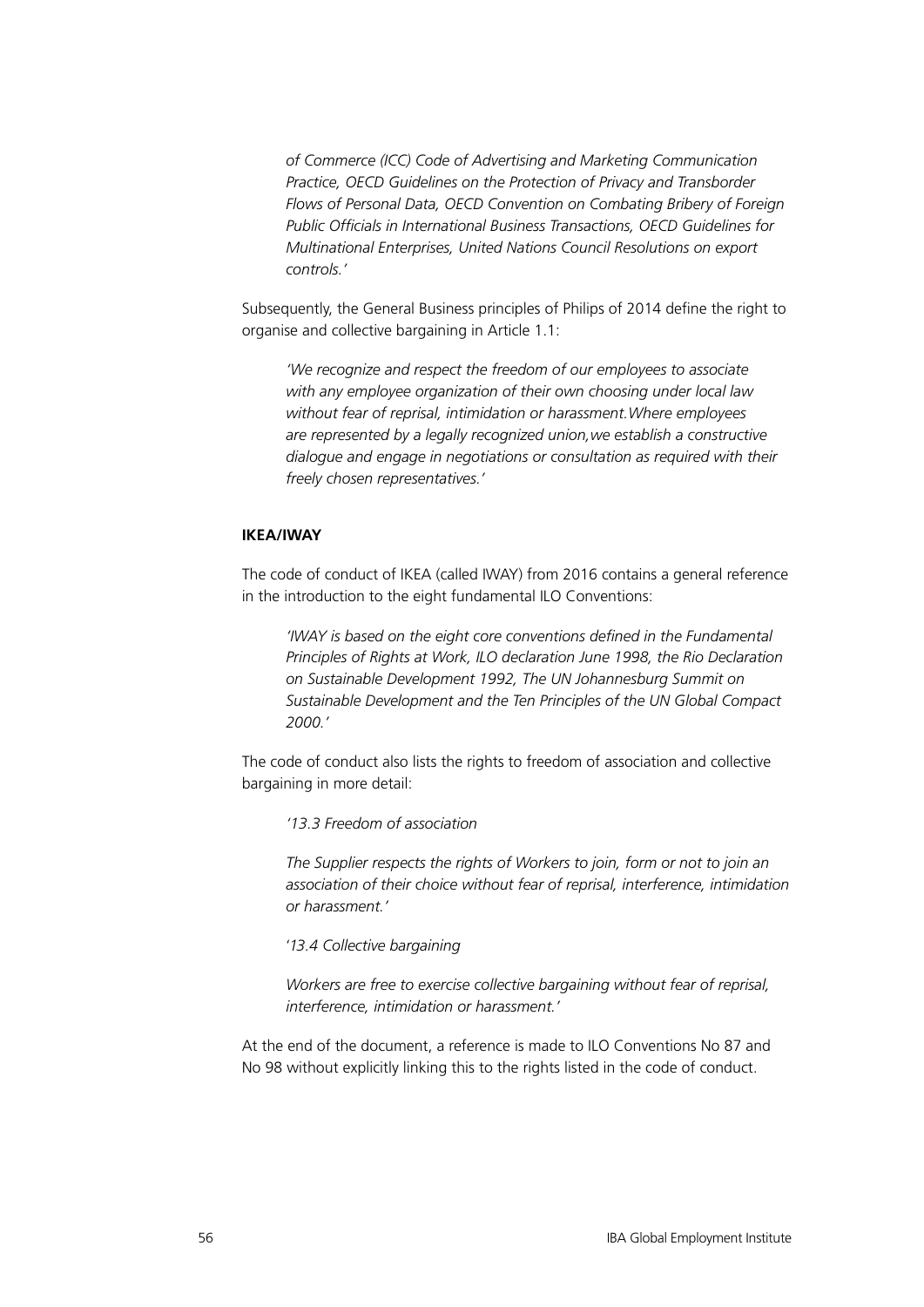*of Commerce (ICC) Code of Advertising and Marketing Communication Practice, OECD Guidelines on the Protection of Privacy and Transborder Flows of Personal Data, OECD Convention on Combating Bribery of Foreign Public Officials in International Business Transactions, OECD Guidelines for Multinational Enterprises, United Nations Council Resolutions on export controls.'*

Subsequently, the General Business principles of Philips of 2014 define the right to organise and collective bargaining in Article 1.1:

*'We recognize and respect the freedom of our employees to associate with any employee organization of their own choosing under local law without fear of reprisal, intimidation or harassment.Where employees are represented by a legally recognized union,we establish a constructive dialogue and engage in negotiations or consultation as required with their freely chosen representatives.'*

**IKEA/IWAY**

The code of conduct of IKEA (called IWAY) from 2016 contains a general reference in the introduction to the eight fundamental ILO Conventions:

*'IWAY is based on the eight core conventions defined in the Fundamental Principles of Rights at Work, ILO declaration June 1998, the Rio Declaration on Sustainable Development 1992, The UN Johannesburg Summit on Sustainable Development and the Ten Principles of the UN Global Compact 2000.'*

The code of conduct also lists the rights to freedom of association and collective bargaining in more detail:

*'13.3 Freedom of association*

*The Supplier respects the rights of Workers to join, form or not to join an association of their choice without fear of reprisal, interference, intimidation or harassment.'*

*'13.4 Collective bargaining*

*Workers are free to exercise collective bargaining without fear of reprisal, interference, intimidation or harassment.'*

At the end of the document, a reference is made to ILO Conventions No 87 and No 98 without explicitly linking this to the rights listed in the code of conduct.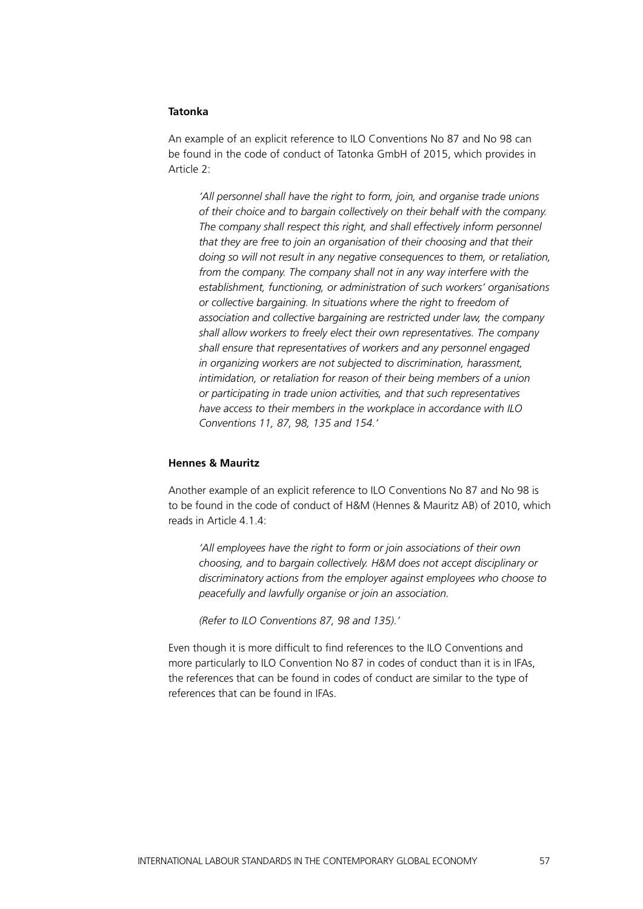**Tatonka**

An example of an explicit reference to ILO Conventions No 87 and No 98 can be found in the code of conduct of Tatonka GmbH of 2015, which provides in Article 2:

> *'All personnel shall have the right to form, join, and organise trade unions of their choice and to bargain collectively on their behalf with the company. The company shall respect this right, and shall effectively inform personnel that they are free to join an organisation of their choosing and that their doing so will not result in any negative consequences to them, or retaliation, from the company. The company shall not in any way interfere with the establishment, functioning, or administration of such workers' organisations or collective bargaining. In situations where the right to freedom of association and collective bargaining are restricted under law, the company shall allow workers to freely elect their own representatives. The company shall ensure that representatives of workers and any personnel engaged in organizing workers are not subjected to discrimination, harassment, intimidation, or retaliation for reason of their being members of a union or participating in trade union activities, and that such representatives have access to their members in the workplace in accordance with ILO Conventions 11, 87, 98, 135 and 154.'*

**Hennes & Mauritz**

Another example of an explicit reference to ILO Conventions No 87 and No 98 is to be found in the code of conduct of H&M (Hennes & Mauritz AB) of 2010, which reads in Article 4.1.4:

> *'All employees have the right to form or join associations of their own choosing, and to bargain collectively. H&M does not accept disciplinary or discriminatory actions from the employer against employees who choose to peacefully and lawfully organise or join an association.*
>
> *(Refer to ILO Conventions 87, 98 and 135).'*

Even though it is more difficult to find references to the ILO Conventions and more particularly to ILO Convention No 87 in codes of conduct than it is in IFAs, the references that can be found in codes of conduct are similar to the type of references that can be found in IFAs.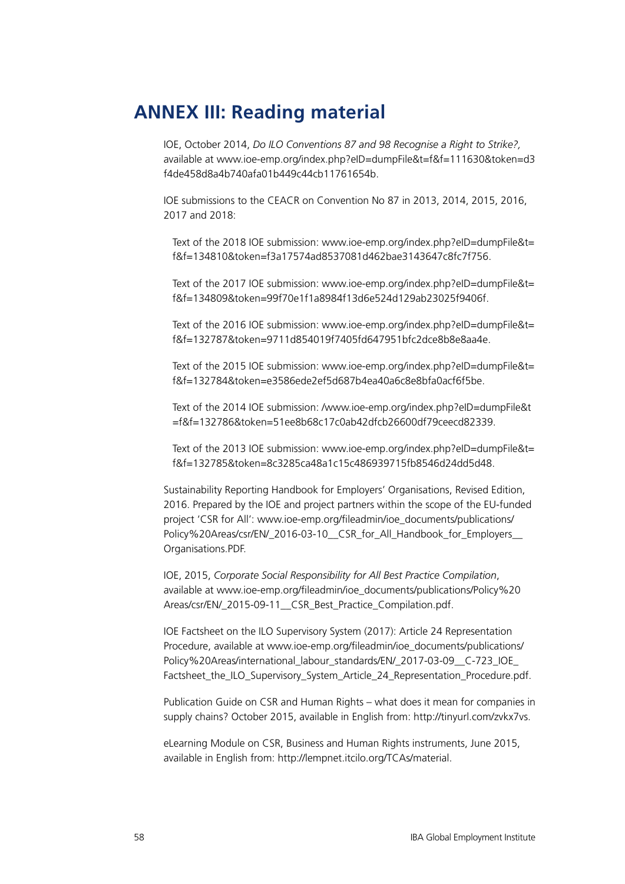# ANNEX III: Reading material

IOE, October 2014, *Do ILO Conventions 87 and 98 Recognise a Right to Strike?,* available at www.ioe-emp.org/index.php?eID=dumpFile&t=f&f=111630&token=d3f4de458d8a4b740afa01b449c44cb11761654b.

IOE submissions to the CEACR on Convention No 87 in 2013, 2014, 2015, 2016, 2017 and 2018:

Text of the 2018 IOE submission: www.ioe-emp.org/index.php?eID=dumpFile&t=f&f=134810&token=f3a17574ad8537081d462bae3143647c8fc7f756.

Text of the 2017 IOE submission: www.ioe-emp.org/index.php?eID=dumpFile&t=f&f=134809&token=99f70e1f1a8984f13d6e524d129ab23025f9406f.

Text of the 2016 IOE submission: www.ioe-emp.org/index.php?eID=dumpFile&t=f&f=132787&token=9711d854019f7405fd647951bfc2dce8b8e8aa4e.

Text of the 2015 IOE submission: www.ioe-emp.org/index.php?eID=dumpFile&t=f&f=132784&token=e3586ede2ef5d687b4ea40a6c8e8bfa0acf6f5be.

Text of the 2014 IOE submission: /www.ioe-emp.org/index.php?eID=dumpFile&t=f&f=132786&token=51ee8b68c17c0ab42dfcb26600df79ceecd82339.

Text of the 2013 IOE submission: www.ioe-emp.org/index.php?eID=dumpFile&t=f&f=132785&token=8c3285ca48a1c15c486939715fb8546d24dd5d48.

Sustainability Reporting Handbook for Employers' Organisations, Revised Edition, 2016. Prepared by the IOE and project partners within the scope of the EU-funded project 'CSR for All': www.ioe-emp.org/fileadmin/ioe_documents/publications/Policy%20Areas/csr/EN/_2016-03-10__CSR_for_All_Handbook_for_Employers__Organisations.PDF.

IOE, 2015, *Corporate Social Responsibility for All Best Practice Compilation*, available at www.ioe-emp.org/fileadmin/ioe_documents/publications/Policy%20Areas/csr/EN/_2015-09-11__CSR_Best_Practice_Compilation.pdf.

IOE Factsheet on the ILO Supervisory System (2017): Article 24 Representation Procedure, available at www.ioe-emp.org/fileadmin/ioe_documents/publications/Policy%20Areas/international_labour_standards/EN/_2017-03-09__C-723_IOE_Factsheet_the_ILO_Supervisory_System_Article_24_Representation_Procedure.pdf.

Publication Guide on CSR and Human Rights – what does it mean for companies in supply chains? October 2015, available in English from: http://tinyurl.com/zvkx7vs.

eLearning Module on CSR, Business and Human Rights instruments, June 2015, available in English from: http://lempnet.itcilo.org/TCAs/material.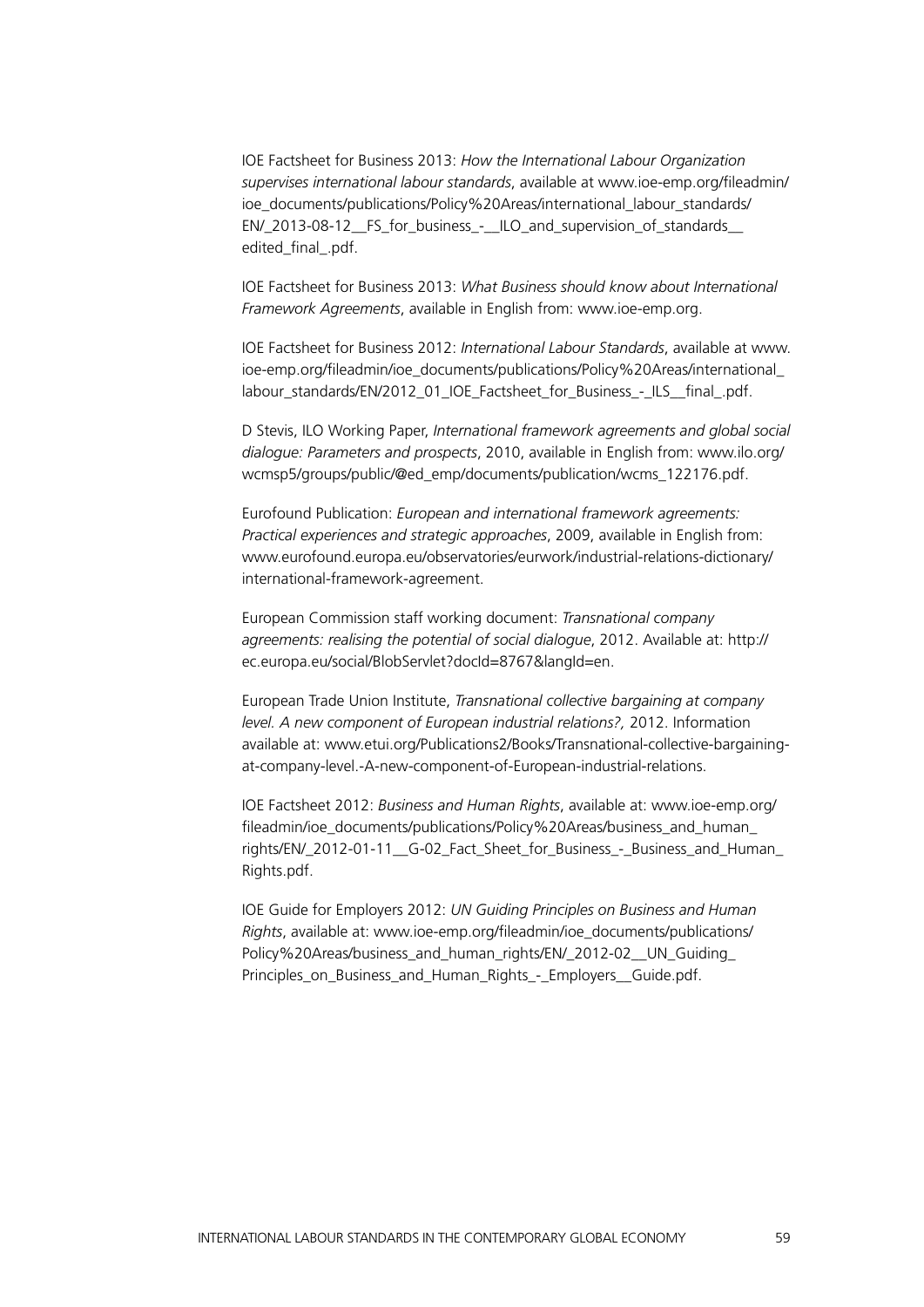IOE Factsheet for Business 2013: *How the International Labour Organization supervises international labour standards*, available at www.ioe-emp.org/fileadmin/ioe_documents/publications/Policy%20Areas/international_labour_standards/EN/_2013-08-12__FS_for_business_-__ILO_and_supervision_of_standards__edited_final_.pdf.

IOE Factsheet for Business 2013: *What Business should know about International Framework Agreements*, available in English from: www.ioe-emp.org.

IOE Factsheet for Business 2012: *International Labour Standards*, available at www.ioe-emp.org/fileadmin/ioe_documents/publications/Policy%20Areas/international_labour_standards/EN/2012_01_IOE_Factsheet_for_Business_-_ILS__final_.pdf.

D Stevis, ILO Working Paper, *International framework agreements and global social dialogue: Parameters and prospects*, 2010, available in English from: www.ilo.org/wcmsp5/groups/public/@ed_emp/documents/publication/wcms_122176.pdf.

Eurofound Publication: *European and international framework agreements: Practical experiences and strategic approaches*, 2009, available in English from: www.eurofound.europa.eu/observatories/eurwork/industrial-relations-dictionary/international-framework-agreement.

European Commission staff working document: *Transnational company agreements: realising the potential of social dialogue*, 2012. Available at: http://ec.europa.eu/social/BlobServlet?docId=8767&langId=en.

European Trade Union Institute, *Transnational collective bargaining at company level. A new component of European industrial relations?,* 2012. Information available at: www.etui.org/Publications2/Books/Transnational-collective-bargaining-at-company-level.-A-new-component-of-European-industrial-relations.

IOE Factsheet 2012: *Business and Human Rights*, available at: www.ioe-emp.org/fileadmin/ioe_documents/publications/Policy%20Areas/business_and_human_rights/EN/_2012-01-11__G-02_Fact_Sheet_for_Business_-_Business_and_Human_Rights.pdf.

IOE Guide for Employers 2012: *UN Guiding Principles on Business and Human Rights*, available at: www.ioe-emp.org/fileadmin/ioe_documents/publications/Policy%20Areas/business_and_human_rights/EN/_2012-02__UN_Guiding_Principles_on_Business_and_Human_Rights_-_Employers__Guide.pdf.